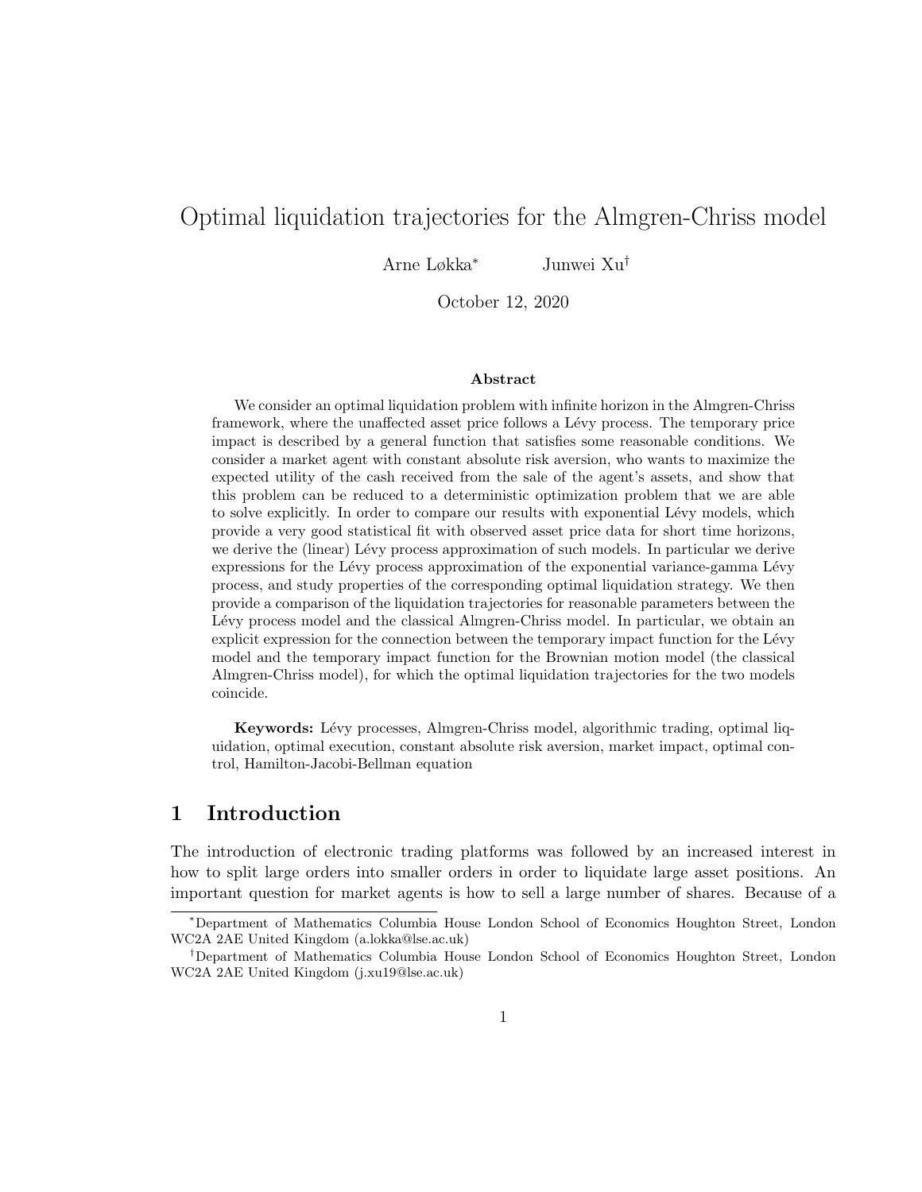# Optimal liquidation trajectories for the Almgren-Chriss model

Arne Løkka[*] Junwei Xu[†]

October 12, 2020

### Abstract

We consider an optimal liquidation problem with infinite horizon in the Almgren-Chriss framework, where the unaffected asset price follows a Lévy process. The temporary price impact is described by a general function that satisfies some reasonable conditions. We consider a market agent with constant absolute risk aversion, who wants to maximize the expected utility of the cash received from the sale of the agent's assets, and show that this problem can be reduced to a deterministic optimization problem that we are able to solve explicitly. In order to compare our results with exponential Lévy models, which provide a very good statistical fit with observed asset price data for short time horizons, we derive the (linear) Lévy process approximation of such models. In particular we derive expressions for the Lévy process approximation of the exponential variance-gamma Lévy process, and study properties of the corresponding optimal liquidation strategy. We then provide a comparison of the liquidation trajectories for reasonable parameters between the Lévy process model and the classical Almgren-Chriss model. In particular, we obtain an explicit expression for the connection between the temporary impact function for the Lévy model and the temporary impact function for the Brownian motion model (the classical Almgren-Chriss model), for which the optimal liquidation trajectories for the two models coincide.

**Keywords:** Lévy processes, Almgren-Chriss model, algorithmic trading, optimal liquidation, optimal execution, constant absolute risk aversion, market impact, optimal control, Hamilton-Jacobi-Bellman equation

## 1 Introduction

The introduction of electronic trading platforms was followed by an increased interest in how to split large orders into smaller orders in order to liquidate large asset positions. An important question for market agents is how to sell a large number of shares. Because of a

[*] Department of Mathematics Columbia House London School of Economics Houghton Street, London WC2A 2AE United Kingdom (a.lokka@lse.ac.uk)

[†] Department of Mathematics Columbia House London School of Economics Houghton Street, London WC2A 2AE United Kingdom (j.xu19@lse.ac.uk)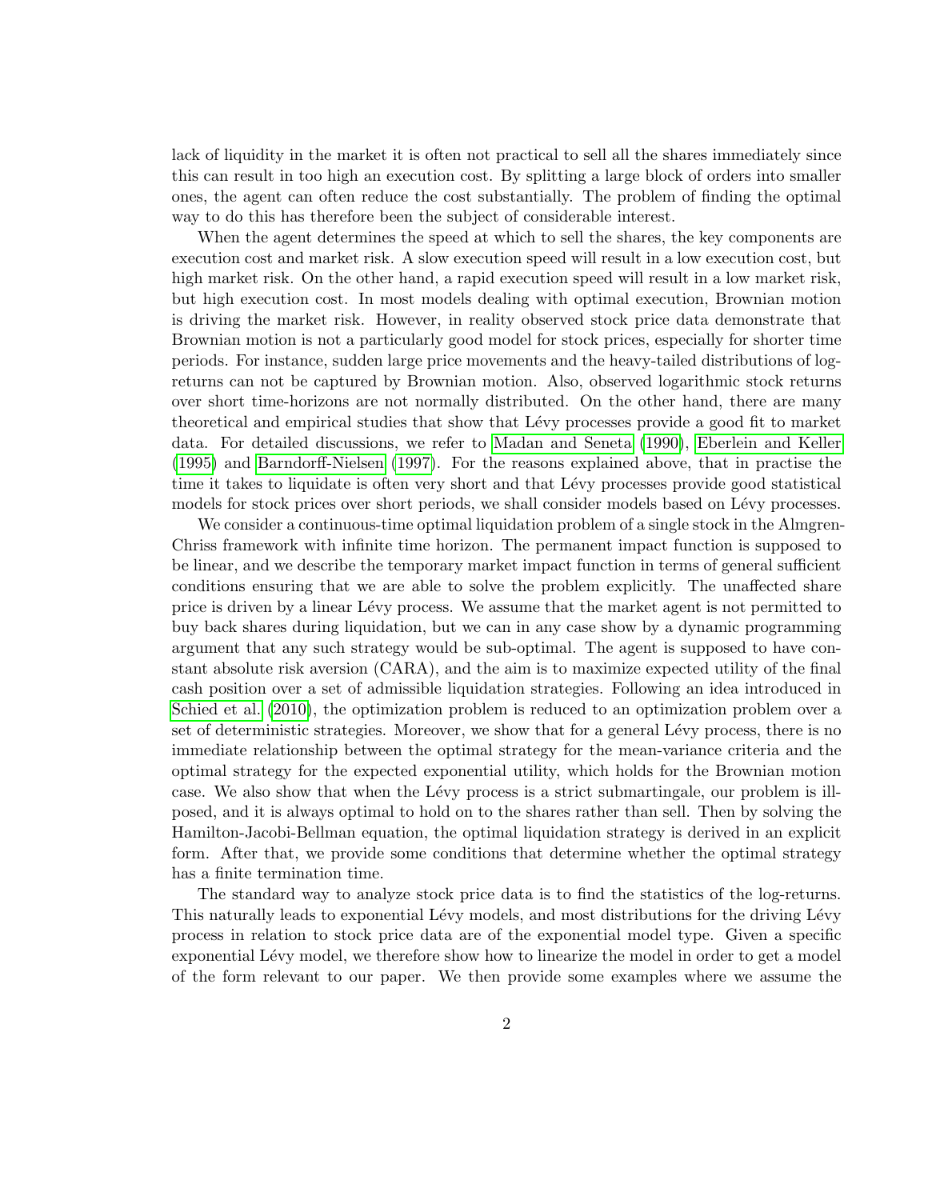lack of liquidity in the market it is often not practical to sell all the shares immediately since this can result in too high an execution cost. By splitting a large block of orders into smaller ones, the agent can often reduce the cost substantially. The problem of finding the optimal way to do this has therefore been the subject of considerable interest.

When the agent determines the speed at which to sell the shares, the key components are execution cost and market risk. A slow execution speed will result in a low execution cost, but high market risk. On the other hand, a rapid execution speed will result in a low market risk, but high execution cost. In most models dealing with optimal execution, Brownian motion is driving the market risk. However, in reality observed stock price data demonstrate that Brownian motion is not a particularly good model for stock prices, especially for shorter time periods. For instance, sudden large price movements and the heavy-tailed distributions of log-returns can not be captured by Brownian motion. Also, observed logarithmic stock returns over short time-horizons are not normally distributed. On the other hand, there are many theoretical and empirical studies that show that Lévy processes provide a good fit to market data. For detailed discussions, we refer to Madan and Seneta (1990), Eberlein and Keller (1995) and Barndorff-Nielsen (1997). For the reasons explained above, that in practise the time it takes to liquidate is often very short and that Lévy processes provide good statistical models for stock prices over short periods, we shall consider models based on Lévy processes.

We consider a continuous-time optimal liquidation problem of a single stock in the Almgren-Chriss framework with infinite time horizon. The permanent impact function is supposed to be linear, and we describe the temporary market impact function in terms of general sufficient conditions ensuring that we are able to solve the problem explicitly. The unaffected share price is driven by a linear Lévy process. We assume that the market agent is not permitted to buy back shares during liquidation, but we can in any case show by a dynamic programming argument that any such strategy would be sub-optimal. The agent is supposed to have constant absolute risk aversion (CARA), and the aim is to maximize expected utility of the final cash position over a set of admissible liquidation strategies. Following an idea introduced in Schied et al. (2010), the optimization problem is reduced to an optimization problem over a set of deterministic strategies. Moreover, we show that for a general Lévy process, there is no immediate relationship between the optimal strategy for the mean-variance criteria and the optimal strategy for the expected exponential utility, which holds for the Brownian motion case. We also show that when the Lévy process is a strict submartingale, our problem is ill-posed, and it is always optimal to hold on to the shares rather than sell. Then by solving the Hamilton-Jacobi-Bellman equation, the optimal liquidation strategy is derived in an explicit form. After that, we provide some conditions that determine whether the optimal strategy has a finite termination time.

The standard way to analyze stock price data is to find the statistics of the log-returns. This naturally leads to exponential Lévy models, and most distributions for the driving Lévy process in relation to stock price data are of the exponential model type. Given a specific exponential Lévy model, we therefore show how to linearize the model in order to get a model of the form relevant to our paper. We then provide some examples where we assume the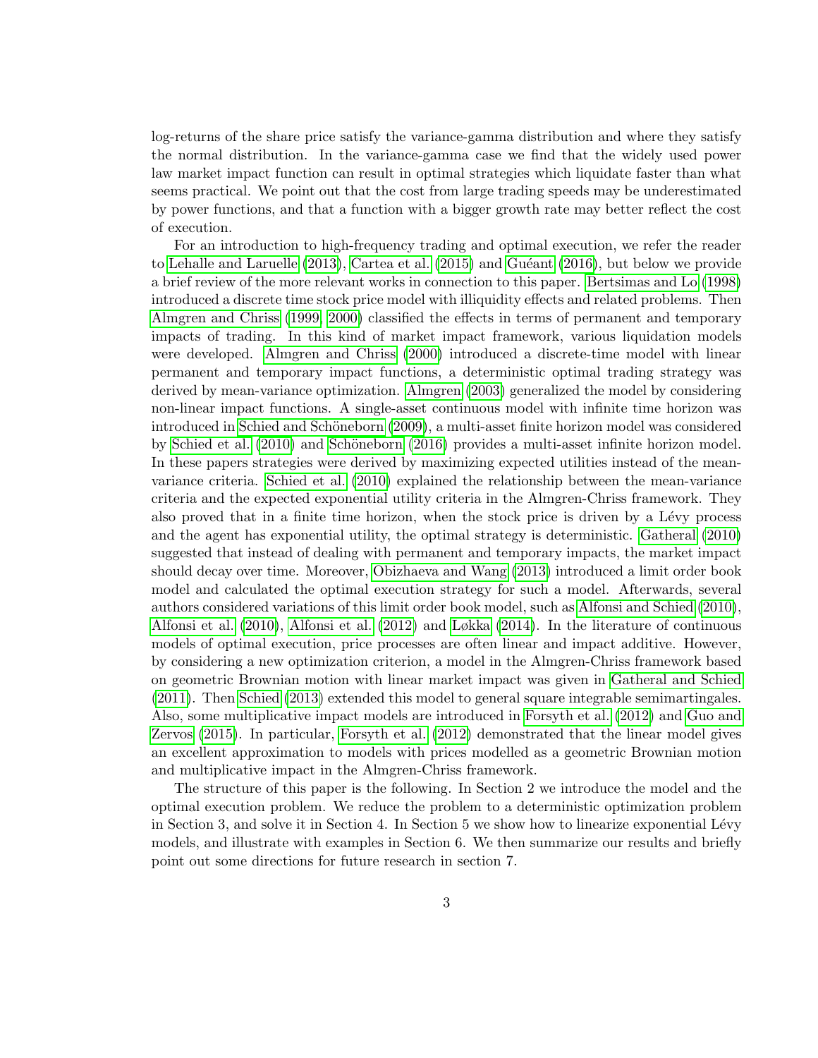log-returns of the share price satisfy the variance-gamma distribution and where they satisfy the normal distribution. In the variance-gamma case we find that the widely used power law market impact function can result in optimal strategies which liquidate faster than what seems practical. We point out that the cost from large trading speeds may be underestimated by power functions, and that a function with a bigger growth rate may better reflect the cost of execution.

For an introduction to high-frequency trading and optimal execution, we refer the reader to Lehalle and Laruelle (2013), Cartea et al. (2015) and Guéant (2016), but below we provide a brief review of the more relevant works in connection to this paper. Bertsimas and Lo (1998) introduced a discrete time stock price model with illiquidity effects and related problems. Then Almgren and Chriss (1999, 2000) classified the effects in terms of permanent and temporary impacts of trading. In this kind of market impact framework, various liquidation models were developed. Almgren and Chriss (2000) introduced a discrete-time model with linear permanent and temporary impact functions, a deterministic optimal trading strategy was derived by mean-variance optimization. Almgren (2003) generalized the model by considering non-linear impact functions. A single-asset continuous model with infinite time horizon was introduced in Schied and Schöneborn (2009), a multi-asset finite horizon model was considered by Schied et al. (2010) and Schöneborn (2016) provides a multi-asset infinite horizon model. In these papers strategies were derived by maximizing expected utilities instead of the mean-variance criteria. Schied et al. (2010) explained the relationship between the mean-variance criteria and the expected exponential utility criteria in the Almgren-Chriss framework. They also proved that in a finite time horizon, when the stock price is driven by a Lévy process and the agent has exponential utility, the optimal strategy is deterministic. Gatheral (2010) suggested that instead of dealing with permanent and temporary impacts, the market impact should decay over time. Moreover, Obizhaeva and Wang (2013) introduced a limit order book model and calculated the optimal execution strategy for such a model. Afterwards, several authors considered variations of this limit order book model, such as Alfonsi and Schied (2010), Alfonsi et al. (2010), Alfonsi et al. (2012) and Løkka (2014). In the literature of continuous models of optimal execution, price processes are often linear and impact additive. However, by considering a new optimization criterion, a model in the Almgren-Chriss framework based on geometric Brownian motion with linear market impact was given in Gatheral and Schied (2011). Then Schied (2013) extended this model to general square integrable semimartingales. Also, some multiplicative impact models are introduced in Forsyth et al. (2012) and Guo and Zervos (2015). In particular, Forsyth et al. (2012) demonstrated that the linear model gives an excellent approximation to models with prices modelled as a geometric Brownian motion and multiplicative impact in the Almgren-Chriss framework.

The structure of this paper is the following. In Section 2 we introduce the model and the optimal execution problem. We reduce the problem to a deterministic optimization problem in Section 3, and solve it in Section 4. In Section 5 we show how to linearize exponential Lévy models, and illustrate with examples in Section 6. We then summarize our results and briefly point out some directions for future research in section 7.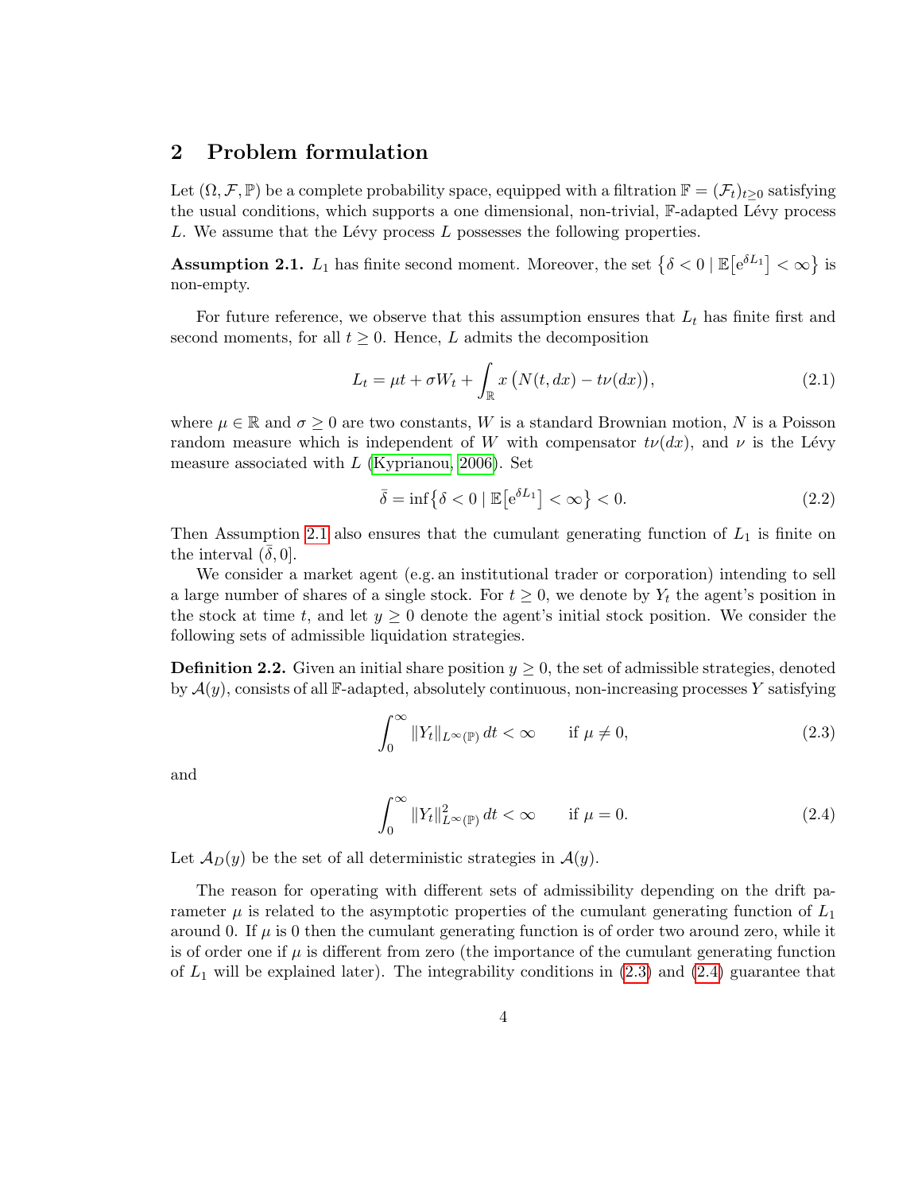## 2 Problem formulation

Let $(\Omega, \mathcal{F}, \mathbb{P})$ be a complete probability space, equipped with a filtration $\mathbb{F} = (\mathcal{F}_t)_{t\geq 0}$ satisfying the usual conditions, which supports a one dimensional, non-trivial, $\mathbb{F}$-adapted Lévy process $L$. We assume that the Lévy process $L$ possesses the following properties.

**Assumption 2.1.** $L_1$ has finite second moment. Moreover, the set $\{\delta < 0 \mid \mathbb{E}[e^{\delta L_1}] < \infty\}$ is non-empty.

For future reference, we observe that this assumption ensures that $L_t$ has finite first and second moments, for all $t \geq 0$. Hence, $L$ admits the decomposition

$$L_t = \mu t + \sigma W_t + \int_{\mathbb{R}} x \left(N(t, dx) - t\nu(dx)\right), \tag{2.1}$$

where $\mu \in \mathbb{R}$ and $\sigma \geq 0$ are two constants, $W$ is a standard Brownian motion, $N$ is a Poisson random measure which is independent of $W$ with compensator $t\nu(dx)$, and $\nu$ is the Lévy measure associated with $L$ (Kyprianou, 2006). Set

$$\bar{\delta} = \inf\{\delta < 0 \mid \mathbb{E}[e^{\delta L_1}] < \infty\} < 0. \tag{2.2}$$

Then Assumption 2.1 also ensures that the cumulant generating function of $L_1$ is finite on the interval $(\bar{\delta}, 0]$.

We consider a market agent (e.g. an institutional trader or corporation) intending to sell a large number of shares of a single stock. For $t \geq 0$, we denote by $Y_t$ the agent's position in the stock at time $t$, and let $y \geq 0$ denote the agent's initial stock position. We consider the following sets of admissible liquidation strategies.

**Definition 2.2.** Given an initial share position $y \geq 0$, the set of admissible strategies, denoted by $\mathcal{A}(y)$, consists of all $\mathbb{F}$-adapted, absolutely continuous, non-increasing processes $Y$ satisfying

$$\int_0^\infty \|Y_t\|_{L^\infty(\mathbb{P})}\, dt < \infty \qquad \text{if } \mu \neq 0, \tag{2.3}$$

and

$$\int_0^\infty \|Y_t\|^2_{L^\infty(\mathbb{P})}\, dt < \infty \qquad \text{if } \mu = 0. \tag{2.4}$$

Let $\mathcal{A}_D(y)$ be the set of all deterministic strategies in $\mathcal{A}(y)$.

The reason for operating with different sets of admissibility depending on the drift parameter $\mu$ is related to the asymptotic properties of the cumulant generating function of $L_1$ around 0. If $\mu$ is 0 then the cumulant generating function is of order two around zero, while it is of order one if $\mu$ is different from zero (the importance of the cumulant generating function of $L_1$ will be explained later). The integrability conditions in (2.3) and (2.4) guarantee that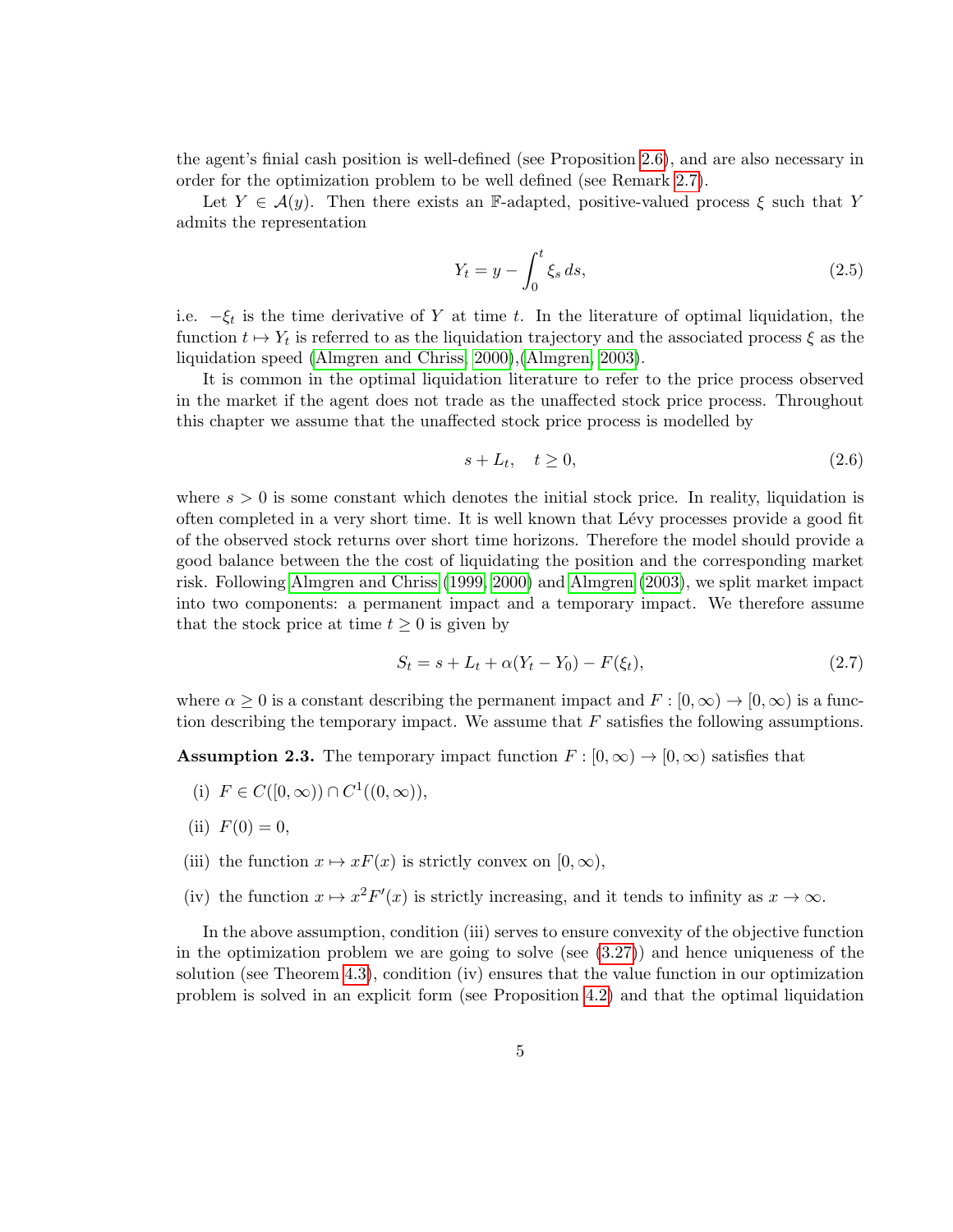the agent's finial cash position is well-defined (see Proposition 2.6), and are also necessary in order for the optimization problem to be well defined (see Remark 2.7).

Let $Y \in \mathcal{A}(y)$. Then there exists an $\mathbb{F}$-adapted, positive-valued process $\xi$ such that $Y$ admits the representation

$$Y_t = y - \int_0^t \xi_s \, ds, \tag{2.5}$$

i.e. $-\xi_t$ is the time derivative of $Y$ at time $t$. In the literature of optimal liquidation, the function $t \mapsto Y_t$ is referred to as the liquidation trajectory and the associated process $\xi$ as the liquidation speed (Almgren and Chriss, 2000),(Almgren, 2003).

It is common in the optimal liquidation literature to refer to the price process observed in the market if the agent does not trade as the unaffected stock price process. Throughout this chapter we assume that the unaffected stock price process is modelled by

$$s + L_t, \quad t \geq 0, \tag{2.6}$$

where $s > 0$ is some constant which denotes the initial stock price. In reality, liquidation is often completed in a very short time. It is well known that Lévy processes provide a good fit of the observed stock returns over short time horizons. Therefore the model should provide a good balance between the the cost of liquidating the position and the corresponding market risk. Following Almgren and Chriss (1999, 2000) and Almgren (2003), we split market impact into two components: a permanent impact and a temporary impact. We therefore assume that the stock price at time $t \geq 0$ is given by

$$S_t = s + L_t + \alpha(Y_t - Y_0) - F(\xi_t), \tag{2.7}$$

where $\alpha \geq 0$ is a constant describing the permanent impact and $F : [0, \infty) \to [0, \infty)$ is a function describing the temporary impact. We assume that $F$ satisfies the following assumptions.

**Assumption 2.3.** The temporary impact function $F : [0, \infty) \to [0, \infty)$ satisfies that

(i) $F \in C([0, \infty)) \cap C^1((0, \infty))$,

(ii) $F(0) = 0$,

(iii) the function $x \mapsto xF(x)$ is strictly convex on $[0, \infty)$,

(iv) the function $x \mapsto x^2 F'(x)$ is strictly increasing, and it tends to infinity as $x \to \infty$.

In the above assumption, condition (iii) serves to ensure convexity of the objective function in the optimization problem we are going to solve (see (3.27)) and hence uniqueness of the solution (see Theorem 4.3), condition (iv) ensures that the value function in our optimization problem is solved in an explicit form (see Proposition 4.2) and that the optimal liquidation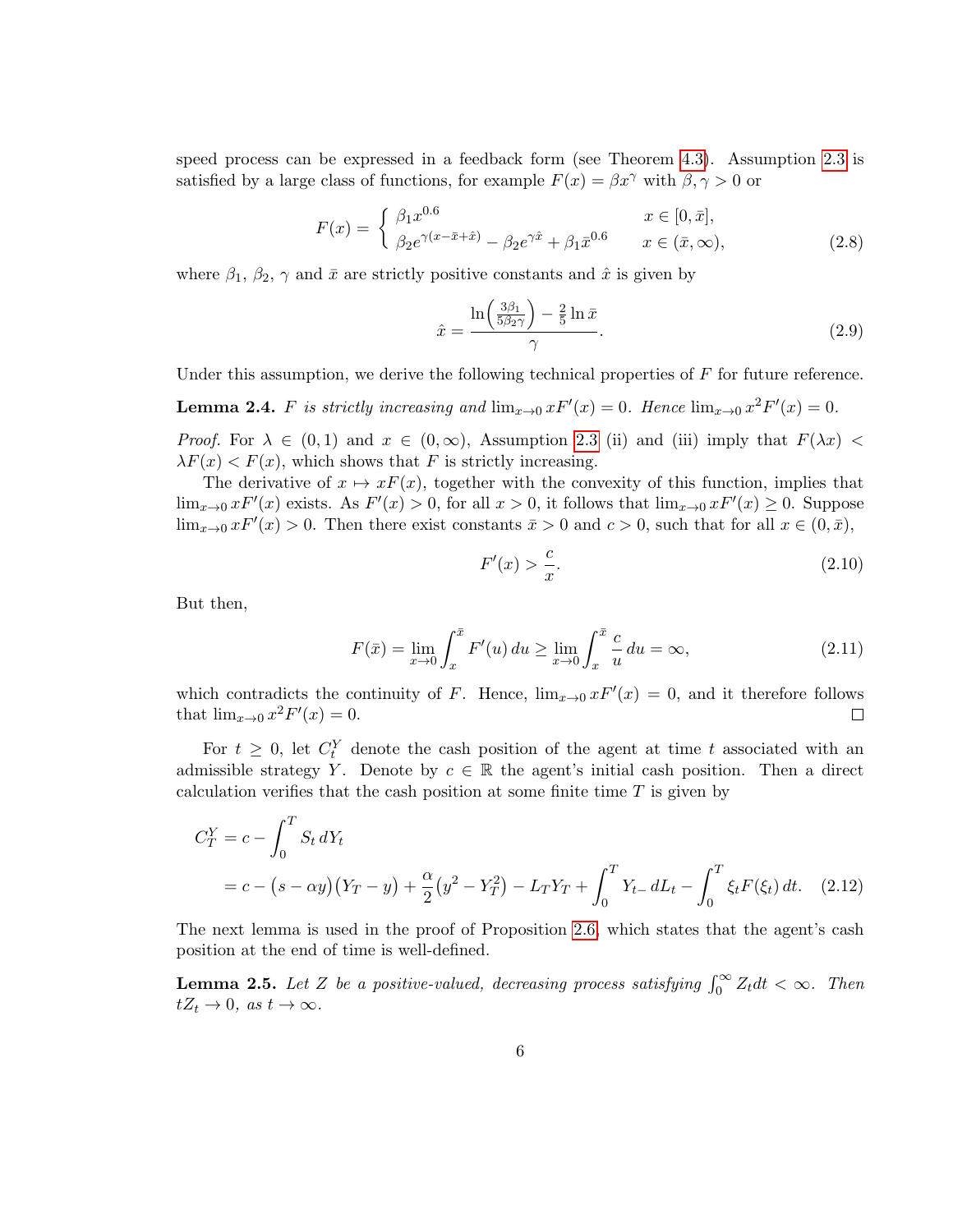speed process can be expressed in a feedback form (see Theorem 4.3). Assumption 2.3 is satisfied by a large class of functions, for example $F(x) = \beta x^\gamma$ with $\beta, \gamma > 0$ or

$$F(x) = \begin{cases} \beta_1 x^{0.6} & x \in [0, \bar{x}], \\ \beta_2 e^{\gamma(x - \bar{x} + \hat{x})} - \beta_2 e^{\gamma \hat{x}} + \beta_1 \bar{x}^{0.6} & x \in (\bar{x}, \infty), \end{cases} \tag{2.8}$$

where $\beta_1$, $\beta_2$, $\gamma$ and $\bar{x}$ are strictly positive constants and $\hat{x}$ is given by

$$\hat{x} = \frac{\ln\!\left(\frac{3\beta_1}{5\beta_2\gamma}\right) - \frac{2}{5}\ln \bar{x}}{\gamma}. \tag{2.9}$$

Under this assumption, we derive the following technical properties of $F$ for future reference.

**Lemma 2.4.** *$F$ is strictly increasing and $\lim_{x\to 0} xF'(x) = 0$. Hence $\lim_{x\to 0} x^2 F'(x) = 0$.*

*Proof.* For $\lambda \in (0,1)$ and $x \in (0, \infty)$, Assumption 2.3 (ii) and (iii) imply that $F(\lambda x) < \lambda F(x) < F(x)$, which shows that $F$ is strictly increasing.

The derivative of $x \mapsto xF(x)$, together with the convexity of this function, implies that $\lim_{x\to 0} xF'(x)$ exists. As $F'(x) > 0$, for all $x > 0$, it follows that $\lim_{x\to 0} xF'(x) \geq 0$. Suppose $\lim_{x\to 0} xF'(x) > 0$. Then there exist constants $\bar{x} > 0$ and $c > 0$, such that for all $x \in (0, \bar{x})$,

$$F'(x) > \frac{c}{x}. \tag{2.10}$$

But then,

$$F(\bar{x}) = \lim_{x\to 0} \int_x^{\bar{x}} F'(u)\, du \geq \lim_{x\to 0} \int_x^{\bar{x}} \frac{c}{u}\, du = \infty, \tag{2.11}$$

which contradicts the continuity of $F$. Hence, $\lim_{x\to 0} xF'(x) = 0$, and it therefore follows that $\lim_{x\to 0} x^2 F'(x) = 0$. $\square$

For $t \geq 0$, let $C_t^Y$ denote the cash position of the agent at time $t$ associated with an admissible strategy $Y$. Denote by $c \in \mathbb{R}$ the agent's initial cash position. Then a direct calculation verifies that the cash position at some finite time $T$ is given by

$$\begin{aligned} C_T^Y &= c - \int_0^T S_t\, dY_t \\ &= c - \big(s - \alpha y\big)\big(Y_T - y\big) + \frac{\alpha}{2}\big(y^2 - Y_T^2\big) - L_T Y_T + \int_0^T Y_{t-}\, dL_t - \int_0^T \xi_t F(\xi_t)\, dt. \end{aligned} \tag{2.12}$$

The next lemma is used in the proof of Proposition 2.6, which states that the agent's cash position at the end of time is well-defined.

**Lemma 2.5.** *Let $Z$ be a positive-valued, decreasing process satisfying $\int_0^\infty Z_t dt < \infty$. Then $tZ_t \to 0$, as $t \to \infty$.*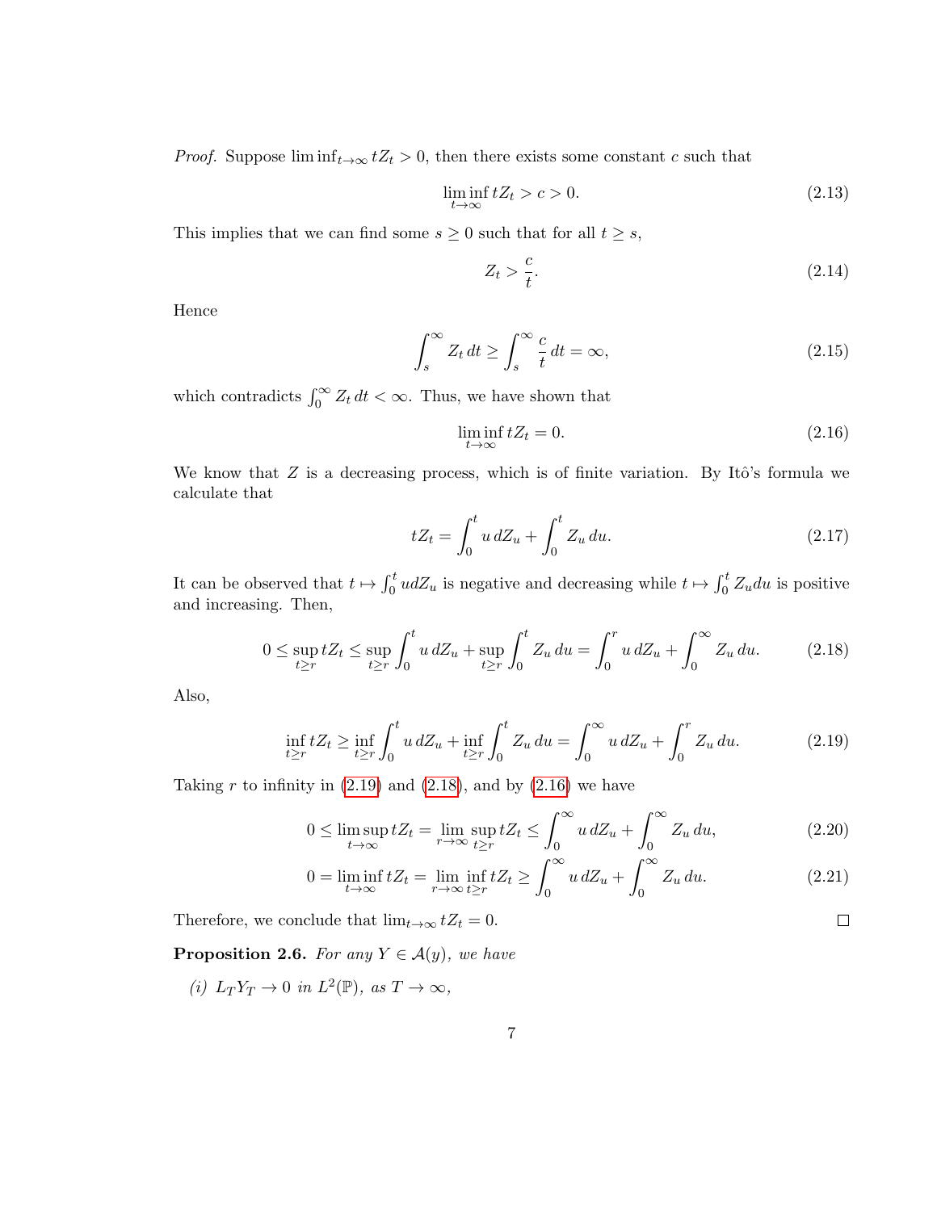*Proof.* Suppose $\liminf_{t\to\infty} tZ_t > 0$, then there exists some constant $c$ such that

$$\liminf_{t\to\infty} tZ_t > c > 0. \tag{2.13}$$

This implies that we can find some $s \geq 0$ such that for all $t \geq s$,

$$Z_t > \frac{c}{t}. \tag{2.14}$$

Hence

$$\int_s^\infty Z_t \, dt \geq \int_s^\infty \frac{c}{t} \, dt = \infty, \tag{2.15}$$

which contradicts $\int_0^\infty Z_t \, dt < \infty$. Thus, we have shown that

$$\liminf_{t\to\infty} tZ_t = 0. \tag{2.16}$$

We know that $Z$ is a decreasing process, which is of finite variation. By Itô's formula we calculate that

$$tZ_t = \int_0^t u \, dZ_u + \int_0^t Z_u \, du. \tag{2.17}$$

It can be observed that $t \mapsto \int_0^t u dZ_u$ is negative and decreasing while $t \mapsto \int_0^t Z_u du$ is positive and increasing. Then,

$$0 \leq \sup_{t\geq r} tZ_t \leq \sup_{t\geq r} \int_0^t u \, dZ_u + \sup_{t\geq r} \int_0^t Z_u \, du = \int_0^r u \, dZ_u + \int_0^\infty Z_u \, du. \tag{2.18}$$

Also,

$$\inf_{t\geq r} tZ_t \geq \inf_{t\geq r} \int_0^t u \, dZ_u + \inf_{t\geq r} \int_0^t Z_u \, du = \int_0^\infty u \, dZ_u + \int_0^r Z_u \, du. \tag{2.19}$$

Taking $r$ to infinity in (2.19) and (2.18), and by (2.16) we have

$$0 \leq \limsup_{t\to\infty} tZ_t = \lim_{r\to\infty} \sup_{t\geq r} tZ_t \leq \int_0^\infty u \, dZ_u + \int_0^\infty Z_u \, du, \tag{2.20}$$

$$0 = \liminf_{t\to\infty} tZ_t = \lim_{r\to\infty} \inf_{t\geq r} tZ_t \geq \int_0^\infty u \, dZ_u + \int_0^\infty Z_u \, du. \tag{2.21}$$

Therefore, we conclude that $\lim_{t\to\infty} tZ_t = 0$. $\square$

**Proposition 2.6.** *For any $Y \in \mathcal{A}(y)$, we have*

*(i) $L_T Y_T \to 0$ in $L^2(\mathbb{P})$, as $T \to \infty$,*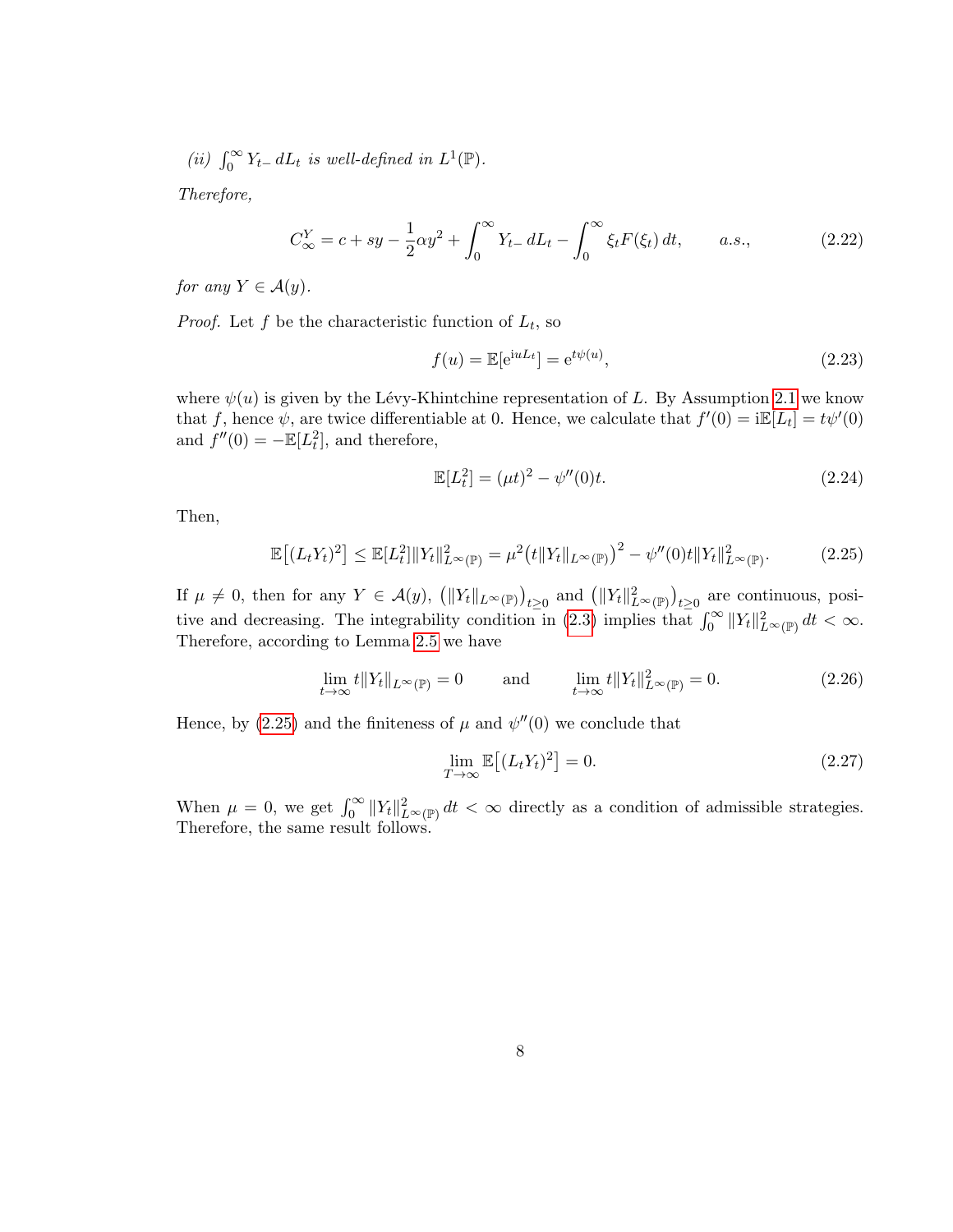*(ii)* $\int_0^\infty Y_{t-}\, dL_t$ *is well-defined in* $L^1(\mathbb{P})$.

*Therefore,*

$$C_\infty^Y = c + sy - \frac{1}{2}\alpha y^2 + \int_0^\infty Y_{t-}\, dL_t - \int_0^\infty \xi_t F(\xi_t)\, dt, \qquad a.s., \tag{2.22}$$

*for any* $Y \in \mathcal{A}(y)$.

*Proof.* Let $f$ be the characteristic function of $L_t$, so

$$f(u) = \mathbb{E}[\mathrm{e}^{\mathrm{i}uL_t}] = \mathrm{e}^{t\psi(u)}, \tag{2.23}$$

where $\psi(u)$ is given by the Lévy-Khintchine representation of $L$. By Assumption 2.1 we know that $f$, hence $\psi$, are twice differentiable at 0. Hence, we calculate that $f'(0) = \mathrm{i}\mathbb{E}[L_t] = t\psi'(0)$ and $f''(0) = -\mathbb{E}[L_t^2]$, and therefore,

$$\mathbb{E}[L_t^2] = (\mu t)^2 - \psi''(0)t. \tag{2.24}$$

Then,

$$\mathbb{E}\big[(L_t Y_t)^2\big] \le \mathbb{E}[L_t^2]\|Y_t\|^2_{L^\infty(\mathbb{P})} = \mu^2\big(t\|Y_t\|_{L^\infty(\mathbb{P})}\big)^2 - \psi''(0)t\|Y_t\|^2_{L^\infty(\mathbb{P})}. \tag{2.25}$$

If $\mu \neq 0$, then for any $Y \in \mathcal{A}(y)$, $\big(\|Y_t\|_{L^\infty(\mathbb{P})}\big)_{t\ge 0}$ and $\big(\|Y_t\|^2_{L^\infty(\mathbb{P})}\big)_{t\ge 0}$ are continuous, positive and decreasing. The integrability condition in (2.3) implies that $\int_0^\infty \|Y_t\|^2_{L^\infty(\mathbb{P})}\, dt < \infty$. Therefore, according to Lemma 2.5 we have

$$\lim_{t\to\infty} t\|Y_t\|_{L^\infty(\mathbb{P})} = 0 \qquad \text{and} \qquad \lim_{t\to\infty} t\|Y_t\|^2_{L^\infty(\mathbb{P})} = 0. \tag{2.26}$$

Hence, by (2.25) and the finiteness of $\mu$ and $\psi''(0)$ we conclude that

$$\lim_{T\to\infty} \mathbb{E}\big[(L_t Y_t)^2\big] = 0. \tag{2.27}$$

When $\mu = 0$, we get $\int_0^\infty \|Y_t\|^2_{L^\infty(\mathbb{P})}\, dt < \infty$ directly as a condition of admissible strategies. Therefore, the same result follows.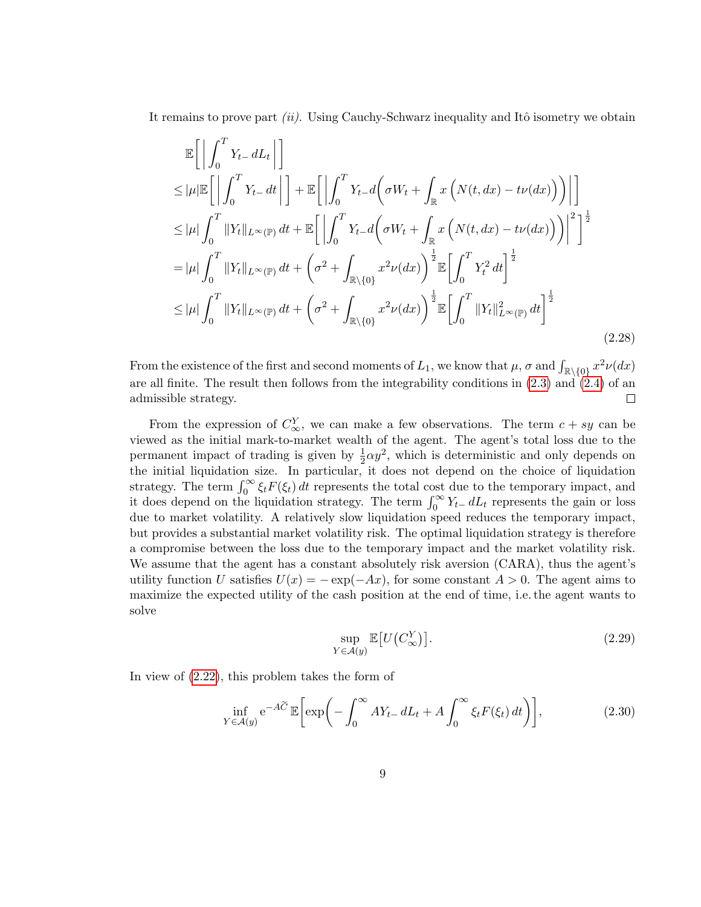It remains to prove part *(ii)*. Using Cauchy-Schwarz inequality and Itô isometry we obtain

$$
\begin{aligned}
&\mathbb{E}\Big[\Big|\int_0^T Y_{t-}\,dL_t\Big|\Big] \\
&\leq |\mu|\mathbb{E}\Big[\Big|\int_0^T Y_{t-}\,dt\Big|\Big] + \mathbb{E}\Big[\Big|\int_0^T Y_{t-}d\Big(\sigma W_t + \int_{\mathbb{R}} x\left(N(t,dx) - t\nu(dx)\right)\Big)\Big|\Big] \\
&\leq |\mu|\int_0^T \|Y_t\|_{L^\infty(\mathbb{P})}\,dt + \mathbb{E}\Big[\Big|\int_0^T Y_{t-}d\Big(\sigma W_t + \int_{\mathbb{R}} x\left(N(t,dx) - t\nu(dx)\right)\Big)\Big|^2\Big]^{\frac{1}{2}} \\
&= |\mu|\int_0^T \|Y_t\|_{L^\infty(\mathbb{P})}\,dt + \Big(\sigma^2 + \int_{\mathbb{R}\setminus\{0\}} x^2\nu(dx)\Big)^{\frac{1}{2}}\mathbb{E}\Big[\int_0^T Y_t^2\,dt\Big]^{\frac{1}{2}} \\
&\leq |\mu|\int_0^T \|Y_t\|_{L^\infty(\mathbb{P})}\,dt + \Big(\sigma^2 + \int_{\mathbb{R}\setminus\{0\}} x^2\nu(dx)\Big)^{\frac{1}{2}}\mathbb{E}\Big[\int_0^T \|Y_t\|^2_{L^\infty(\mathbb{P})}\,dt\Big]^{\frac{1}{2}}
\end{aligned}
\tag{2.28}
$$

From the existence of the first and second moments of $L_1$, we know that $\mu$, $\sigma$ and $\int_{\mathbb{R}\setminus\{0\}} x^2\nu(dx)$ are all finite. The result then follows from the integrability conditions in (2.3) and (2.4) of an admissible strategy. □

From the expression of $C^Y_\infty$, we can make a few observations. The term $c + sy$ can be viewed as the initial mark-to-market wealth of the agent. The agent's total loss due to the permanent impact of trading is given by $\frac{1}{2}\alpha y^2$, which is deterministic and only depends on the initial liquidation size. In particular, it does not depend on the choice of liquidation strategy. The term $\int_0^\infty \xi_t F(\xi_t)\,dt$ represents the total cost due to the temporary impact, and it does depend on the liquidation strategy. The term $\int_0^\infty Y_{t-}\,dL_t$ represents the gain or loss due to market volatility. A relatively slow liquidation speed reduces the temporary impact, but provides a substantial market volatility risk. The optimal liquidation strategy is therefore a compromise between the loss due to the temporary impact and the market volatility risk. We assume that the agent has a constant absolutely risk aversion (CARA), thus the agent's utility function $U$ satisfies $U(x) = -\exp(-Ax)$, for some constant $A > 0$. The agent aims to maximize the expected utility of the cash position at the end of time, i.e. the agent wants to solve

$$
\sup_{Y\in\mathcal{A}(y)} \mathbb{E}\big[U\big(C^Y_\infty\big)\big]. \tag{2.29}
$$

In view of (2.22), this problem takes the form of

$$
\inf_{Y\in\mathcal{A}(y)} \mathrm{e}^{-A\widetilde{C}}\,\mathbb{E}\Big[\exp\Big(-\int_0^\infty AY_{t-}\,dL_t + A\int_0^\infty \xi_t F(\xi_t)\,dt\Big)\Big], \tag{2.30}
$$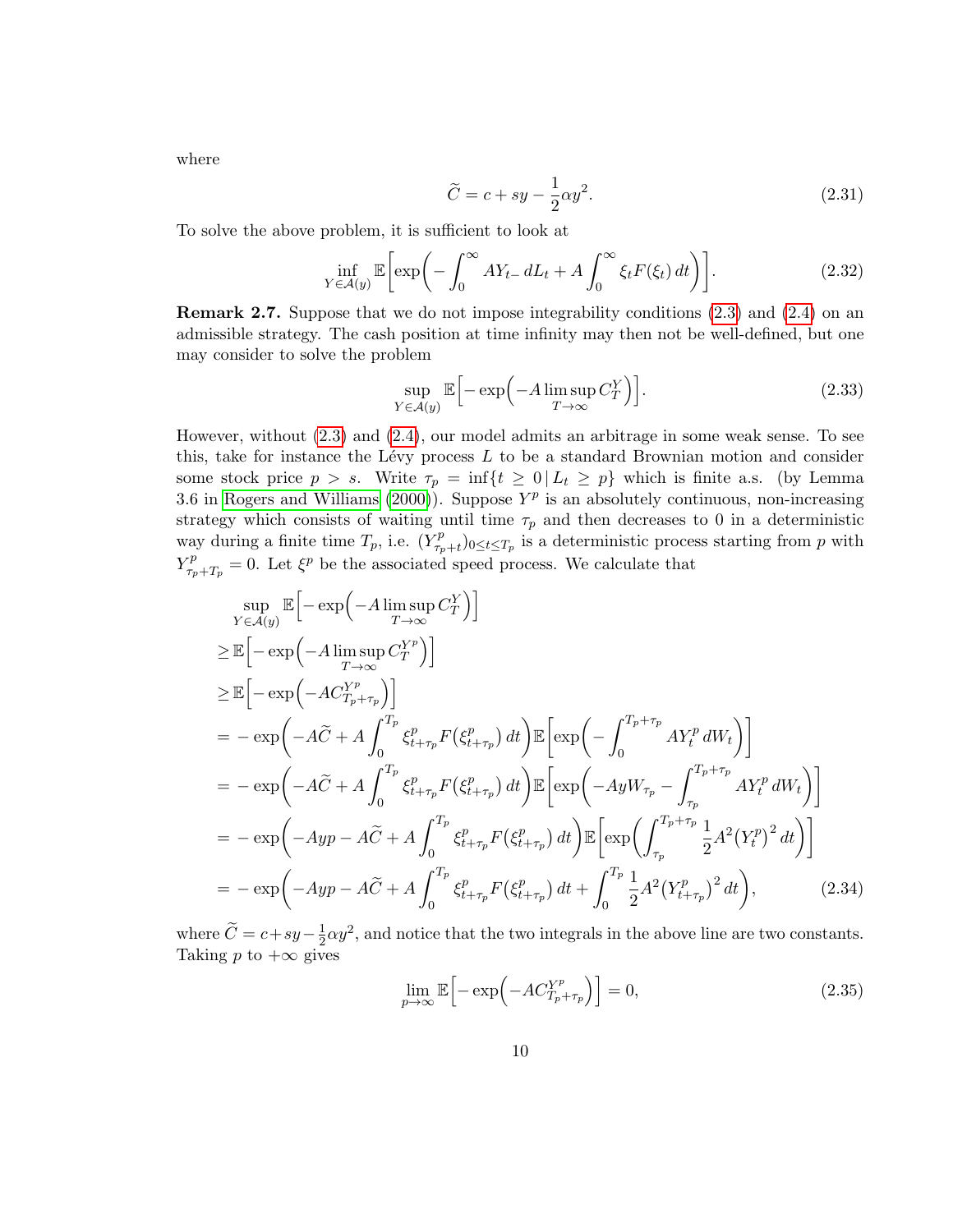where

$$\widetilde{C} = c + sy - \frac{1}{2}\alpha y^2. \tag{2.31}$$

To solve the above problem, it is sufficient to look at

$$\inf_{Y \in \mathcal{A}(y)} \mathbb{E}\bigg[\exp\bigg(-\int_0^\infty AY_{t-}\, dL_t + A\int_0^\infty \xi_t F(\xi_t)\, dt\bigg)\bigg]. \tag{2.32}$$

**Remark 2.7.** Suppose that we do not impose integrability conditions (2.3) and (2.4) on an admissible strategy. The cash position at time infinity may then not be well-defined, but one may consider to solve the problem

$$\sup_{Y \in \mathcal{A}(y)} \mathbb{E}\Big[-\exp\Big(-A \limsup_{T\to\infty} C_T^Y\Big)\Big]. \tag{2.33}$$

However, without (2.3) and (2.4), our model admits an arbitrage in some weak sense. To see this, take for instance the Lévy process $L$ to be a standard Brownian motion and consider some stock price $p > s$. Write $\tau_p = \inf\{t \geq 0 \,|\, L_t \geq p\}$ which is finite a.s. (by Lemma 3.6 in Rogers and Williams (2000)). Suppose $Y^p$ is an absolutely continuous, non-increasing strategy which consists of waiting until time $\tau_p$ and then decreases to 0 in a deterministic way during a finite time $T_p$, i.e. $(Y^p_{\tau_p+t})_{0\leq t\leq T_p}$ is a deterministic process starting from $p$ with $Y^p_{\tau_p+T_p} = 0$. Let $\xi^p$ be the associated speed process. We calculate that

$$\begin{aligned}
&\sup_{Y \in \mathcal{A}(y)} \mathbb{E}\Big[-\exp\Big(-A \limsup_{T\to\infty} C_T^Y\Big)\Big] \\
\geq &\,\mathbb{E}\Big[-\exp\Big(-A \limsup_{T\to\infty} C_T^{Y^p}\Big)\Big] \\
\geq &\,\mathbb{E}\Big[-\exp\Big(-AC^{Y^p}_{T_p+\tau_p}\Big)\Big] \\
= &-\exp\bigg(-A\widetilde{C} + A\int_0^{T_p} \xi^p_{t+\tau_p} F\big(\xi^p_{t+\tau_p}\big)\, dt\bigg)\mathbb{E}\bigg[\exp\bigg(-\int_0^{T_p+\tau_p} AY^p_t\, dW_t\bigg)\bigg] \\
= &-\exp\bigg(-A\widetilde{C} + A\int_0^{T_p} \xi^p_{t+\tau_p} F\big(\xi^p_{t+\tau_p}\big)\, dt\bigg)\mathbb{E}\bigg[\exp\bigg(-AyW_{\tau_p} - \int_{\tau_p}^{T_p+\tau_p} AY^p_t\, dW_t\bigg)\bigg] \\
= &-\exp\bigg(-Ayp - A\widetilde{C} + A\int_0^{T_p} \xi^p_{t+\tau_p} F\big(\xi^p_{t+\tau_p}\big)\, dt\bigg)\mathbb{E}\bigg[\exp\bigg(\int_{\tau_p}^{T_p+\tau_p} \frac{1}{2}A^2\big(Y^p_t\big)^2\, dt\bigg)\bigg] \\
= &-\exp\bigg(-Ayp - A\widetilde{C} + A\int_0^{T_p} \xi^p_{t+\tau_p} F\big(\xi^p_{t+\tau_p}\big)\, dt + \int_0^{T_p} \frac{1}{2}A^2\big(Y^p_{t+\tau_p}\big)^2\, dt\bigg),
\end{aligned} \tag{2.34}$$

where $\widetilde{C} = c + sy - \frac{1}{2}\alpha y^2$, and notice that the two integrals in the above line are two constants. Taking $p$ to $+\infty$ gives

$$\lim_{p\to\infty} \mathbb{E}\Big[-\exp\Big(-AC^{Y^p}_{T_p+\tau_p}\Big)\Big] = 0, \tag{2.35}$$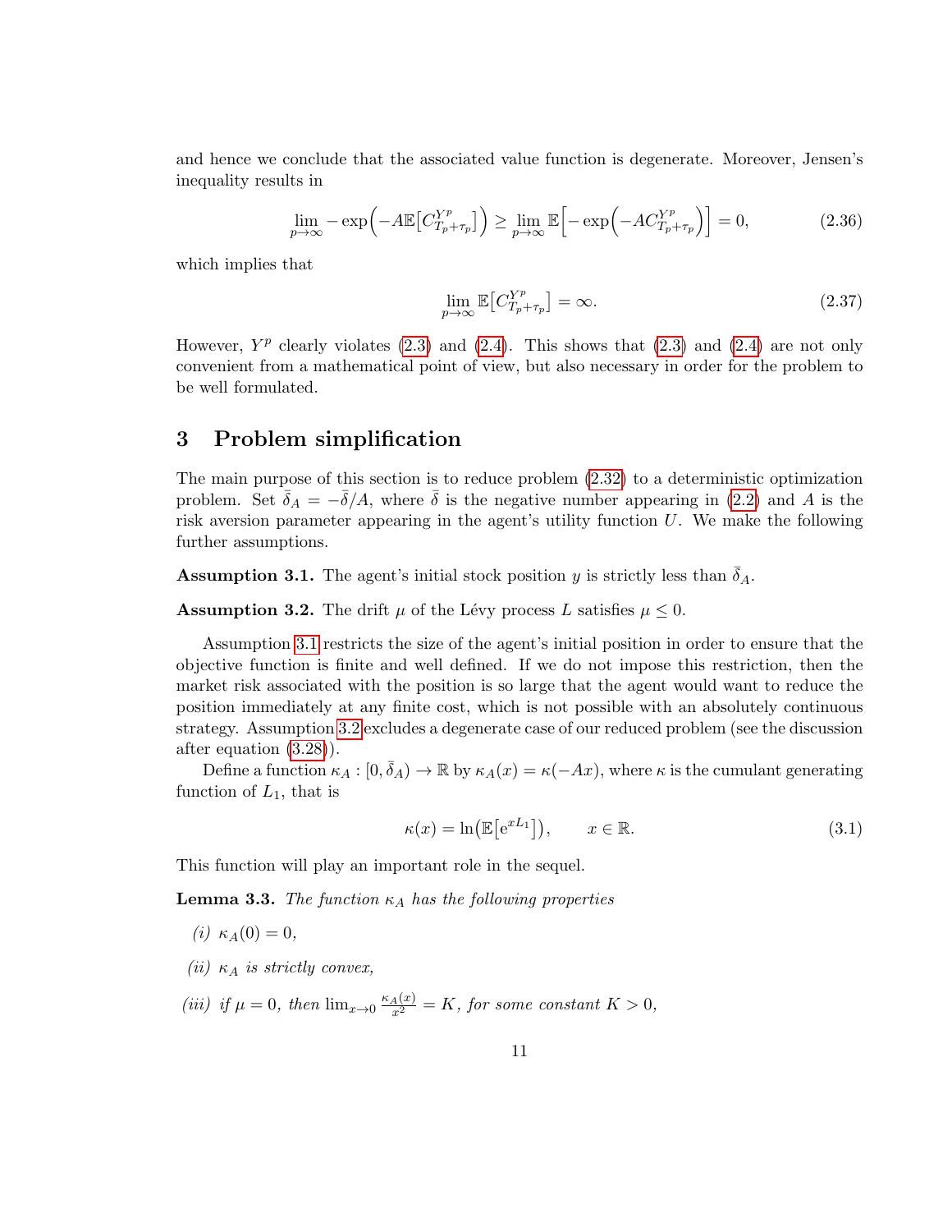and hence we conclude that the associated value function is degenerate. Moreover, Jensen's inequality results in

$$\lim_{p\to\infty} -\exp\Big(-A\mathbb{E}\big[C^{Y^p}_{T_p+\tau_p}\big]\Big) \geq \lim_{p\to\infty} \mathbb{E}\Big[-\exp\Big(-AC^{Y^p}_{T_p+\tau_p}\Big)\Big] = 0, \tag{2.36}$$

which implies that

$$\lim_{p\to\infty} \mathbb{E}\big[C^{Y^p}_{T_p+\tau_p}\big] = \infty. \tag{2.37}$$

However, $Y^p$ clearly violates (2.3) and (2.4). This shows that (2.3) and (2.4) are not only convenient from a mathematical point of view, but also necessary in order for the problem to be well formulated.

## 3 Problem simplification

The main purpose of this section is to reduce problem (2.32) to a deterministic optimization problem. Set $\bar{\delta}_A = -\bar{\delta}/A$, where $\bar{\delta}$ is the negative number appearing in (2.2) and $A$ is the risk aversion parameter appearing in the agent's utility function $U$. We make the following further assumptions.

**Assumption 3.1.** The agent's initial stock position $y$ is strictly less than $\bar{\delta}_A$.

**Assumption 3.2.** The drift $\mu$ of the Lévy process $L$ satisfies $\mu \leq 0$.

Assumption 3.1 restricts the size of the agent's initial position in order to ensure that the objective function is finite and well defined. If we do not impose this restriction, then the market risk associated with the position is so large that the agent would want to reduce the position immediately at any finite cost, which is not possible with an absolutely continuous strategy. Assumption 3.2 excludes a degenerate case of our reduced problem (see the discussion after equation (3.28)).

Define a function $\kappa_A : [0, \bar{\delta}_A) \to \mathbb{R}$ by $\kappa_A(x) = \kappa(-Ax)$, where $\kappa$ is the cumulant generating function of $L_1$, that is

$$\kappa(x) = \ln\big(\mathbb{E}\big[\mathrm{e}^{xL_1}\big]\big), \qquad x \in \mathbb{R}. \tag{3.1}$$

This function will play an important role in the sequel.

**Lemma 3.3.** *The function $\kappa_A$ has the following properties*

*(i)* $\kappa_A(0) = 0$,

*(ii)* $\kappa_A$ *is strictly convex,*

*(iii) if* $\mu = 0$, *then* $\lim_{x\to 0} \frac{\kappa_A(x)}{x^2} = K$, *for some constant* $K > 0$,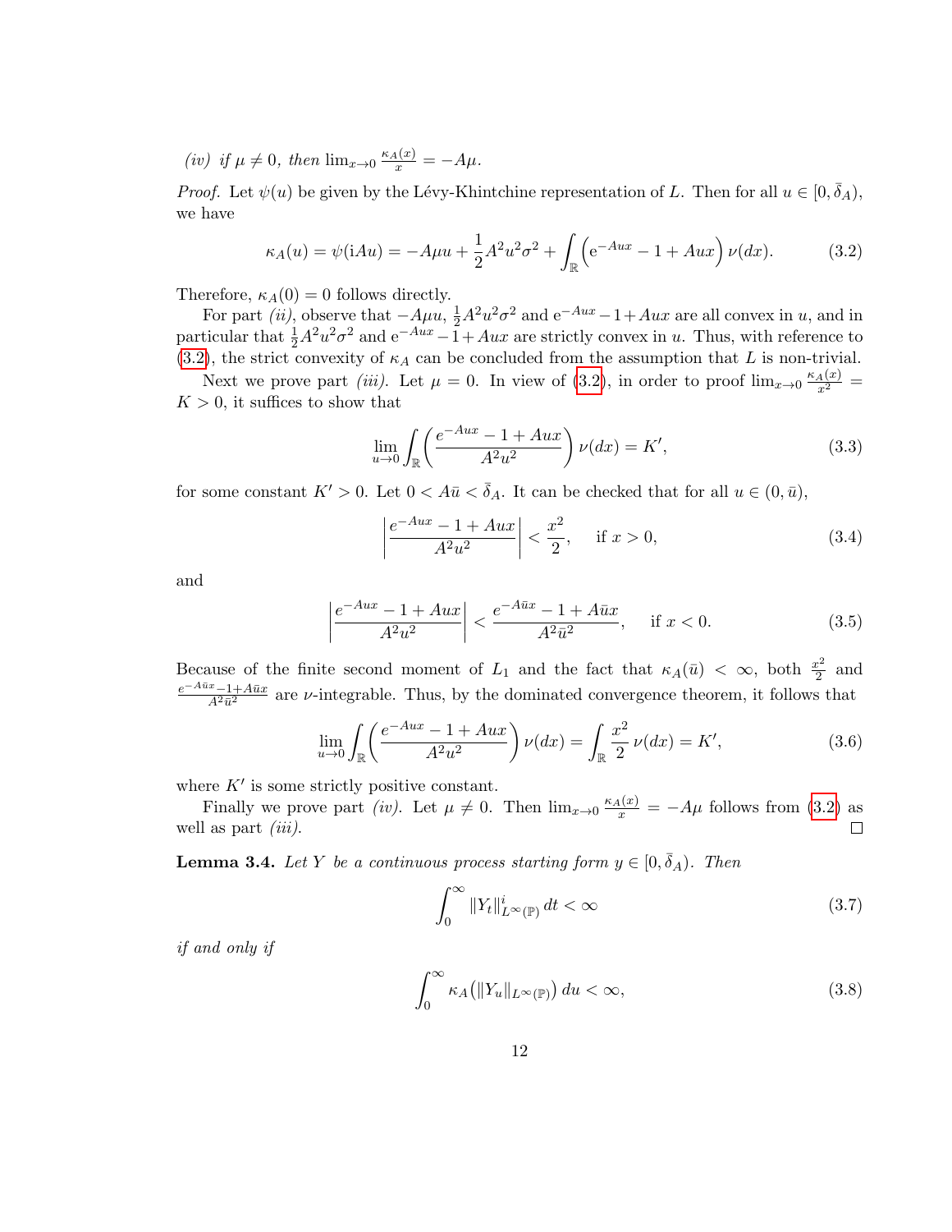*(iv)* *if* $\mu \neq 0$*, then* $\lim_{x\to 0} \frac{\kappa_A(x)}{x} = -A\mu$.

*Proof.* Let $\psi(u)$ be given by the Lévy-Khintchine representation of $L$. Then for all $u \in [0, \bar{\delta}_A)$, we have

$$\kappa_A(u) = \psi(\mathrm{i}Au) = -A\mu u + \frac{1}{2}A^2u^2\sigma^2 + \int_{\mathbb{R}} \left(\mathrm{e}^{-Aux} - 1 + Aux\right) \nu(dx). \tag{3.2}$$

Therefore, $\kappa_A(0) = 0$ follows directly.

For part *(ii)*, observe that $-A\mu u$, $\frac{1}{2}A^2u^2\sigma^2$ and $\mathrm{e}^{-Aux} - 1 + Aux$ are all convex in $u$, and in particular that $\frac{1}{2}A^2u^2\sigma^2$ and $\mathrm{e}^{-Aux} - 1 + Aux$ are strictly convex in $u$. Thus, with reference to (3.2), the strict convexity of $\kappa_A$ can be concluded from the assumption that $L$ is non-trivial.

Next we prove part *(iii)*. Let $\mu = 0$. In view of (3.2), in order to proof $\lim_{x\to 0} \frac{\kappa_A(x)}{x^2} = K > 0$, it suffices to show that

$$\lim_{u\to 0} \int_{\mathbb{R}} \left( \frac{e^{-Aux} - 1 + Aux}{A^2u^2} \right) \nu(dx) = K', \tag{3.3}$$

for some constant $K' > 0$. Let $0 < A\bar{u} < \bar{\delta}_A$. It can be checked that for all $u \in (0, \bar{u})$,

$$\left| \frac{e^{-Aux} - 1 + Aux}{A^2u^2} \right| < \frac{x^2}{2}, \quad \text{if } x > 0, \tag{3.4}$$

and

$$\left| \frac{e^{-Aux} - 1 + Aux}{A^2u^2} \right| < \frac{e^{-A\bar{u}x} - 1 + A\bar{u}x}{A^2\bar{u}^2}, \quad \text{if } x < 0. \tag{3.5}$$

Because of the finite second moment of $L_1$ and the fact that $\kappa_A(\bar{u}) < \infty$, both $\frac{x^2}{2}$ and $\frac{e^{-A\bar{u}x} - 1 + A\bar{u}x}{A^2\bar{u}^2}$ are $\nu$-integrable. Thus, by the dominated convergence theorem, it follows that

$$\lim_{u\to 0} \int_{\mathbb{R}} \left( \frac{e^{-Aux} - 1 + Aux}{A^2u^2} \right) \nu(dx) = \int_{\mathbb{R}} \frac{x^2}{2} \, \nu(dx) = K', \tag{3.6}$$

where $K'$ is some strictly positive constant.

Finally we prove part *(iv)*. Let $\mu \neq 0$. Then $\lim_{x\to 0} \frac{\kappa_A(x)}{x} = -A\mu$ follows from (3.2) as well as part *(iii)*. □

**Lemma 3.4.** *Let* $Y$ *be a continuous process starting form* $y \in [0, \bar{\delta}_A)$*. Then*

$$\int_0^\infty \|Y_t\|^i_{L^\infty(\mathbb{P})} \, dt < \infty \tag{3.7}$$

*if and only if*

$$\int_0^\infty \kappa_A\big(\|Y_u\|_{L^\infty(\mathbb{P})}\big) \, du < \infty, \tag{3.8}$$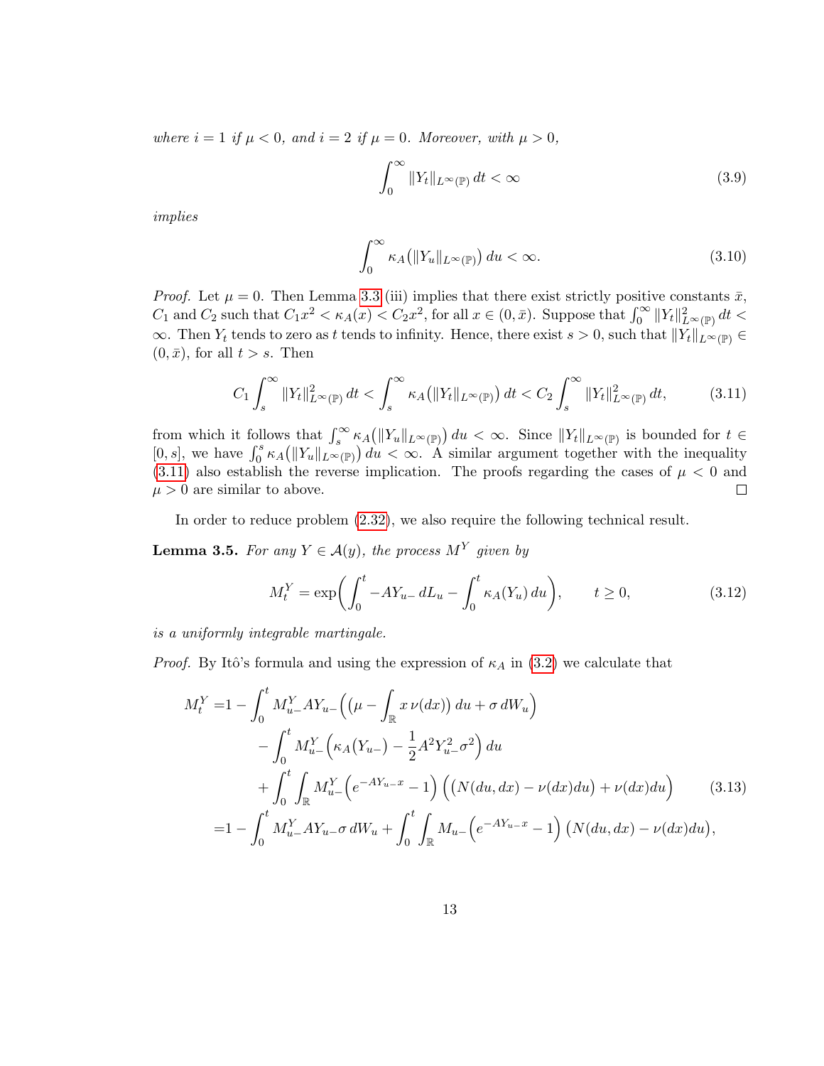*where $i = 1$ if $\mu < 0$, and $i = 2$ if $\mu = 0$. Moreover, with $\mu > 0$,*

$$\int_0^\infty \|Y_t\|_{L^\infty(\mathbb{P})}\, dt < \infty \tag{3.9}$$

*implies*

$$\int_0^\infty \kappa_A\big(\|Y_u\|_{L^\infty(\mathbb{P})}\big)\, du < \infty. \tag{3.10}$$

*Proof.* Let $\mu = 0$. Then Lemma 3.3 (iii) implies that there exist strictly positive constants $\bar{x}$, $C_1$ and $C_2$ such that $C_1 x^2 < \kappa_A(x) < C_2 x^2$, for all $x \in (0, \bar{x})$. Suppose that $\int_0^\infty \|Y_t\|^2_{L^\infty(\mathbb{P})}\, dt < \infty$. Then $Y_t$ tends to zero as $t$ tends to infinity. Hence, there exist $s > 0$, such that $\|Y_t\|_{L^\infty(\mathbb{P})} \in (0, \bar{x})$, for all $t > s$. Then

$$C_1 \int_s^\infty \|Y_t\|^2_{L^\infty(\mathbb{P})}\, dt < \int_s^\infty \kappa_A\big(\|Y_t\|_{L^\infty(\mathbb{P})}\big)\, dt < C_2 \int_s^\infty \|Y_t\|^2_{L^\infty(\mathbb{P})}\, dt, \tag{3.11}$$

from which it follows that $\int_s^\infty \kappa_A\big(\|Y_u\|_{L^\infty(\mathbb{P})}\big)\, du < \infty$. Since $\|Y_t\|_{L^\infty(\mathbb{P})}$ is bounded for $t \in [0, s]$, we have $\int_0^s \kappa_A\big(\|Y_u\|_{L^\infty(\mathbb{P})}\big)\, du < \infty$. A similar argument together with the inequality (3.11) also establish the reverse implication. The proofs regarding the cases of $\mu < 0$ and $\mu > 0$ are similar to above. $\square$

In order to reduce problem (2.32), we also require the following technical result.

**Lemma 3.5.** *For any $Y \in \mathcal{A}(y)$, the process $M^Y$ given by*

$$M_t^Y = \exp\bigg(\int_0^t -AY_{u-}\, dL_u - \int_0^t \kappa_A(Y_u)\, du\bigg), \qquad t \geq 0, \tag{3.12}$$

*is a uniformly integrable martingale.*

*Proof.* By Itô's formula and using the expression of $\kappa_A$ in (3.2) we calculate that

$$\begin{aligned}
M_t^Y =& 1 - \int_0^t M_{u-}^Y A Y_{u-}\Big(\big(\mu - \int_{\mathbb{R}} x\, \nu(dx)\big)\, du + \sigma\, dW_u\Big) \\
&- \int_0^t M_{u-}^Y \Big(\kappa_A\big(Y_{u-}\big) - \frac{1}{2} A^2 Y_{u-}^2 \sigma^2\Big)\, du \\
&+ \int_0^t \int_{\mathbb{R}} M_{u-}^Y \Big(e^{-AY_{u-}x} - 1\Big)\, \Big(\big(N(du, dx) - \nu(dx)du\big) + \nu(dx)du\Big) \\
=& 1 - \int_0^t M_{u-}^Y A Y_{u-} \sigma\, dW_u + \int_0^t \int_{\mathbb{R}} M_{u-}\Big(e^{-AY_{u-}x} - 1\Big)\, \big(N(du, dx) - \nu(dx)du\big),
\end{aligned} \tag{3.13}$$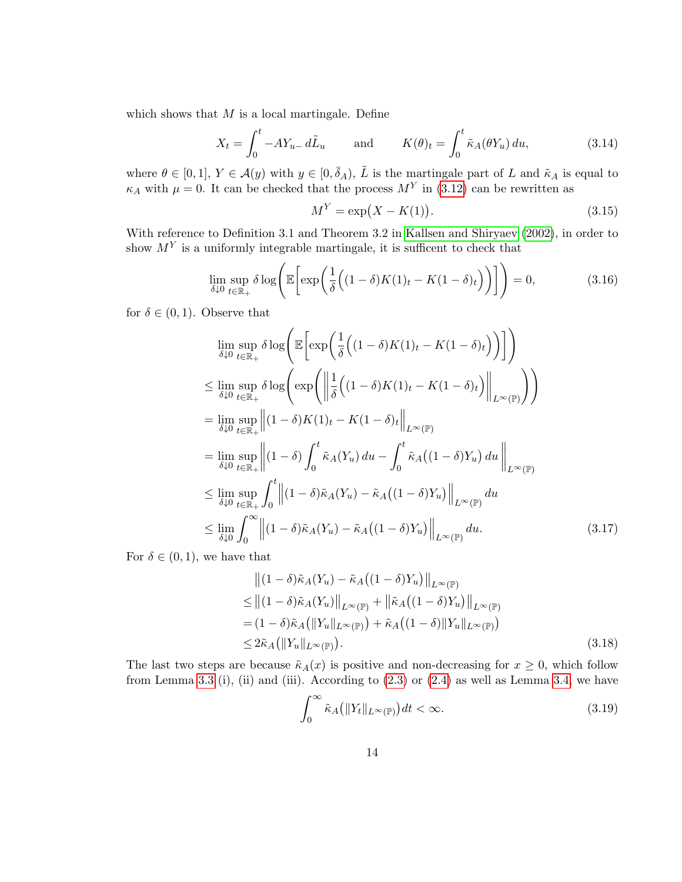which shows that $M$ is a local martingale. Define

$$X_t = \int_0^t -AY_{u-}\, d\tilde{L}_u \qquad \text{and} \qquad K(\theta)_t = \int_0^t \tilde{\kappa}_A(\theta Y_u)\, du, \tag{3.14}$$

where $\theta \in [0,1]$, $Y \in \mathcal{A}(y)$ with $y \in [0, \bar{\delta}_A)$, $\tilde{L}$ is the martingale part of $L$ and $\tilde{\kappa}_A$ is equal to $\kappa_A$ with $\mu = 0$. It can be checked that the process $M^Y$ in (3.12) can be rewritten as

$$M^Y = \exp\big(X - K(1)\big). \tag{3.15}$$

With reference to Definition 3.1 and Theorem 3.2 in Kallsen and Shiryaev (2002), in order to show $M^Y$ is a uniformly integrable martingale, it is sufficent to check that

$$\lim_{\delta \downarrow 0} \sup_{t \in \mathbb{R}_+} \delta \log\left( \mathbb{E}\left[ \exp\left( \frac{1}{\delta}\Big( (1-\delta)K(1)_t - K(1-\delta)_t \Big) \right) \right] \right) = 0, \tag{3.16}$$

for $\delta \in (0,1)$. Observe that

$$\begin{aligned}
&\lim_{\delta \downarrow 0} \sup_{t \in \mathbb{R}_+} \delta \log\left( \mathbb{E}\left[ \exp\left( \frac{1}{\delta}\Big( (1-\delta)K(1)_t - K(1-\delta)_t \Big) \right) \right] \right) \\
&\le \lim_{\delta \downarrow 0} \sup_{t \in \mathbb{R}_+} \delta \log\left( \exp\left( \left\| \frac{1}{\delta}\Big( (1-\delta)K(1)_t - K(1-\delta)_t \Big) \right\|_{L^\infty(\mathbb{P})} \right) \right) \\
&= \lim_{\delta \downarrow 0} \sup_{t \in \mathbb{R}_+} \Big\| (1-\delta)K(1)_t - K(1-\delta)_t \Big\|_{L^\infty(\mathbb{P})} \\
&= \lim_{\delta \downarrow 0} \sup_{t \in \mathbb{R}_+} \left\| (1-\delta) \int_0^t \tilde{\kappa}_A(Y_u)\, du - \int_0^t \tilde{\kappa}_A\big((1-\delta)Y_u\big)\, du \right\|_{L^\infty(\mathbb{P})} \\
&\le \lim_{\delta \downarrow 0} \sup_{t \in \mathbb{R}_+} \int_0^t \Big\| (1-\delta)\tilde{\kappa}_A(Y_u) - \tilde{\kappa}_A\big((1-\delta)Y_u\big) \Big\|_{L^\infty(\mathbb{P})} du \\
&\le \lim_{\delta \downarrow 0} \int_0^\infty \Big\| (1-\delta)\tilde{\kappa}_A(Y_u) - \tilde{\kappa}_A\big((1-\delta)Y_u\big) \Big\|_{L^\infty(\mathbb{P})} du.
\end{aligned} \tag{3.17}$$

For $\delta \in (0,1)$, we have that

$$\begin{aligned}
&\big\| (1-\delta)\tilde{\kappa}_A(Y_u) - \tilde{\kappa}_A\big((1-\delta)Y_u\big) \big\|_{L^\infty(\mathbb{P})} \\
&\le \big\| (1-\delta)\tilde{\kappa}_A(Y_u) \big\|_{L^\infty(\mathbb{P})} + \big\| \tilde{\kappa}_A\big((1-\delta)Y_u\big) \big\|_{L^\infty(\mathbb{P})} \\
&= (1-\delta)\tilde{\kappa}_A\big(\|Y_u\|_{L^\infty(\mathbb{P})}\big) + \tilde{\kappa}_A\big((1-\delta)\|Y_u\|_{L^\infty(\mathbb{P})}\big) \\
&\le 2\tilde{\kappa}_A\big(\|Y_u\|_{L^\infty(\mathbb{P})}\big).
\end{aligned} \tag{3.18}$$

The last two steps are because $\tilde{\kappa}_A(x)$ is positive and non-decreasing for $x \ge 0$, which follow from Lemma 3.3 (i), (ii) and (iii). According to (2.3) or (2.4) as well as Lemma 3.4, we have

$$\int_0^\infty \tilde{\kappa}_A\big(\|Y_t\|_{L^\infty(\mathbb{P})}\big)\, dt < \infty. \tag{3.19}$$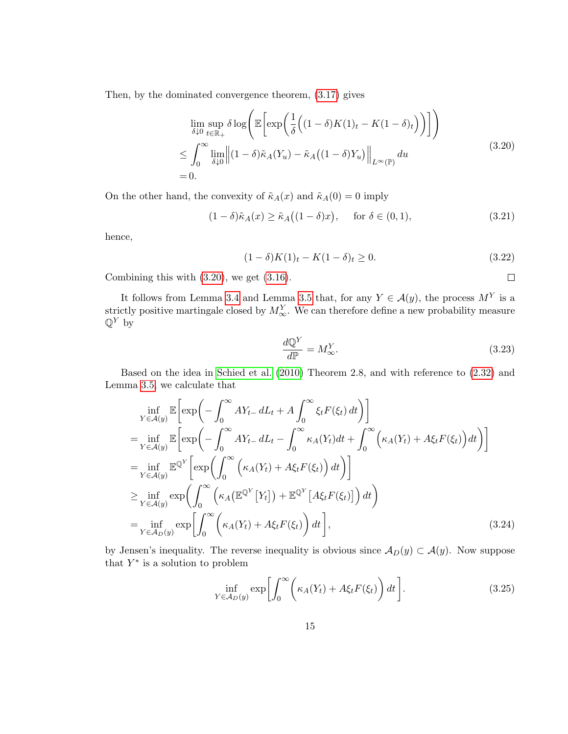Then, by the dominated convergence theorem, (3.17) gives

$$
\begin{aligned}
&\lim_{\delta\downarrow 0}\sup_{t\in\mathbb{R}_+}\delta\log\Bigg(\mathbb{E}\bigg[\exp\bigg(\frac{1}{\delta}\Big((1-\delta)K(1)_t - K(1-\delta)_t\Big)\bigg)\bigg]\Bigg)\\
&\le \int_0^\infty \lim_{\delta\downarrow 0}\Big\|(1-\delta)\tilde{\kappa}_A(Y_u) - \tilde{\kappa}_A\big((1-\delta)Y_u\big)\Big\|_{L^\infty(\mathbb{P})}\,du\\
&=0.
\end{aligned}
\tag{3.20}
$$

On the other hand, the convexity of $\tilde{\kappa}_A(x)$ and $\tilde{\kappa}_A(0)=0$ imply

$$
(1-\delta)\tilde{\kappa}_A(x) \ge \tilde{\kappa}_A\big((1-\delta)x\big), \quad \text{ for } \delta\in(0,1), \tag{3.21}
$$

hence,

$$
(1-\delta)K(1)_t - K(1-\delta)_t \ge 0. \tag{3.22}
$$

Combining this with (3.20), we get (3.16). $\square$

It follows from Lemma 3.4 and Lemma 3.5 that, for any $Y\in\mathcal{A}(y)$, the process $M^Y$ is a strictly positive martingale closed by $M^Y_\infty$. We can therefore define a new probability measure $\mathbb{Q}^Y$ by

$$
\frac{d\mathbb{Q}^Y}{d\mathbb{P}} = M^Y_\infty. \tag{3.23}
$$

Based on the idea in Schied et al. (2010) Theorem 2.8, and with reference to (2.32) and Lemma 3.5, we calculate that

$$
\begin{aligned}
&\inf_{Y\in\mathcal{A}(y)}\mathbb{E}\bigg[\exp\bigg(-\int_0^\infty AY_{t-}\,dL_t + A\int_0^\infty \xi_t F(\xi_t)\,dt\bigg)\bigg]\\
&=\inf_{Y\in\mathcal{A}(y)}\mathbb{E}\bigg[\exp\bigg(-\int_0^\infty AY_{t-}\,dL_t - \int_0^\infty \kappa_A(Y_t)dt + \int_0^\infty\Big(\kappa_A(Y_t)+A\xi_tF(\xi_t)\Big)dt\bigg)\bigg]\\
&=\inf_{Y\in\mathcal{A}(y)}\mathbb{E}^{\mathbb{Q}^Y}\bigg[\exp\bigg(\int_0^\infty\Big(\kappa_A(Y_t)+A\xi_tF(\xi_t)\Big)dt\bigg)\bigg]\\
&\ge\inf_{Y\in\mathcal{A}(y)}\exp\bigg(\int_0^\infty\Big(\kappa_A\big(\mathbb{E}^{\mathbb{Q}^Y}\big[Y_t\big]\big)+\mathbb{E}^{\mathbb{Q}^Y}\big[A\xi_tF(\xi_t)\big]\Big)dt\bigg)\\
&=\inf_{Y\in\mathcal{A}_D(y)}\exp\bigg[\int_0^\infty\Big(\kappa_A(Y_t)+A\xi_tF(\xi_t)\Big)dt\bigg],
\end{aligned}
\tag{3.24}
$$

by Jensen's inequality. The reverse inequality is obvious since $\mathcal{A}_D(y)\subset\mathcal{A}(y)$. Now suppose that $Y^*$ is a solution to problem

$$
\inf_{Y\in\mathcal{A}_D(y)}\exp\bigg[\int_0^\infty\Big(\kappa_A(Y_t)+A\xi_tF(\xi_t)\Big)dt\bigg]. \tag{3.25}
$$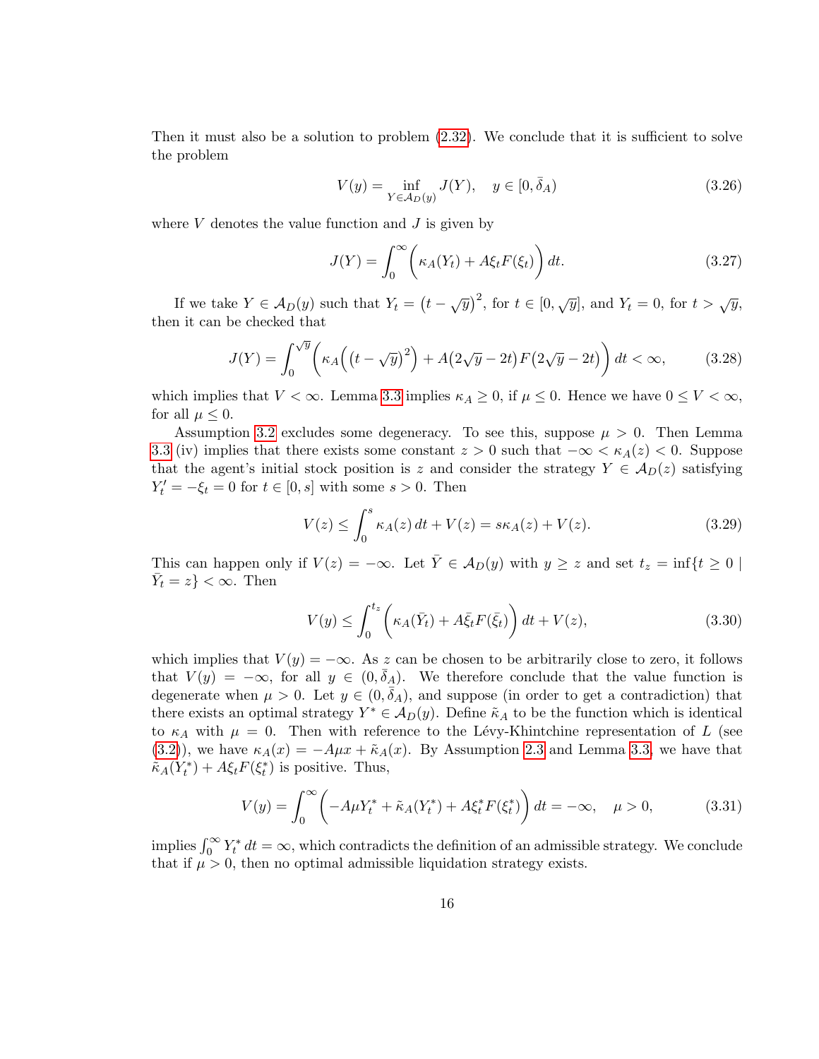Then it must also be a solution to problem (2.32). We conclude that it is sufficient to solve the problem

$$V(y) = \inf_{Y \in \mathcal{A}_D(y)} J(Y), \quad y \in [0, \bar{\delta}_A) \tag{3.26}$$

where $V$ denotes the value function and $J$ is given by

$$J(Y) = \int_0^\infty \Big( \kappa_A(Y_t) + A\xi_t F(\xi_t) \Big) \, dt. \tag{3.27}$$

If we take $Y \in \mathcal{A}_D(y)$ such that $Y_t = \big(t - \sqrt{y}\big)^2$, for $t \in [0, \sqrt{y}]$, and $Y_t = 0$, for $t > \sqrt{y}$, then it can be checked that

$$J(Y) = \int_0^{\sqrt{y}} \Big( \kappa_A\Big(\big(t - \sqrt{y}\big)^2\Big) + A\big(2\sqrt{y} - 2t\big) F\big(2\sqrt{y} - 2t\big) \Big) \, dt < \infty, \tag{3.28}$$

which implies that $V < \infty$. Lemma 3.3 implies $\kappa_A \geq 0$, if $\mu \leq 0$. Hence we have $0 \leq V < \infty$, for all $\mu \leq 0$.

Assumption 3.2 excludes some degeneracy. To see this, suppose $\mu > 0$. Then Lemma 3.3 (iv) implies that there exists some constant $z > 0$ such that $-\infty < \kappa_A(z) < 0$. Suppose that the agent's initial stock position is $z$ and consider the strategy $Y \in \mathcal{A}_D(z)$ satisfying $Y_t' = -\xi_t = 0$ for $t \in [0, s]$ with some $s > 0$. Then

$$V(z) \leq \int_0^s \kappa_A(z) \, dt + V(z) = s\kappa_A(z) + V(z). \tag{3.29}$$

This can happen only if $V(z) = -\infty$. Let $\bar{Y} \in \mathcal{A}_D(y)$ with $y \geq z$ and set $t_z = \inf\{t \geq 0 \mid \bar{Y}_t = z\} < \infty$. Then

$$V(y) \leq \int_0^{t_z} \Big( \kappa_A(\bar{Y}_t) + A\bar{\xi}_t F(\bar{\xi}_t) \Big) \, dt + V(z), \tag{3.30}$$

which implies that $V(y) = -\infty$. As $z$ can be chosen to be arbitrarily close to zero, it follows that $V(y) = -\infty$, for all $y \in (0, \bar{\delta}_A)$. We therefore conclude that the value function is degenerate when $\mu > 0$. Let $y \in (0, \bar{\delta}_A)$, and suppose (in order to get a contradiction) that there exists an optimal strategy $Y^* \in \mathcal{A}_D(y)$. Define $\tilde{\kappa}_A$ to be the function which is identical to $\kappa_A$ with $\mu = 0$. Then with reference to the Lévy-Khintchine representation of $L$ (see (3.2)), we have $\kappa_A(x) = -A\mu x + \tilde{\kappa}_A(x)$. By Assumption 2.3 and Lemma 3.3, we have that $\tilde{\kappa}_A(Y_t^*) + A\xi_t F(\xi_t^*)$ is positive. Thus,

$$V(y) = \int_0^\infty \Big( -A\mu Y_t^* + \tilde{\kappa}_A(Y_t^*) + A\xi_t^* F(\xi_t^*) \Big) \, dt = -\infty, \quad \mu > 0, \tag{3.31}$$

implies $\int_0^\infty Y_t^* \, dt = \infty$, which contradicts the definition of an admissible strategy. We conclude that if $\mu > 0$, then no optimal admissible liquidation strategy exists.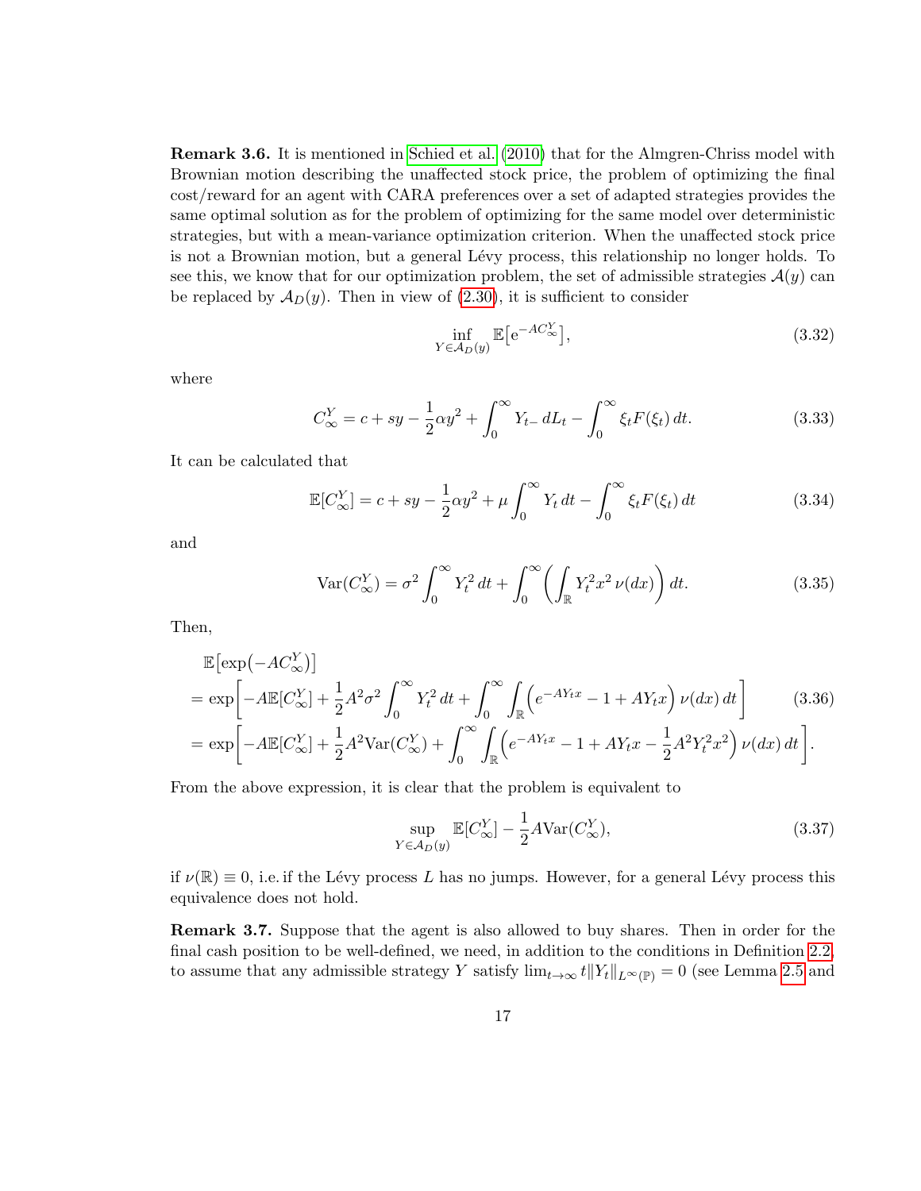**Remark 3.6.** It is mentioned in Schied et al. (2010) that for the Almgren-Chriss model with Brownian motion describing the unaffected stock price, the problem of optimizing the final cost/reward for an agent with CARA preferences over a set of adapted strategies provides the same optimal solution as for the problem of optimizing for the same model over deterministic strategies, but with a mean-variance optimization criterion. When the unaffected stock price is not a Brownian motion, but a general Lévy process, this relationship no longer holds. To see this, we know that for our optimization problem, the set of admissible strategies $\mathcal{A}(y)$ can be replaced by $\mathcal{A}_D(y)$. Then in view of (2.30), it is sufficient to consider

$$\inf_{Y \in \mathcal{A}_D(y)} \mathbb{E}\big[\mathrm{e}^{-AC_\infty^Y}\big], \tag{3.32}$$

where

$$C_\infty^Y = c + sy - \frac{1}{2}\alpha y^2 + \int_0^\infty Y_{t-}\, dL_t - \int_0^\infty \xi_t F(\xi_t)\, dt. \tag{3.33}$$

It can be calculated that

$$\mathbb{E}[C_\infty^Y] = c + sy - \frac{1}{2}\alpha y^2 + \mu \int_0^\infty Y_t\, dt - \int_0^\infty \xi_t F(\xi_t)\, dt \tag{3.34}$$

and

$$\mathrm{Var}(C_\infty^Y) = \sigma^2 \int_0^\infty Y_t^2\, dt + \int_0^\infty \left( \int_{\mathbb{R}} Y_t^2 x^2\, \nu(dx) \right) dt. \tag{3.35}$$

Then,

$$\begin{aligned}
&\mathbb{E}\big[\exp\big(-AC_\infty^Y\big)\big] \\
&= \exp\left[ -A\mathbb{E}[C_\infty^Y] + \frac{1}{2}A^2\sigma^2 \int_0^\infty Y_t^2\, dt + \int_0^\infty \int_{\mathbb{R}} \Big( e^{-AY_t x} - 1 + AY_t x \Big)\, \nu(dx)\, dt \right] \\
&= \exp\left[ -A\mathbb{E}[C_\infty^Y] + \frac{1}{2}A^2 \mathrm{Var}(C_\infty^Y) + \int_0^\infty \int_{\mathbb{R}} \Big( e^{-AY_t x} - 1 + AY_t x - \frac{1}{2}A^2 Y_t^2 x^2 \Big)\, \nu(dx)\, dt \right].
\end{aligned} \tag{3.36}$$

From the above expression, it is clear that the problem is equivalent to

$$\sup_{Y \in \mathcal{A}_D(y)} \mathbb{E}[C_\infty^Y] - \frac{1}{2}A\mathrm{Var}(C_\infty^Y), \tag{3.37}$$

if $\nu(\mathbb{R}) \equiv 0$, i.e. if the Lévy process $L$ has no jumps. However, for a general Lévy process this equivalence does not hold.

**Remark 3.7.** Suppose that the agent is also allowed to buy shares. Then in order for the final cash position to be well-defined, we need, in addition to the conditions in Definition 2.2, to assume that any admissible strategy $Y$ satisfy $\lim_{t\to\infty} t\|Y_t\|_{L^\infty(\mathbb{P})} = 0$ (see Lemma 2.5 and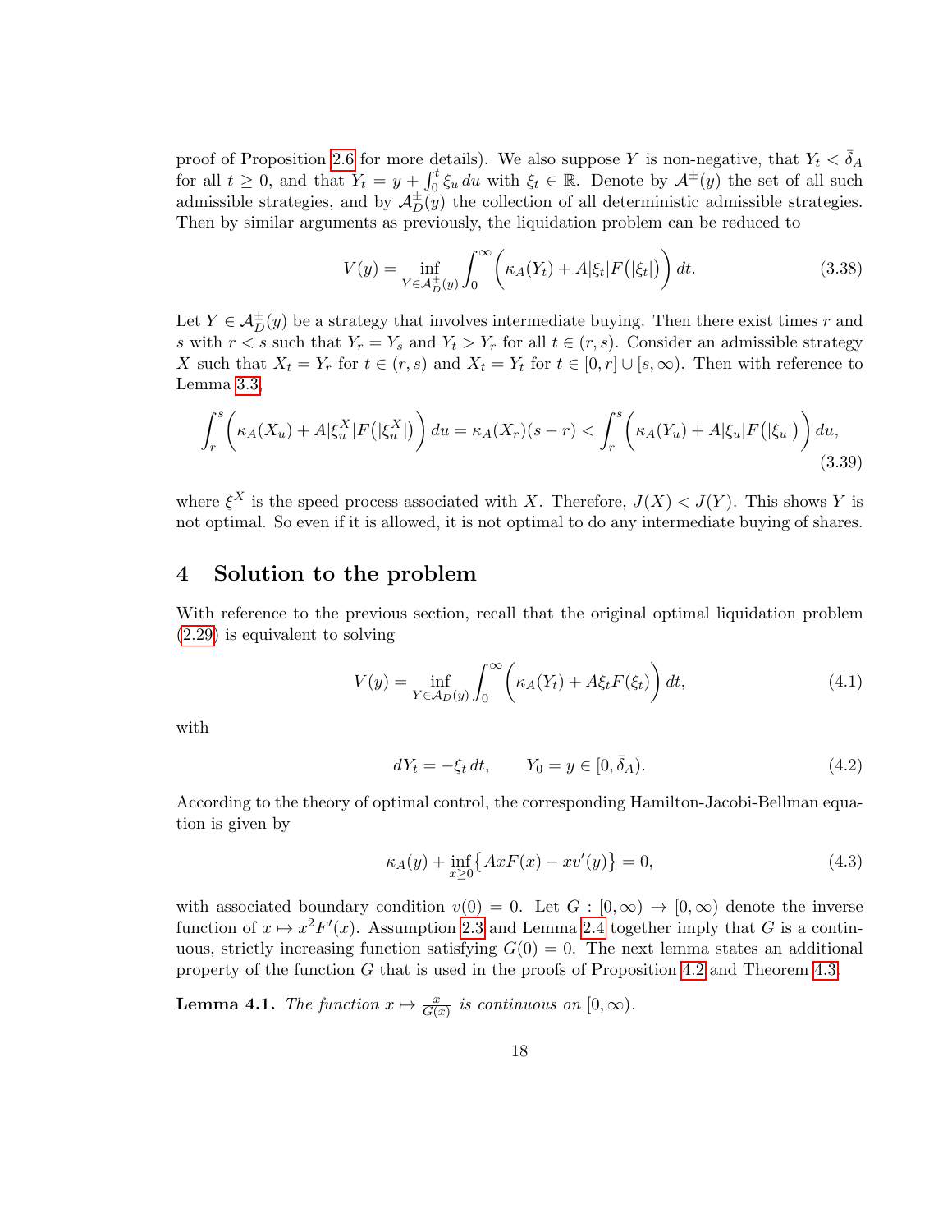proof of Proposition 2.6 for more details). We also suppose $Y$ is non-negative, that $Y_t < \bar{\delta}_A$ for all $t \geq 0$, and that $Y_t = y + \int_0^t \xi_u \, du$ with $\xi_t \in \mathbb{R}$. Denote by $\mathcal{A}^{\pm}(y)$ the set of all such admissible strategies, and by $\mathcal{A}^{\pm}_D(y)$ the collection of all deterministic admissible strategies. Then by similar arguments as previously, the liquidation problem can be reduced to

$$V(y) = \inf_{Y \in \mathcal{A}^{\pm}_D(y)} \int_0^\infty \Big( \kappa_A(Y_t) + A|\xi_t| F\big(|\xi_t|\big) \Big) \, dt. \tag{3.38}$$

Let $Y \in \mathcal{A}^{\pm}_D(y)$ be a strategy that involves intermediate buying. Then there exist times $r$ and $s$ with $r < s$ such that $Y_r = Y_s$ and $Y_t > Y_r$ for all $t \in (r, s)$. Consider an admissible strategy $X$ such that $X_t = Y_r$ for $t \in (r, s)$ and $X_t = Y_t$ for $t \in [0, r] \cup [s, \infty)$. Then with reference to Lemma 3.3,

$$\int_r^s \Big( \kappa_A(X_u) + A|\xi^X_u| F\big(|\xi^X_u|\big) \Big) \, du = \kappa_A(X_r)(s - r) < \int_r^s \Big( \kappa_A(Y_u) + A|\xi_u| F\big(|\xi_u|\big) \Big) \, du, \tag{3.39}$$

where $\xi^X$ is the speed process associated with $X$. Therefore, $J(X) < J(Y)$. This shows $Y$ is not optimal. So even if it is allowed, it is not optimal to do any intermediate buying of shares.

## 4 Solution to the problem

With reference to the previous section, recall that the original optimal liquidation problem (2.29) is equivalent to solving

$$V(y) = \inf_{Y \in \mathcal{A}_D(y)} \int_0^\infty \Big( \kappa_A(Y_t) + A\xi_t F(\xi_t) \Big) \, dt, \tag{4.1}$$

with

$$dY_t = -\xi_t \, dt, \qquad Y_0 = y \in [0, \bar{\delta}_A). \tag{4.2}$$

According to the theory of optimal control, the corresponding Hamilton-Jacobi-Bellman equation is given by

$$\kappa_A(y) + \inf_{x \geq 0} \big\{ AxF(x) - xv'(y) \big\} = 0, \tag{4.3}$$

with associated boundary condition $v(0) = 0$. Let $G : [0, \infty) \to [0, \infty)$ denote the inverse function of $x \mapsto x^2 F'(x)$. Assumption 2.3 and Lemma 2.4 together imply that $G$ is a continuous, strictly increasing function satisfying $G(0) = 0$. The next lemma states an additional property of the function $G$ that is used in the proofs of Proposition 4.2 and Theorem 4.3.

**Lemma 4.1.** *The function $x \mapsto \frac{x}{G(x)}$ is continuous on $[0, \infty)$.*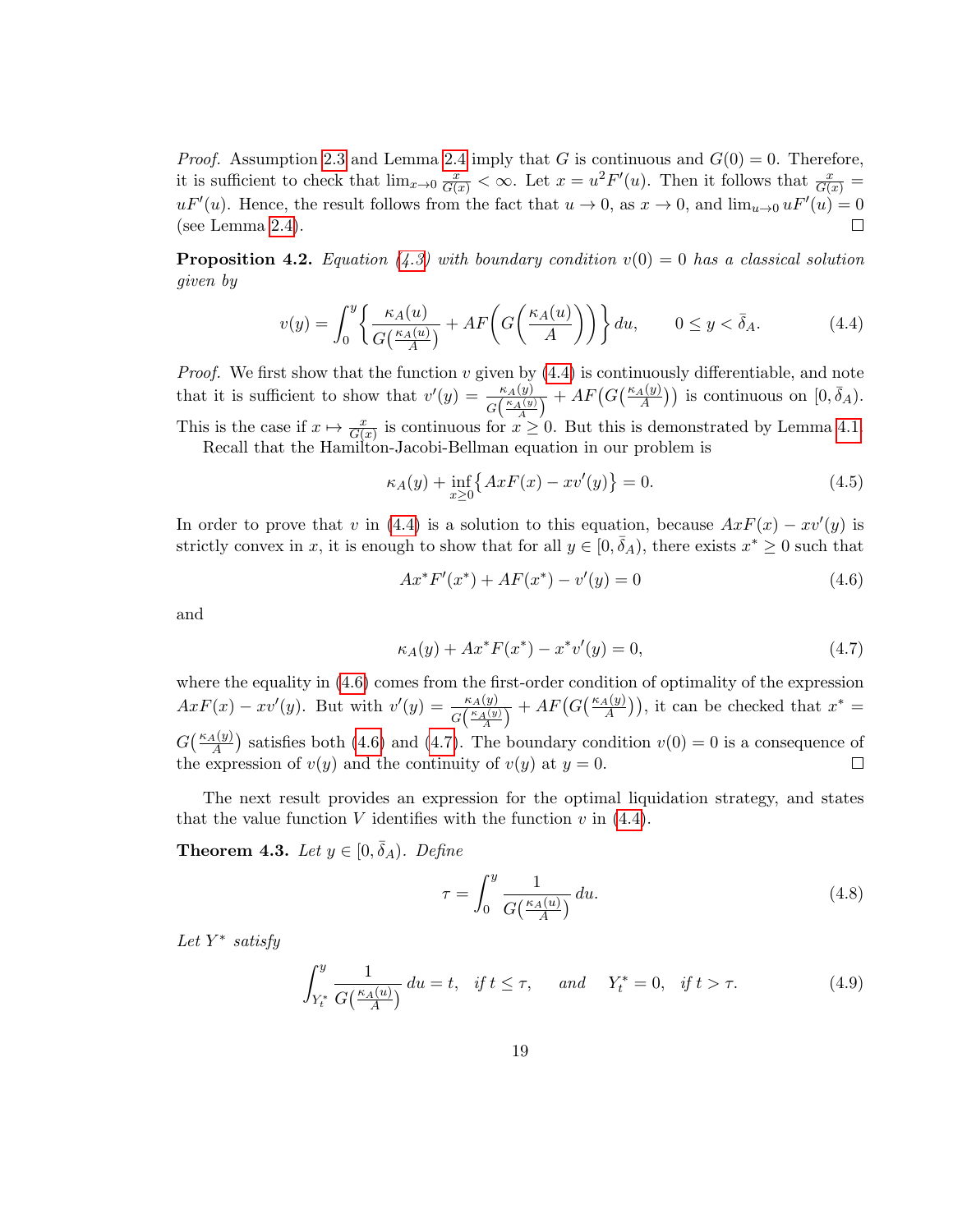*Proof.* Assumption 2.3 and Lemma 2.4 imply that $G$ is continuous and $G(0) = 0$. Therefore, it is sufficient to check that $\lim_{x\to 0} \frac{x}{G(x)} < \infty$. Let $x = u^2 F'(u)$. Then it follows that $\frac{x}{G(x)} = uF'(u)$. Hence, the result follows from the fact that $u \to 0$, as $x \to 0$, and $\lim_{u\to 0} uF'(u) = 0$ (see Lemma 2.4). □

**Proposition 4.2.** *Equation (4.3) with boundary condition $v(0) = 0$ has a classical solution given by*

$$v(y) = \int_0^y \left\{ \frac{\kappa_A(u)}{G\big(\frac{\kappa_A(u)}{A}\big)} + AF\Big(G\Big(\frac{\kappa_A(u)}{A}\Big)\Big) \right\} du, \qquad 0 \le y < \bar{\delta}_A. \tag{4.4}$$

*Proof.* We first show that the function $v$ given by (4.4) is continuously differentiable, and note that it is sufficient to show that $v'(y) = \frac{\kappa_A(y)}{G\left(\frac{\kappa_A(y)}{A}\right)} + AF\big(G\big(\frac{\kappa_A(y)}{A}\big)\big)$ is continuous on $[0, \bar{\delta}_A)$. This is the case if $x \mapsto \frac{x}{G(x)}$ is continuous for $x \ge 0$. But this is demonstrated by Lemma 4.1.

Recall that the Hamilton-Jacobi-Bellman equation in our problem is

$$\kappa_A(y) + \inf_{x\ge 0} \big\{ AxF(x) - xv'(y) \big\} = 0. \tag{4.5}$$

In order to prove that $v$ in (4.4) is a solution to this equation, because $AxF(x) - xv'(y)$ is strictly convex in $x$, it is enough to show that for all $y \in [0, \bar{\delta}_A)$, there exists $x^* \ge 0$ such that

$$Ax^*F'(x^*) + AF(x^*) - v'(y) = 0 \tag{4.6}$$

and

$$\kappa_A(y) + Ax^*F(x^*) - x^*v'(y) = 0, \tag{4.7}$$

where the equality in (4.6) comes from the first-order condition of optimality of the expression $AxF(x) - xv'(y)$. But with $v'(y) = \frac{\kappa_A(y)}{G\left(\frac{\kappa_A(y)}{A}\right)} + AF\big(G\big(\frac{\kappa_A(y)}{A}\big)\big)$, it can be checked that $x^* = G\big(\frac{\kappa_A(y)}{A}\big)$ satisfies both (4.6) and (4.7). The boundary condition $v(0) = 0$ is a consequence of the expression of $v(y)$ and the continuity of $v(y)$ at $y = 0$. □

The next result provides an expression for the optimal liquidation strategy, and states that the value function $V$ identifies with the function $v$ in (4.4).

**Theorem 4.3.** *Let $y \in [0, \bar{\delta}_A)$. Define*

$$\tau = \int_0^y \frac{1}{G\big(\frac{\kappa_A(u)}{A}\big)} \, du. \tag{4.8}$$

*Let $Y^*$ satisfy*

$$\int_{Y_t^*}^y \frac{1}{G\big(\frac{\kappa_A(u)}{A}\big)} \, du = t, \quad \text{if } t \le \tau, \qquad \text{and} \qquad Y_t^* = 0, \quad \text{if } t > \tau. \tag{4.9}$$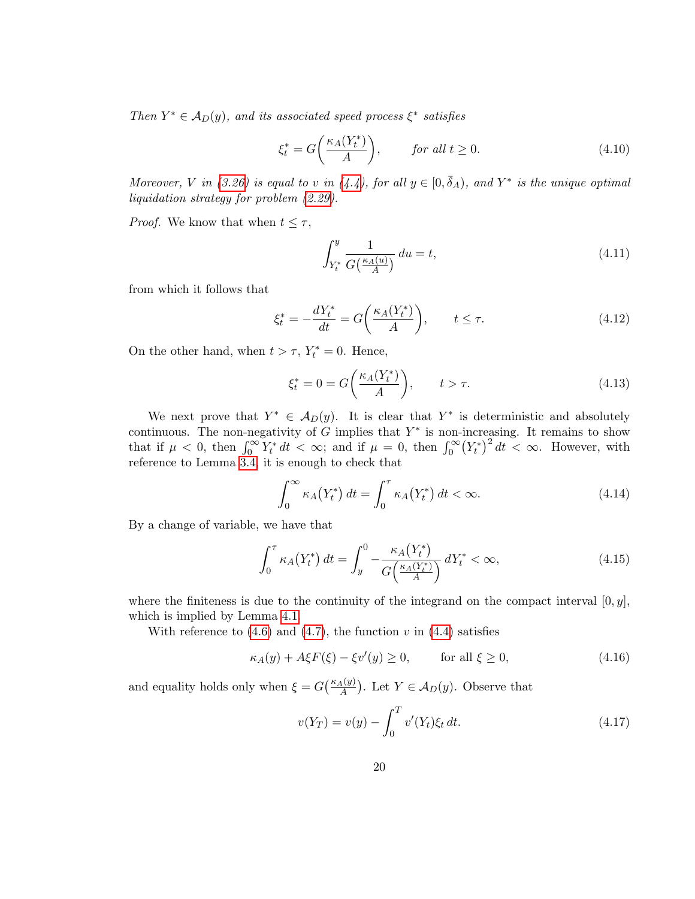*Then $Y^* \in \mathcal{A}_D(y)$, and its associated speed process $\xi^*$ satisfies*

$$\xi_t^* = G\bigg(\frac{\kappa_A(Y_t^*)}{A}\bigg), \qquad \text{for all } t \geq 0. \tag{4.10}$$

*Moreover, $V$ in (3.26) is equal to $v$ in (4.4), for all $y \in [0, \bar{\delta}_A)$, and $Y^*$ is the unique optimal liquidation strategy for problem (2.29).*

*Proof.* We know that when $t \leq \tau$,

$$\int_{Y_t^*}^{y} \frac{1}{G\big(\frac{\kappa_A(u)}{A}\big)}\, du = t, \tag{4.11}$$

from which it follows that

$$\xi_t^* = -\frac{dY_t^*}{dt} = G\bigg(\frac{\kappa_A(Y_t^*)}{A}\bigg), \qquad t \leq \tau. \tag{4.12}$$

On the other hand, when $t > \tau$, $Y_t^* = 0$. Hence,

$$\xi_t^* = 0 = G\bigg(\frac{\kappa_A(Y_t^*)}{A}\bigg), \qquad t > \tau. \tag{4.13}$$

We next prove that $Y^* \in \mathcal{A}_D(y)$. It is clear that $Y^*$ is deterministic and absolutely continuous. The non-negativity of $G$ implies that $Y^*$ is non-increasing. It remains to show that if $\mu < 0$, then $\int_0^\infty Y_t^*\, dt < \infty$; and if $\mu = 0$, then $\int_0^\infty \big(Y_t^*\big)^2\, dt < \infty$. However, with reference to Lemma 3.4, it is enough to check that

$$\int_0^\infty \kappa_A\big(Y_t^*\big)\, dt = \int_0^\tau \kappa_A\big(Y_t^*\big)\, dt < \infty. \tag{4.14}$$

By a change of variable, we have that

$$\int_0^\tau \kappa_A\big(Y_t^*\big)\, dt = \int_y^0 -\frac{\kappa_A\big(Y_t^*\big)}{G\Big(\frac{\kappa_A(Y_t^*)}{A}\Big)}\, dY_t^* < \infty, \tag{4.15}$$

where the finiteness is due to the continuity of the integrand on the compact interval $[0, y]$, which is implied by Lemma 4.1.

With reference to (4.6) and (4.7), the function $v$ in (4.4) satisfies

$$\kappa_A(y) + A\xi F(\xi) - \xi v'(y) \geq 0, \qquad \text{for all } \xi \geq 0, \tag{4.16}$$

and equality holds only when $\xi = G\big(\frac{\kappa_A(y)}{A}\big)$. Let $Y \in \mathcal{A}_D(y)$. Observe that

$$v(Y_T) = v(y) - \int_0^T v'(Y_t)\xi_t\, dt. \tag{4.17}$$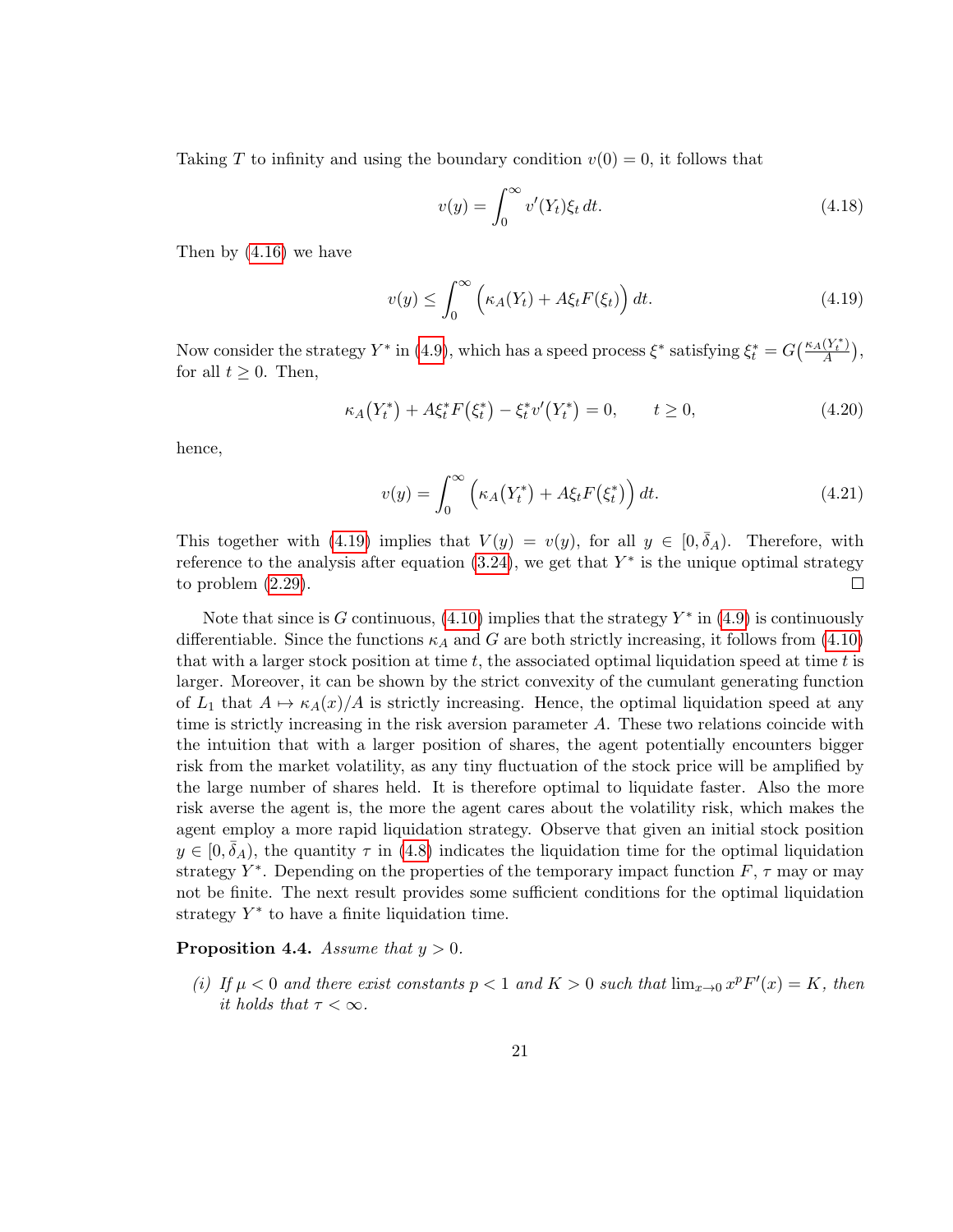Taking $T$ to infinity and using the boundary condition $v(0) = 0$, it follows that

$$v(y) = \int_0^\infty v'(Y_t)\xi_t \, dt. \tag{4.18}$$

Then by (4.16) we have

$$v(y) \leq \int_0^\infty \Big( \kappa_A(Y_t) + A\xi_t F(\xi_t) \Big) \, dt. \tag{4.19}$$

Now consider the strategy $Y^*$ in (4.9), which has a speed process $\xi^*$ satisfying $\xi_t^* = G\big(\frac{\kappa_A(Y_t^*)}{A}\big)$, for all $t \geq 0$. Then,

$$\kappa_A\big(Y_t^*\big) + A\xi_t^* F\big(\xi_t^*\big) - \xi_t^* v'\big(Y_t^*\big) = 0, \qquad t \geq 0, \tag{4.20}$$

hence,

$$v(y) = \int_0^\infty \Big( \kappa_A\big(Y_t^*\big) + A\xi_t F\big(\xi_t^*\big) \Big) \, dt. \tag{4.21}$$

This together with (4.19) implies that $V(y) = v(y)$, for all $y \in [0, \bar{\delta}_A)$. Therefore, with reference to the analysis after equation (3.24), we get that $Y^*$ is the unique optimal strategy to problem (2.29). □

Note that since is $G$ continuous, (4.10) implies that the strategy $Y^*$ in (4.9) is continuously differentiable. Since the functions $\kappa_A$ and $G$ are both strictly increasing, it follows from (4.10) that with a larger stock position at time $t$, the associated optimal liquidation speed at time $t$ is larger. Moreover, it can be shown by the strict convexity of the cumulant generating function of $L_1$ that $A \mapsto \kappa_A(x)/A$ is strictly increasing. Hence, the optimal liquidation speed at any time is strictly increasing in the risk aversion parameter $A$. These two relations coincide with the intuition that with a larger position of shares, the agent potentially encounters bigger risk from the market volatility, as any tiny fluctuation of the stock price will be amplified by the large number of shares held. It is therefore optimal to liquidate faster. Also the more risk averse the agent is, the more the agent cares about the volatility risk, which makes the agent employ a more rapid liquidation strategy. Observe that given an initial stock position $y \in [0, \bar{\delta}_A)$, the quantity $\tau$ in (4.8) indicates the liquidation time for the optimal liquidation strategy $Y^*$. Depending on the properties of the temporary impact function $F$, $\tau$ may or may not be finite. The next result provides some sufficient conditions for the optimal liquidation strategy $Y^*$ to have a finite liquidation time.

**Proposition 4.4.** *Assume that $y > 0$.*

*(i) If $\mu < 0$ and there exist constants $p < 1$ and $K > 0$ such that $\lim_{x \to 0} x^p F'(x) = K$, then it holds that $\tau < \infty$.*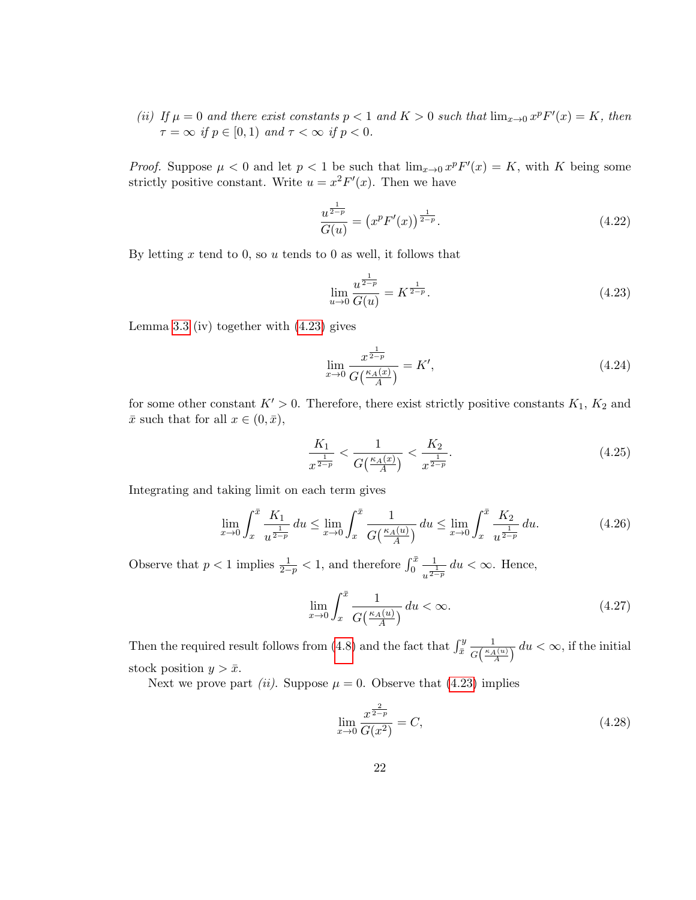*(ii) If $\mu = 0$ and there exist constants $p < 1$ and $K > 0$ such that $\lim_{x\to 0} x^p F'(x) = K$, then $\tau = \infty$ if $p \in [0, 1)$ and $\tau < \infty$ if $p < 0$.*

*Proof.* Suppose $\mu < 0$ and let $p < 1$ be such that $\lim_{x\to 0} x^p F'(x) = K$, with $K$ being some strictly positive constant. Write $u = x^2 F'(x)$. Then we have

$$\frac{u^{\frac{1}{2-p}}}{G(u)} = \left(x^p F'(x)\right)^{\frac{1}{2-p}}. \tag{4.22}$$

By letting $x$ tend to 0, so $u$ tends to 0 as well, it follows that

$$\lim_{u\to 0} \frac{u^{\frac{1}{2-p}}}{G(u)} = K^{\frac{1}{2-p}}. \tag{4.23}$$

Lemma 3.3 (iv) together with (4.23) gives

$$\lim_{x\to 0} \frac{x^{\frac{1}{2-p}}}{G\left(\frac{\kappa_A(x)}{A}\right)} = K', \tag{4.24}$$

for some other constant $K' > 0$. Therefore, there exist strictly positive constants $K_1$, $K_2$ and $\bar{x}$ such that for all $x \in (0, \bar{x})$,

$$\frac{K_1}{x^{\frac{1}{2-p}}} < \frac{1}{G\left(\frac{\kappa_A(x)}{A}\right)} < \frac{K_2}{x^{\frac{1}{2-p}}}. \tag{4.25}$$

Integrating and taking limit on each term gives

$$\lim_{x\to 0} \int_x^{\bar{x}} \frac{K_1}{u^{\frac{1}{2-p}}}\, du \le \lim_{x\to 0} \int_x^{\bar{x}} \frac{1}{G\left(\frac{\kappa_A(u)}{A}\right)}\, du \le \lim_{x\to 0} \int_x^{\bar{x}} \frac{K_2}{u^{\frac{1}{2-p}}}\, du. \tag{4.26}$$

Observe that $p < 1$ implies $\frac{1}{2-p} < 1$, and therefore $\int_0^{\bar{x}} \frac{1}{u^{\frac{1}{2-p}}}\, du < \infty$. Hence,

$$\lim_{x\to 0} \int_x^{\bar{x}} \frac{1}{G\left(\frac{\kappa_A(u)}{A}\right)}\, du < \infty. \tag{4.27}$$

Then the required result follows from (4.8) and the fact that $\int_{\bar{x}}^{y} \frac{1}{G\left(\frac{\kappa_A(u)}{A}\right)}\, du < \infty$, if the initial stock position $y > \bar{x}$.

Next we prove part *(ii)*. Suppose $\mu = 0$. Observe that (4.23) implies

$$\lim_{x\to 0} \frac{x^{\frac{2}{2-p}}}{G(x^2)} = C, \tag{4.28}$$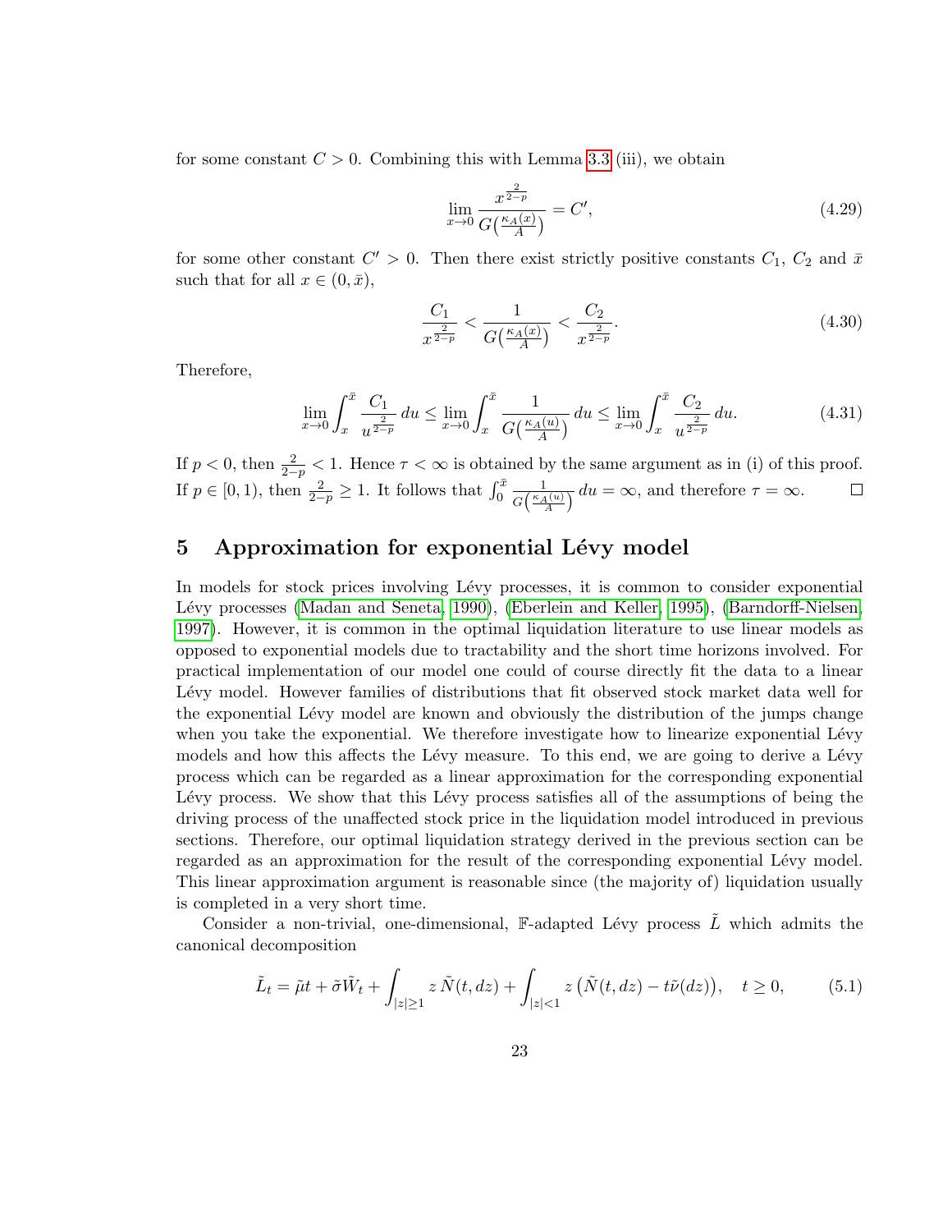for some constant $C > 0$. Combining this with Lemma 3.3 (iii), we obtain

$$\lim_{x \to 0} \frac{x^{\frac{2}{2-p}}}{G\left(\frac{\kappa_A(x)}{A}\right)} = C', \tag{4.29}$$

for some other constant $C' > 0$. Then there exist strictly positive constants $C_1$, $C_2$ and $\bar{x}$ such that for all $x \in (0, \bar{x})$,

$$\frac{C_1}{x^{\frac{2}{2-p}}} < \frac{1}{G\left(\frac{\kappa_A(x)}{A}\right)} < \frac{C_2}{x^{\frac{2}{2-p}}}. \tag{4.30}$$

Therefore,

$$\lim_{x \to 0} \int_x^{\bar{x}} \frac{C_1}{u^{\frac{2}{2-p}}} \, du \leq \lim_{x \to 0} \int_x^{\bar{x}} \frac{1}{G\left(\frac{\kappa_A(u)}{A}\right)} \, du \leq \lim_{x \to 0} \int_x^{\bar{x}} \frac{C_2}{u^{\frac{2}{2-p}}} \, du. \tag{4.31}$$

If $p < 0$, then $\frac{2}{2-p} < 1$. Hence $\tau < \infty$ is obtained by the same argument as in (i) of this proof. If $p \in [0, 1)$, then $\frac{2}{2-p} \geq 1$. It follows that $\int_0^{\bar{x}} \frac{1}{G\left(\frac{\kappa_A(u)}{A}\right)} \, du = \infty$, and therefore $\tau = \infty$. $\square$

## 5 Approximation for exponential Lévy model

In models for stock prices involving Lévy processes, it is common to consider exponential Lévy processes (Madan and Seneta, 1990), (Eberlein and Keller, 1995), (Barndorff-Nielsen, 1997). However, it is common in the optimal liquidation literature to use linear models as opposed to exponential models due to tractability and the short time horizons involved. For practical implementation of our model one could of course directly fit the data to a linear Lévy model. However families of distributions that fit observed stock market data well for the exponential Lévy model are known and obviously the distribution of the jumps change when you take the exponential. We therefore investigate how to linearize exponential Lévy models and how this affects the Lévy measure. To this end, we are going to derive a Lévy process which can be regarded as a linear approximation for the corresponding exponential Lévy process. We show that this Lévy process satisfies all of the assumptions of being the driving process of the unaffected stock price in the liquidation model introduced in previous sections. Therefore, our optimal liquidation strategy derived in the previous section can be regarded as an approximation for the result of the corresponding exponential Lévy model. This linear approximation argument is reasonable since (the majority of) liquidation usually is completed in a very short time.

Consider a non-trivial, one-dimensional, $\mathbb{F}$-adapted Lévy process $\tilde{L}$ which admits the canonical decomposition

$$\tilde{L}_t = \tilde{\mu} t + \tilde{\sigma} \tilde{W}_t + \int_{|z| \geq 1} z \, \tilde{N}(t, dz) + \int_{|z| < 1} z \left( \tilde{N}(t, dz) - t \tilde{\nu}(dz) \right), \quad t \geq 0, \tag{5.1}$$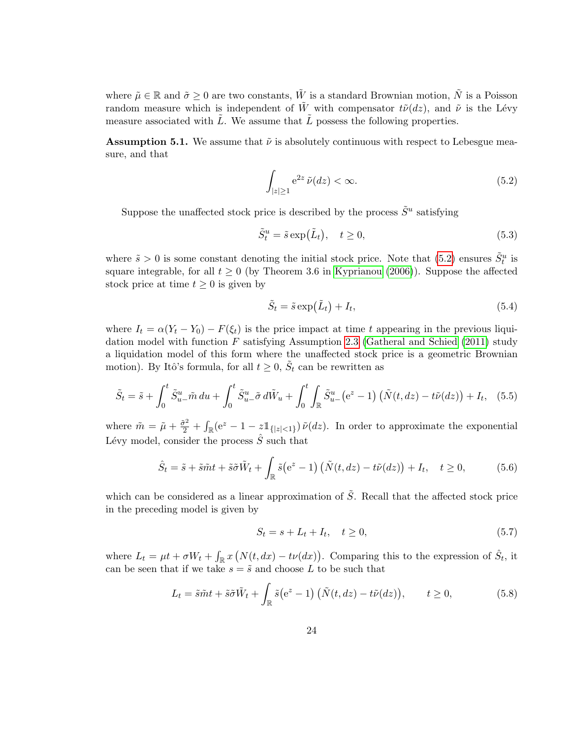where $\tilde{\mu} \in \mathbb{R}$ and $\tilde{\sigma} \geq 0$ are two constants, $\tilde{W}$ is a standard Brownian motion, $\tilde{N}$ is a Poisson random measure which is independent of $\tilde{W}$ with compensator $t\tilde{\nu}(dz)$, and $\tilde{\nu}$ is the Lévy measure associated with $\tilde{L}$. We assume that $\tilde{L}$ possess the following properties.

**Assumption 5.1.** We assume that $\tilde{\nu}$ is absolutely continuous with respect to Lebesgue measure, and that

$$\int_{|z|\geq 1} \mathrm{e}^{2z}\,\tilde{\nu}(dz) < \infty. \tag{5.2}$$

Suppose the unaffected stock price is described by the process $\tilde{S}^u$ satisfying

$$\tilde{S}^u_t = \tilde{s}\exp\big(\tilde{L}_t\big), \quad t \geq 0, \tag{5.3}$$

where $\tilde{s} > 0$ is some constant denoting the initial stock price. Note that (5.2) ensures $\tilde{S}^u_t$ is square integrable, for all $t \geq 0$ (by Theorem 3.6 in Kyprianou (2006)). Suppose the affected stock price at time $t \geq 0$ is given by

$$\tilde{S}_t = \tilde{s}\exp\big(\tilde{L}_t\big) + I_t, \tag{5.4}$$

where $I_t = \alpha(Y_t - Y_0) - F(\xi_t)$ is the price impact at time $t$ appearing in the previous liquidation model with function $F$ satisfying Assumption 2.3 (Gatheral and Schied (2011) study a liquidation model of this form where the unaffected stock price is a geometric Brownian motion). By Itô's formula, for all $t \geq 0$, $\tilde{S}_t$ can be rewritten as

$$\tilde{S}_t = \tilde{s} + \int_0^t \tilde{S}^u_{u-}\tilde{m}\,du + \int_0^t \tilde{S}^u_{u-}\tilde{\sigma}\,d\tilde{W}_u + \int_0^t\int_{\mathbb{R}} \tilde{S}^u_{u-}\big(\mathrm{e}^z - 1\big)\,\big(\tilde{N}(t,dz) - t\tilde{\nu}(dz)\big) + I_t, \tag{5.5}$$

where $\tilde{m} = \tilde{\mu} + \frac{\tilde{\sigma}^2}{2} + \int_{\mathbb{R}}(\mathrm{e}^z - 1 - z\mathbb{1}_{\{|z|<1\}})\,\tilde{\nu}(dz)$. In order to approximate the exponential Lévy model, consider the process $\hat{S}$ such that

$$\hat{S}_t = \tilde{s} + \tilde{s}\tilde{m}t + \tilde{s}\tilde{\sigma}\tilde{W}_t + \int_{\mathbb{R}} \tilde{s}\big(\mathrm{e}^z - 1\big)\,\big(\tilde{N}(t,dz) - t\tilde{\nu}(dz)\big) + I_t, \quad t \geq 0, \tag{5.6}$$

which can be considered as a linear approximation of $\tilde{S}$. Recall that the affected stock price in the preceding model is given by

$$S_t = s + L_t + I_t, \quad t \geq 0, \tag{5.7}$$

where $L_t = \mu t + \sigma W_t + \int_{\mathbb{R}} x\,\big(N(t,dx) - t\nu(dx)\big)$. Comparing this to the expression of $\hat{S}_t$, it can be seen that if we take $s = \tilde{s}$ and choose $L$ to be such that

$$L_t = \tilde{s}\tilde{m}t + \tilde{s}\tilde{\sigma}\tilde{W}_t + \int_{\mathbb{R}} \tilde{s}\big(\mathrm{e}^z - 1\big)\,\big(\tilde{N}(t,dz) - t\tilde{\nu}(dz)\big), \qquad t \geq 0, \tag{5.8}$$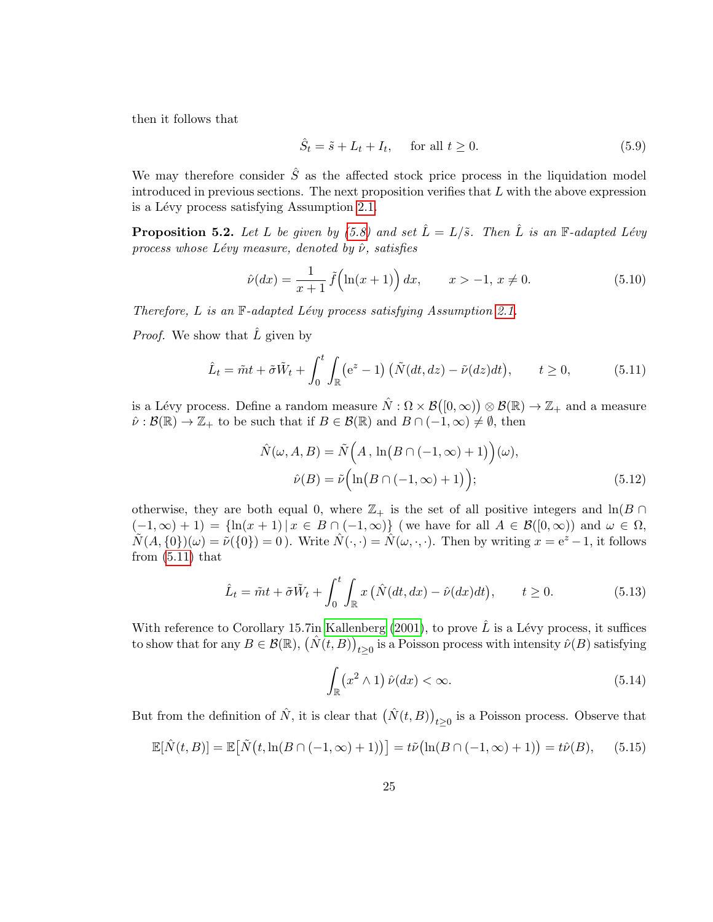then it follows that

$$\hat{S}_t = \tilde{s} + L_t + I_t, \quad \text{for all } t \geq 0. \tag{5.9}$$

We may therefore consider $\hat{S}$ as the affected stock price process in the liquidation model introduced in previous sections. The next proposition verifies that $L$ with the above expression is a Lévy process satisfying Assumption 2.1.

**Proposition 5.2.** *Let $L$ be given by (5.8) and set $\hat{L} = L/\tilde{s}$. Then $\hat{L}$ is an $\mathbb{F}$-adapted Lévy process whose Lévy measure, denoted by $\hat{\nu}$, satisfies*

$$\hat{\nu}(dx) = \frac{1}{x+1}\,\tilde{f}\Big(\ln(x+1)\Big)\,dx, \qquad x > -1,\, x \neq 0. \tag{5.10}$$

*Therefore, $L$ is an $\mathbb{F}$-adapted Lévy process satisfying Assumption 2.1.*

*Proof.* We show that $\hat{L}$ given by

$$\hat{L}_t = \tilde{m}t + \tilde{\sigma}\tilde{W}_t + \int_0^t \int_{\mathbb{R}} \big(\mathrm{e}^z - 1\big)\,\big(\tilde{N}(dt,dz) - \tilde{\nu}(dz)dt\big), \qquad t \geq 0, \tag{5.11}$$

is a Lévy process. Define a random measure $\hat{N} : \Omega \times \mathcal{B}\big([0,\infty)\big) \otimes \mathcal{B}(\mathbb{R}) \to \mathbb{Z}_+$ and a measure $\hat{\nu} : \mathcal{B}(\mathbb{R}) \to \mathbb{Z}_+$ to be such that if $B \in \mathcal{B}(\mathbb{R})$ and $B \cap (-1,\infty) \neq \emptyset$, then

$$\begin{aligned}
\hat{N}(\omega, A, B) &= \tilde{N}\Big(A\,,\, \ln\big(B \cap (-1,\infty) + 1\big)\Big)(\omega), \\
\hat{\nu}(B) &= \tilde{\nu}\Big(\ln\big(B \cap (-1,\infty) + 1\big)\Big);
\end{aligned} \tag{5.12}$$

otherwise, they are both equal 0, where $\mathbb{Z}_+$ is the set of all positive integers and $\ln(B \cap (-1,\infty) + 1) = \{\ln(x+1) \,|\, x \in B \cap (-1,\infty)\}$ ( we have for all $A \in \mathcal{B}([0,\infty))$ and $\omega \in \Omega$, $\tilde{N}(A, \{0\})(\omega) = \tilde{\nu}(\{0\}) = 0$ ). Write $\hat{N}(\cdot,\cdot) = \hat{N}(\omega,\cdot,\cdot)$. Then by writing $x = \mathrm{e}^z - 1$, it follows from (5.11) that

$$\hat{L}_t = \tilde{m}t + \tilde{\sigma}\tilde{W}_t + \int_0^t \int_{\mathbb{R}} x\,\big(\hat{N}(dt,dx) - \hat{\nu}(dx)dt\big), \qquad t \geq 0. \tag{5.13}$$

With reference to Corollary 15.7in Kallenberg (2001), to prove $\hat{L}$ is a Lévy process, it suffices to show that for any $B \in \mathcal{B}(\mathbb{R})$, $\big(\hat{N}(t,B)\big)_{t\geq 0}$ is a Poisson process with intensity $\hat{\nu}(B)$ satisfying

$$\int_{\mathbb{R}} \big(x^2 \wedge 1\big)\,\hat{\nu}(dx) < \infty. \tag{5.14}$$

But from the definition of $\hat{N}$, it is clear that $\big(\hat{N}(t,B)\big)_{t\geq 0}$ is a Poisson process. Observe that

$$\mathbb{E}[\hat{N}(t,B)] = \mathbb{E}\big[\tilde{N}\big(t, \ln(B \cap (-1,\infty) + 1)\big)\big] = t\tilde{\nu}\big(\ln(B \cap (-1,\infty) + 1)\big) = t\hat{\nu}(B), \tag{5.15}$$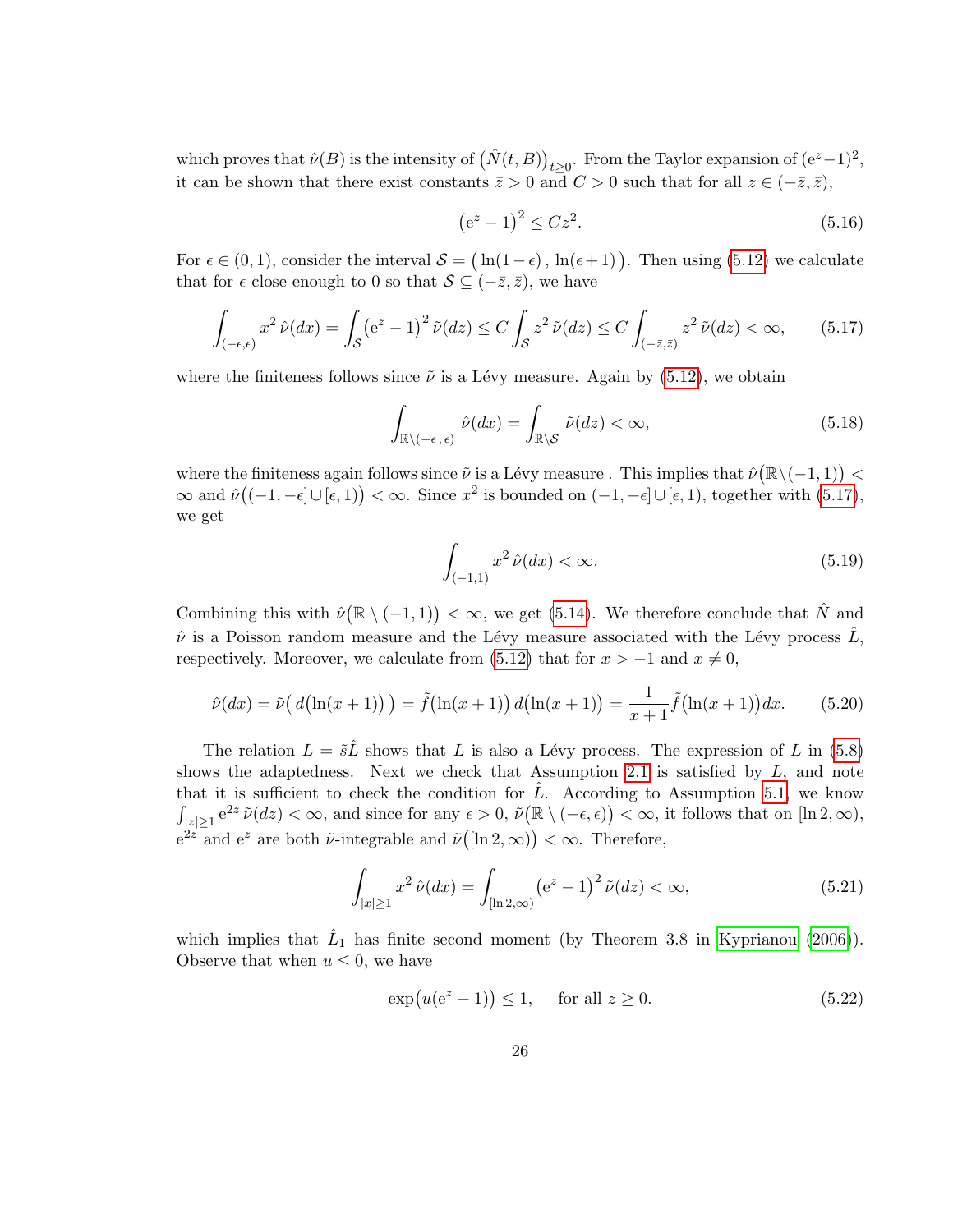which proves that $\hat{\nu}(B)$ is the intensity of $\big(\hat{N}(t,B)\big)_{t\geq 0}$. From the Taylor expansion of $(\mathrm{e}^z-1)^2$, it can be shown that there exist constants $\bar{z}>0$ and $C>0$ such that for all $z\in(-\bar{z},\bar{z})$,

$$\big(\mathrm{e}^z-1\big)^2 \leq Cz^2. \tag{5.16}$$

For $\epsilon\in(0,1)$, consider the interval $\mathcal{S}=\big(\ln(1-\epsilon)\,,\,\ln(\epsilon+1)\big)$. Then using (5.12) we calculate that for $\epsilon$ close enough to 0 so that $\mathcal{S}\subseteq(-\bar{z},\bar{z})$, we have

$$\int_{(-\epsilon,\epsilon)} x^2\,\hat{\nu}(dx) = \int_{\mathcal{S}} \big(\mathrm{e}^z-1\big)^2\,\tilde{\nu}(dz) \leq C\int_{\mathcal{S}} z^2\,\tilde{\nu}(dz) \leq C\int_{(-\bar{z},\bar{z})} z^2\,\tilde{\nu}(dz)<\infty, \tag{5.17}$$

where the finiteness follows since $\tilde{\nu}$ is a Lévy measure. Again by (5.12), we obtain

$$\int_{\mathbb{R}\setminus(-\epsilon\,,\,\epsilon)} \hat{\nu}(dx) = \int_{\mathbb{R}\setminus\mathcal{S}} \tilde{\nu}(dz)<\infty, \tag{5.18}$$

where the finiteness again follows since $\tilde{\nu}$ is a Lévy measure . This implies that $\hat{\nu}\big(\mathbb{R}\setminus(-1,1)\big)<\infty$ and $\hat{\nu}\big((-1,-\epsilon]\cup[\epsilon,1)\big)<\infty$. Since $x^2$ is bounded on $(-1,-\epsilon]\cup[\epsilon,1)$, together with (5.17), we get

$$\int_{(-1,1)} x^2\,\hat{\nu}(dx)<\infty. \tag{5.19}$$

Combining this with $\hat{\nu}\big(\mathbb{R}\setminus(-1,1)\big)<\infty$, we get (5.14). We therefore conclude that $\hat{N}$ and $\hat{\nu}$ is a Poisson random measure and the Lévy measure associated with the Lévy process $\hat{L}$, respectively. Moreover, we calculate from (5.12) that for $x>-1$ and $x\neq 0$,

$$\hat{\nu}(dx) = \tilde{\nu}\big(\,d\big(\ln(x+1)\big)\,\big) = \tilde{f}\big(\ln(x+1)\big)\,d\big(\ln(x+1)\big) = \frac{1}{x+1}\tilde{f}\big(\ln(x+1)\big)dx. \tag{5.20}$$

The relation $L=\tilde{s}\hat{L}$ shows that $L$ is also a Lévy process. The expression of $L$ in (5.8) shows the adaptedness. Next we check that Assumption 2.1 is satisfied by $L$, and note that it is sufficient to check the condition for $\hat{L}$. According to Assumption 5.1, we know $\int_{|z|\geq 1}\mathrm{e}^{2z}\,\tilde{\nu}(dz)<\infty$, and since for any $\epsilon>0$, $\tilde{\nu}\big(\mathbb{R}\setminus(-\epsilon,\epsilon)\big)<\infty$, it follows that on $[\ln 2,\infty)$, $\mathrm{e}^{2z}$ and $\mathrm{e}^{z}$ are both $\tilde{\nu}$-integrable and $\tilde{\nu}\big([\ln 2,\infty)\big)<\infty$. Therefore,

$$\int_{|x|\geq 1} x^2\,\hat{\nu}(dx) = \int_{[\ln 2,\infty)} \big(\mathrm{e}^z-1\big)^2\,\tilde{\nu}(dz)<\infty, \tag{5.21}$$

which implies that $\hat{L}_1$ has finite second moment (by Theorem 3.8 in Kyprianou (2006)). Observe that when $u\leq 0$, we have

$$\exp\big(u(\mathrm{e}^z-1)\big)\leq 1, \quad \text{ for all } z\geq 0. \tag{5.22}$$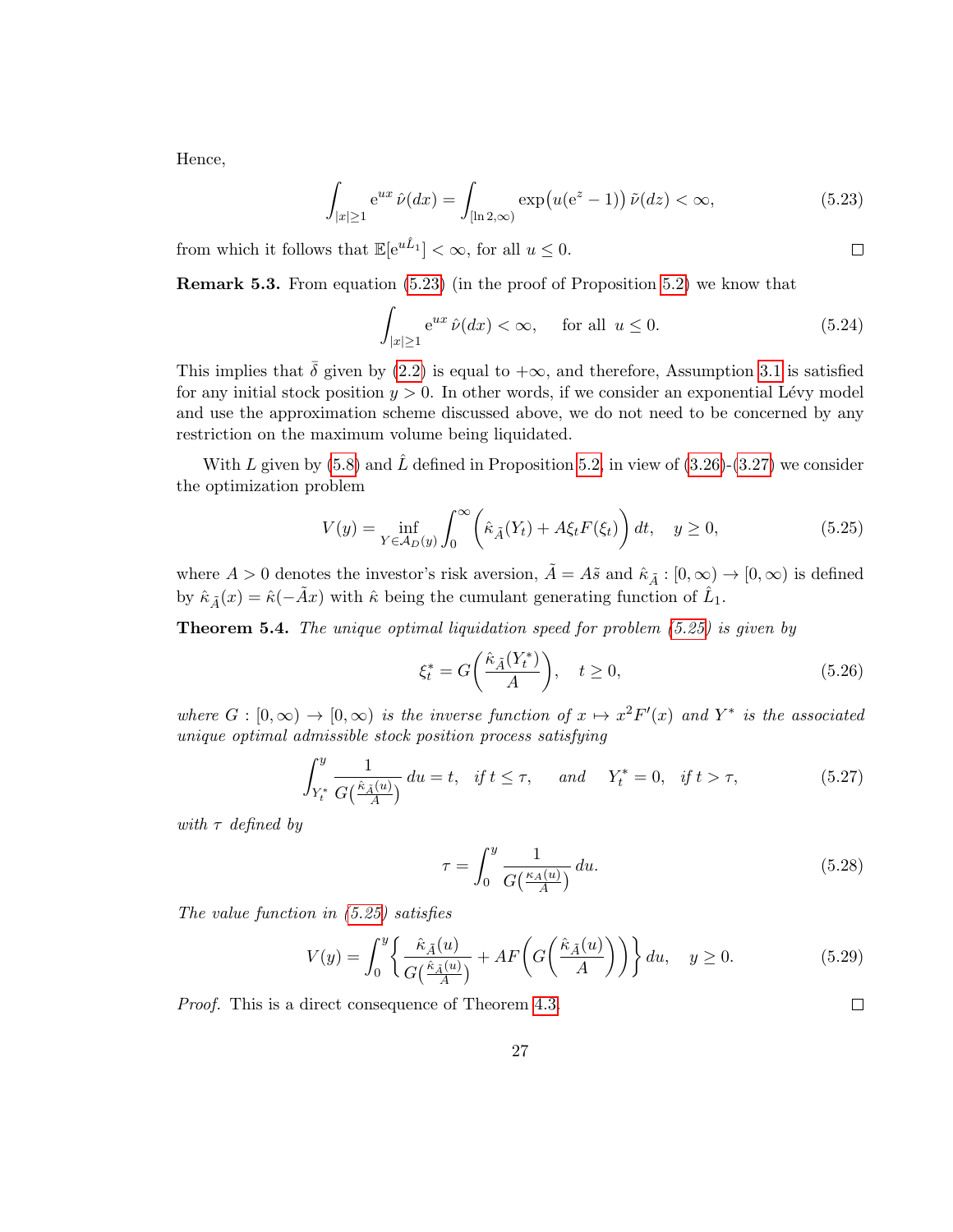Hence,

$$\int_{|x|\geq 1} \mathrm{e}^{ux}\,\hat{\nu}(dx) = \int_{[\ln 2,\infty)} \exp\bigl(u(\mathrm{e}^{z}-1)\bigr)\,\tilde{\nu}(dz) < \infty, \tag{5.23}$$

from which it follows that $\mathbb{E}[\mathrm{e}^{u\hat{L}_1}] < \infty$, for all $u \leq 0$. $\square$

**Remark 5.3.** From equation (5.23) (in the proof of Proposition 5.2) we know that

$$\int_{|x|\geq 1} \mathrm{e}^{ux}\,\hat{\nu}(dx) < \infty, \quad \text{ for all } u \leq 0. \tag{5.24}$$

This implies that $\bar{\delta}$ given by (2.2) is equal to $+\infty$, and therefore, Assumption 3.1 is satisfied for any initial stock position $y > 0$. In other words, if we consider an exponential Lévy model and use the approximation scheme discussed above, we do not need to be concerned by any restriction on the maximum volume being liquidated.

With $L$ given by (5.8) and $\hat{L}$ defined in Proposition 5.2, in view of (3.26)-(3.27) we consider the optimization problem

$$V(y) = \inf_{Y\in\mathcal{A}_D(y)} \int_0^\infty \Bigl(\hat{\kappa}_{\tilde{A}}(Y_t) + A\xi_t F(\xi_t)\Bigr)\,dt, \quad y \geq 0, \tag{5.25}$$

where $A > 0$ denotes the investor's risk aversion, $\tilde{A} = A\tilde{s}$ and $\hat{\kappa}_{\tilde{A}} : [0,\infty) \to [0,\infty)$ is defined by $\hat{\kappa}_{\tilde{A}}(x) = \hat{\kappa}(-\tilde{A}x)$ with $\hat{\kappa}$ being the cumulant generating function of $\hat{L}_1$.

**Theorem 5.4.** *The unique optimal liquidation speed for problem (5.25) is given by*

$$\xi^*_t = G\biggl(\frac{\hat{\kappa}_{\tilde{A}}(Y^*_t)}{A}\biggr), \quad t \geq 0, \tag{5.26}$$

*where $G : [0,\infty) \to [0,\infty)$ is the inverse function of $x \mapsto x^2F'(x)$ and $Y^*$ is the associated unique optimal admissible stock position process satisfying*

$$\int_{Y^*_t}^{y} \frac{1}{G\bigl(\frac{\hat{\kappa}_{\tilde{A}}(u)}{A}\bigr)}\,du = t, \quad \textit{if } t \leq \tau, \quad \textit{ and } \quad Y^*_t = 0, \quad \textit{if } t > \tau, \tag{5.27}$$

*with $\tau$ defined by*

$$\tau = \int_0^y \frac{1}{G\bigl(\frac{\kappa_A(u)}{A}\bigr)}\,du. \tag{5.28}$$

*The value function in (5.25) satisfies*

$$V(y) = \int_0^y \biggl\{ \frac{\hat{\kappa}_{\tilde{A}}(u)}{G\bigl(\frac{\hat{\kappa}_{\tilde{A}}(u)}{A}\bigr)} + AF\biggl(G\biggl(\frac{\hat{\kappa}_{\tilde{A}}(u)}{A}\biggr)\biggr)\biggr\}\,du, \quad y \geq 0. \tag{5.29}$$

*Proof.* This is a direct consequence of Theorem 4.3. $\square$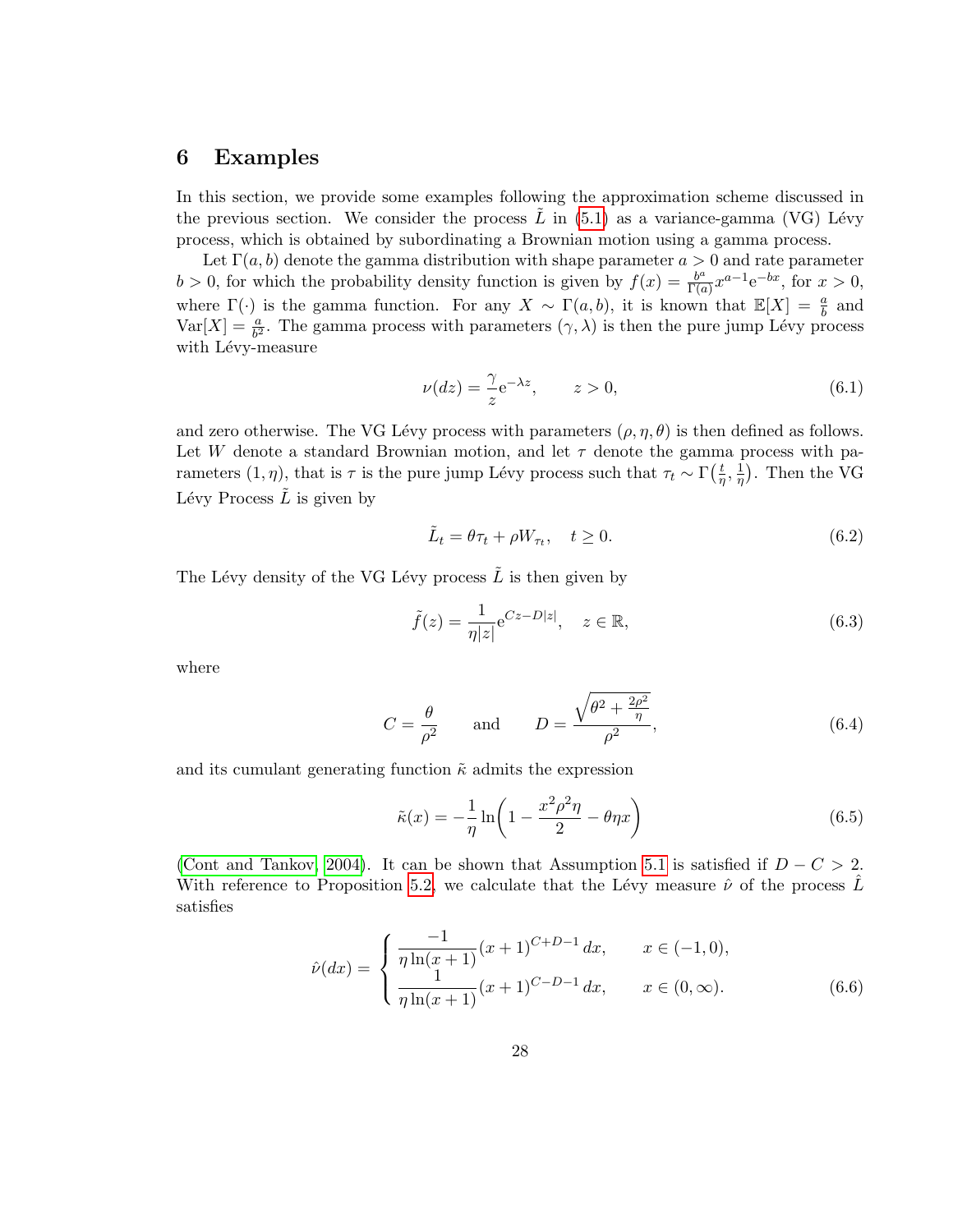## 6 Examples

In this section, we provide some examples following the approximation scheme discussed in the previous section. We consider the process $\tilde{L}$ in (5.1) as a variance-gamma (VG) Lévy process, which is obtained by subordinating a Brownian motion using a gamma process.

Let $\Gamma(a, b)$ denote the gamma distribution with shape parameter $a > 0$ and rate parameter $b > 0$, for which the probability density function is given by $f(x) = \frac{b^a}{\Gamma(a)} x^{a-1} \mathrm{e}^{-bx}$, for $x > 0$, where $\Gamma(\cdot)$ is the gamma function. For any $X \sim \Gamma(a, b)$, it is known that $\mathbb{E}[X] = \frac{a}{b}$ and $\mathrm{Var}[X] = \frac{a}{b^2}$. The gamma process with parameters $(\gamma, \lambda)$ is then the pure jump Lévy process with Lévy-measure

$$\nu(dz) = \frac{\gamma}{z} \mathrm{e}^{-\lambda z}, \qquad z > 0, \tag{6.1}$$

and zero otherwise. The VG Lévy process with parameters $(\rho, \eta, \theta)$ is then defined as follows. Let $W$ denote a standard Brownian motion, and let $\tau$ denote the gamma process with parameters $(1, \eta)$, that is $\tau$ is the pure jump Lévy process such that $\tau_t \sim \Gamma\big(\frac{t}{\eta}, \frac{1}{\eta}\big)$. Then the VG Lévy Process $\tilde{L}$ is given by

$$\tilde{L}_t = \theta \tau_t + \rho W_{\tau_t}, \quad t \geq 0. \tag{6.2}$$

The Lévy density of the VG Lévy process $\tilde{L}$ is then given by

$$\tilde{f}(z) = \frac{1}{\eta |z|} \mathrm{e}^{Cz - D|z|}, \quad z \in \mathbb{R}, \tag{6.3}$$

where

$$C = \frac{\theta}{\rho^2} \qquad \text{and} \qquad D = \frac{\sqrt{\theta^2 + \frac{2\rho^2}{\eta}}}{\rho^2}, \tag{6.4}$$

and its cumulant generating function $\tilde{\kappa}$ admits the expression

$$\tilde{\kappa}(x) = -\frac{1}{\eta} \ln\!\left(1 - \frac{x^2 \rho^2 \eta}{2} - \theta \eta x\right) \tag{6.5}$$

(Cont and Tankov, 2004). It can be shown that Assumption 5.1 is satisfied if $D - C > 2$. With reference to Proposition 5.2, we calculate that the Lévy measure $\hat{\nu}$ of the process $\hat{L}$ satisfies

$$\hat{\nu}(dx) = \begin{cases} \dfrac{-1}{\eta \ln(x+1)} (x+1)^{C+D-1}\, dx, & x \in (-1, 0), \\[2ex] \dfrac{1}{\eta \ln(x+1)} (x+1)^{C-D-1}\, dx, & x \in (0, \infty). \end{cases} \tag{6.6}$$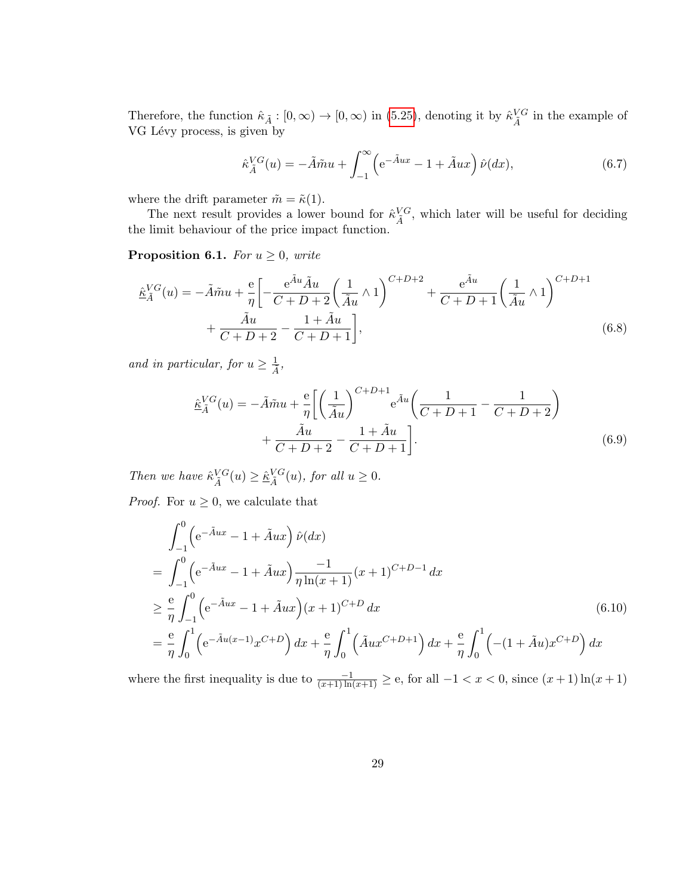Therefore, the function $\hat{\kappa}_{\tilde{A}} : [0,\infty) \to [0,\infty)$ in (5.25), denoting it by $\hat{\kappa}^{VG}_{\tilde{A}}$ in the example of VG Lévy process, is given by

$$\hat{\kappa}^{VG}_{\tilde{A}}(u) = -\tilde{A}\tilde{m}u + \int_{-1}^{\infty} \Big( \mathrm{e}^{-\tilde{A}ux} - 1 + \tilde{A}ux \Big)\, \hat{\nu}(dx), \tag{6.7}$$

where the drift parameter $\tilde{m} = \tilde{\kappa}(1)$.

The next result provides a lower bound for $\hat{\kappa}^{VG}_{\tilde{A}}$, which later will be useful for deciding the limit behaviour of the price impact function.

**Proposition 6.1.** *For $u \geq 0$, write*

$$\begin{aligned}
\underline{\hat{\kappa}}^{VG}_{\tilde{A}}(u) = -\tilde{A}\tilde{m}u + \frac{\mathrm{e}}{\eta}\Bigg[ &-\frac{\mathrm{e}^{\tilde{A}u}\tilde{A}u}{C+D+2}\bigg(\frac{1}{\tilde{A}u} \wedge 1\bigg)^{C+D+2} + \frac{\mathrm{e}^{\tilde{A}u}}{C+D+1}\bigg(\frac{1}{\tilde{A}u} \wedge 1\bigg)^{C+D+1} \\
&+ \frac{\tilde{A}u}{C+D+2} - \frac{1+\tilde{A}u}{C+D+1}\Bigg],
\end{aligned} \tag{6.8}$$

*and in particular, for $u \geq \frac{1}{\tilde{A}}$,*

$$\begin{aligned}
\underline{\hat{\kappa}}^{VG}_{\tilde{A}}(u) = -\tilde{A}\tilde{m}u + \frac{\mathrm{e}}{\eta}\Bigg[ &\bigg(\frac{1}{\tilde{A}u}\bigg)^{C+D+1} \mathrm{e}^{\tilde{A}u}\bigg(\frac{1}{C+D+1} - \frac{1}{C+D+2}\bigg) \\
&+ \frac{\tilde{A}u}{C+D+2} - \frac{1+\tilde{A}u}{C+D+1}\Bigg].
\end{aligned} \tag{6.9}$$

*Then we have $\hat{\kappa}^{VG}_{\tilde{A}}(u) \geq \underline{\hat{\kappa}}^{VG}_{\tilde{A}}(u)$, for all $u \geq 0$.*

*Proof.* For $u \geq 0$, we calculate that

$$\begin{aligned}
&\int_{-1}^{0} \Big( \mathrm{e}^{-\tilde{A}ux} - 1 + \tilde{A}ux \Big)\, \hat{\nu}(dx) \\
=\ &\int_{-1}^{0} \Big( \mathrm{e}^{-\tilde{A}ux} - 1 + \tilde{A}ux \Big) \frac{-1}{\eta \ln(x+1)} (x+1)^{C+D-1}\, dx \\
\geq\ &\frac{\mathrm{e}}{\eta} \int_{-1}^{0} \Big( \mathrm{e}^{-\tilde{A}ux} - 1 + \tilde{A}ux \Big)(x+1)^{C+D}\, dx \\
=\ &\frac{\mathrm{e}}{\eta} \int_{0}^{1} \Big( \mathrm{e}^{-\tilde{A}u(x-1)} x^{C+D} \Big)\, dx + \frac{\mathrm{e}}{\eta} \int_{0}^{1} \Big( \tilde{A}ux^{C+D+1} \Big)\, dx + \frac{\mathrm{e}}{\eta} \int_{0}^{1} \Big( -(1+\tilde{A}u)x^{C+D} \Big)\, dx
\end{aligned} \tag{6.10}$$

where the first inequality is due to $\frac{-1}{(x+1)\ln(x+1)} \geq \mathrm{e}$, for all $-1 < x < 0$, since $(x+1)\ln(x+1)$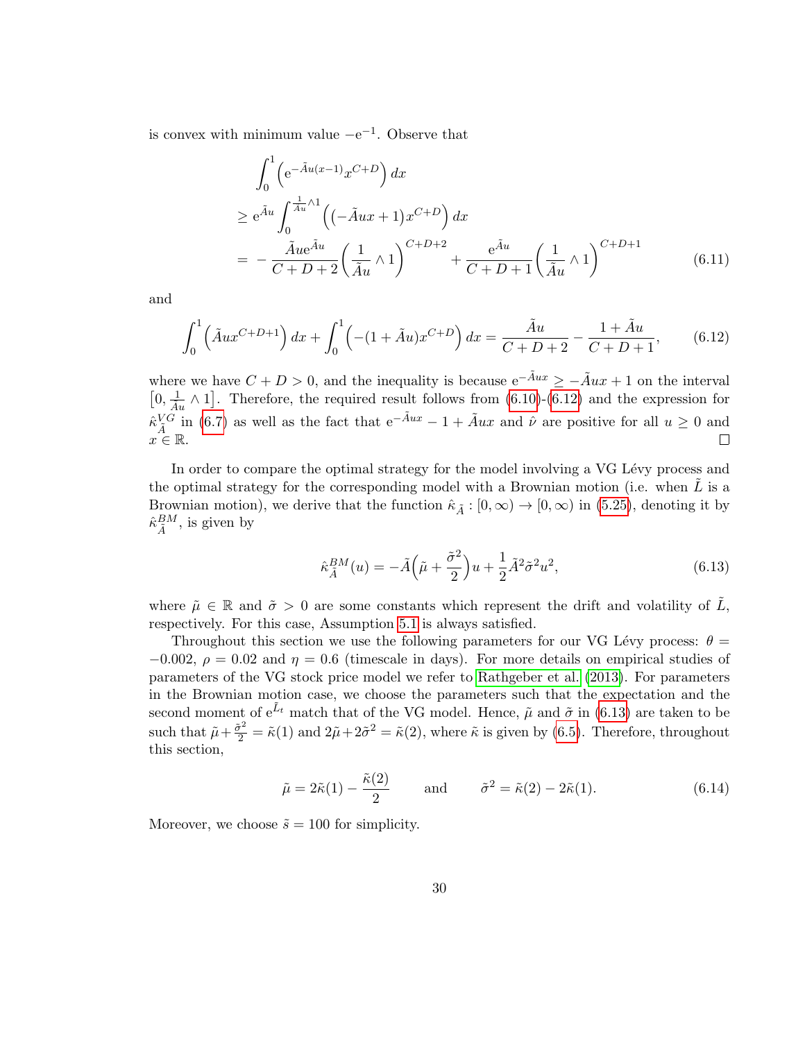is convex with minimum value $-\mathrm{e}^{-1}$. Observe that

$$
\begin{aligned}
&\int_0^1 \Big(\mathrm{e}^{-\tilde{A}u(x-1)} x^{C+D}\Big)\, dx \\
&\geq \mathrm{e}^{\tilde{A}u} \int_0^{\frac{1}{\tilde{A}u}\wedge 1} \Big(\big(-\tilde{A}ux + 1\big) x^{C+D}\Big)\, dx \\
&= -\frac{\tilde{A}u\mathrm{e}^{\tilde{A}u}}{C+D+2}\bigg(\frac{1}{\tilde{A}u}\wedge 1\bigg)^{C+D+2} + \frac{\mathrm{e}^{\tilde{A}u}}{C+D+1}\bigg(\frac{1}{\tilde{A}u}\wedge 1\bigg)^{C+D+1}
\end{aligned}
\tag{6.11}
$$

and

$$
\int_0^1 \Big(\tilde{A}ux^{C+D+1}\Big)\, dx + \int_0^1 \Big(-(1+\tilde{A}u)x^{C+D}\Big)\, dx = \frac{\tilde{A}u}{C+D+2} - \frac{1+\tilde{A}u}{C+D+1}, \tag{6.12}
$$

where we have $C + D > 0$, and the inequality is because $\mathrm{e}^{-\tilde{A}ux} \geq -\tilde{A}ux + 1$ on the interval $\big[0, \frac{1}{\tilde{A}u} \wedge 1\big]$. Therefore, the required result follows from (6.10)-(6.12) and the expression for $\hat{\kappa}^{VG}_{\tilde{A}}$ in (6.7) as well as the fact that $\mathrm{e}^{-\tilde{A}ux} - 1 + \tilde{A}ux$ and $\hat{\nu}$ are positive for all $u \geq 0$ and $x \in \mathbb{R}$. $\square$

In order to compare the optimal strategy for the model involving a VG Lévy process and the optimal strategy for the corresponding model with a Brownian motion (i.e. when $\tilde{L}$ is a Brownian motion), we derive that the function $\hat{\kappa}_{\tilde{A}} : [0, \infty) \to [0, \infty)$ in (5.25), denoting it by $\hat{\kappa}^{BM}_{\tilde{A}}$, is given by

$$
\hat{\kappa}^{BM}_{\tilde{A}}(u) = -\tilde{A}\Big(\tilde{\mu} + \frac{\tilde{\sigma}^2}{2}\Big)u + \frac{1}{2}\tilde{A}^2\tilde{\sigma}^2u^2, \tag{6.13}
$$

where $\tilde{\mu} \in \mathbb{R}$ and $\tilde{\sigma} > 0$ are some constants which represent the drift and volatility of $\tilde{L}$, respectively. For this case, Assumption 5.1 is always satisfied.

Throughout this section we use the following parameters for our VG Lévy process: $\theta = -0.002$, $\rho = 0.02$ and $\eta = 0.6$ (timescale in days). For more details on empirical studies of parameters of the VG stock price model we refer to Rathgeber et al. (2013). For parameters in the Brownian motion case, we choose the parameters such that the expectation and the second moment of $\mathrm{e}^{\tilde{L}_t}$ match that of the VG model. Hence, $\tilde{\mu}$ and $\tilde{\sigma}$ in (6.13) are taken to be such that $\tilde{\mu} + \frac{\tilde{\sigma}^2}{2} = \tilde{\kappa}(1)$ and $2\tilde{\mu} + 2\tilde{\sigma}^2 = \tilde{\kappa}(2)$, where $\tilde{\kappa}$ is given by (6.5). Therefore, throughout this section,

$$
\tilde{\mu} = 2\tilde{\kappa}(1) - \frac{\tilde{\kappa}(2)}{2} \qquad \text{and} \qquad \tilde{\sigma}^2 = \tilde{\kappa}(2) - 2\tilde{\kappa}(1). \tag{6.14}
$$

Moreover, we choose $\tilde{s} = 100$ for simplicity.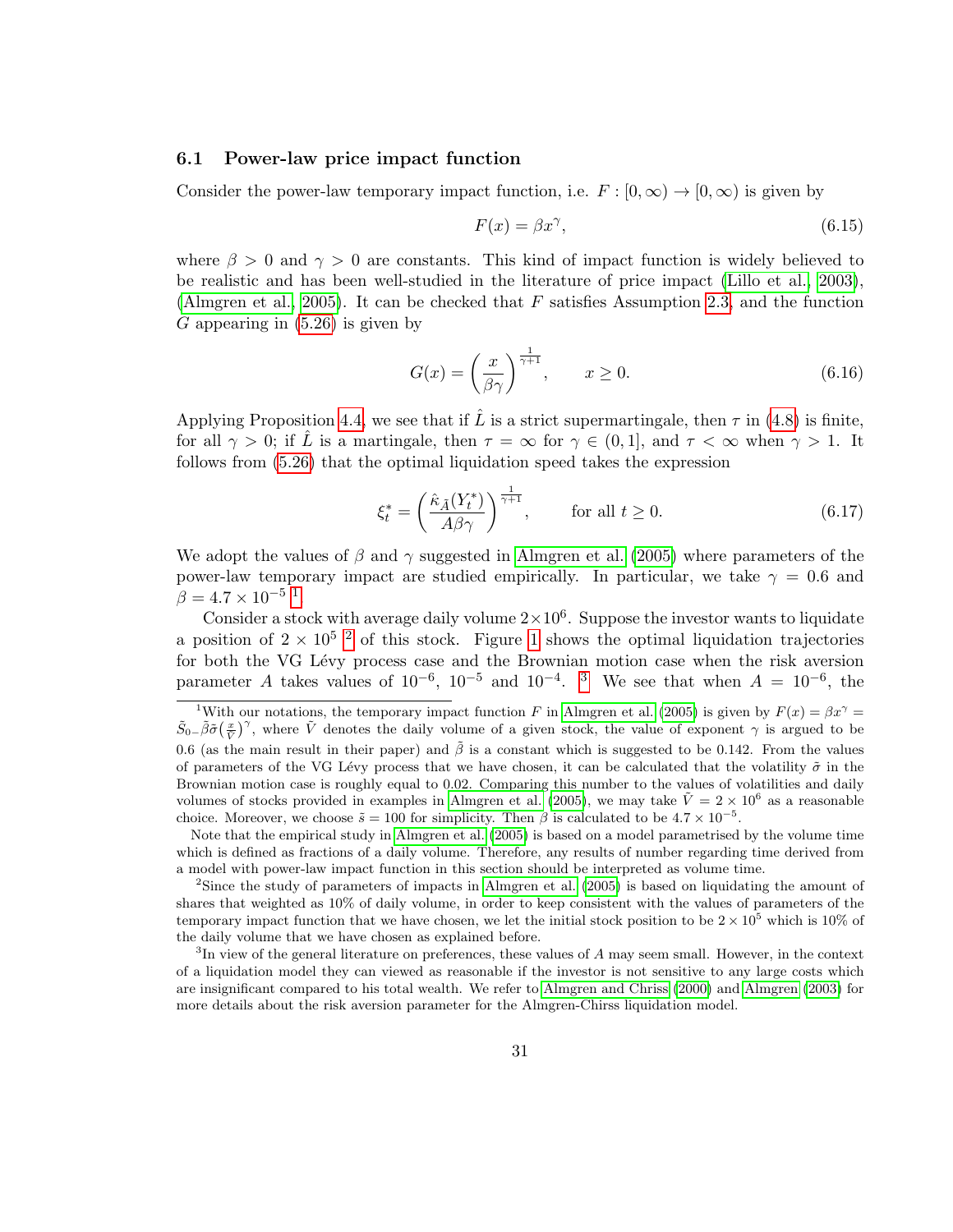### 6.1 Power-law price impact function

Consider the power-law temporary impact function, i.e. $F : [0, \infty) \to [0, \infty)$ is given by

$$F(x) = \beta x^\gamma, \tag{6.15}$$

where $\beta > 0$ and $\gamma > 0$ are constants. This kind of impact function is widely believed to be realistic and has been well-studied in the literature of price impact (Lillo et al., 2003), (Almgren et al., 2005). It can be checked that $F$ satisfies Assumption 2.3, and the function $G$ appearing in (5.26) is given by

$$G(x) = \left(\frac{x}{\beta\gamma}\right)^{\frac{1}{\gamma+1}}, \qquad x \geq 0. \tag{6.16}$$

Applying Proposition 4.4, we see that if $\hat{L}$ is a strict supermartingale, then $\tau$ in (4.8) is finite, for all $\gamma > 0$; if $\hat{L}$ is a martingale, then $\tau = \infty$ for $\gamma \in (0, 1]$, and $\tau < \infty$ when $\gamma > 1$. It follows from (5.26) that the optimal liquidation speed takes the expression

$$\xi_t^* = \left(\frac{\hat{\kappa}_{\bar{A}}(Y_t^*)}{A\beta\gamma}\right)^{\frac{1}{\gamma+1}}, \qquad \text{for all } t \geq 0. \tag{6.17}$$

We adopt the values of $\beta$ and $\gamma$ suggested in Almgren et al. (2005) where parameters of the power-law temporary impact are studied empirically. In particular, we take $\gamma = 0.6$ and $\beta = 4.7 \times 10^{-5}$.[1]

Consider a stock with average daily volume $2 \times 10^6$. Suppose the investor wants to liquidate a position of $2 \times 10^5$ [2] of this stock. Figure 1 shows the optimal liquidation trajectories for both the VG Lévy process case and the Brownian motion case when the risk aversion parameter $A$ takes values of $10^{-6}$, $10^{-5}$ and $10^{-4}$. [3] We see that when $A = 10^{-6}$, the

---

[1] With our notations, the temporary impact function $F$ in Almgren et al. (2005) is given by $F(x) = \beta x^\gamma = \tilde{S}_{0-}\tilde{\beta}\tilde{\sigma}\left(\frac{x}{\tilde{V}}\right)^\gamma$, where $\tilde{V}$ denotes the daily volume of a given stock, the value of exponent $\gamma$ is argued to be 0.6 (as the main result in their paper) and $\tilde{\beta}$ is a constant which is suggested to be 0.142. From the values of parameters of the VG Lévy process that we have chosen, it can be calculated that the volatility $\tilde{\sigma}$ in the Brownian motion case is roughly equal to 0.02. Comparing this number to the values of volatilities and daily volumes of stocks provided in examples in Almgren et al. (2005), we may take $\tilde{V} = 2 \times 10^6$ as a reasonable choice. Moreover, we choose $\tilde{s} = 100$ for simplicity. Then $\beta$ is calculated to be $4.7 \times 10^{-5}$.

Note that the empirical study in Almgren et al. (2005) is based on a model parametrised by the volume time which is defined as fractions of a daily volume. Therefore, any results of number regarding time derived from a model with power-law impact function in this section should be interpreted as volume time.

[2] Since the study of parameters of impacts in Almgren et al. (2005) is based on liquidating the amount of shares that weighted as 10% of daily volume, in order to keep consistent with the values of parameters of the temporary impact function that we have chosen, we let the initial stock position to be $2 \times 10^5$ which is 10% of the daily volume that we have chosen as explained before.

[3] In view of the general literature on preferences, these values of $A$ may seem small. However, in the context of a liquidation model they can viewed as reasonable if the investor is not sensitive to any large costs which are insignificant compared to his total wealth. We refer to Almgren and Chriss (2000) and Almgren (2003) for more details about the risk aversion parameter for the Almgren-Chirss liquidation model.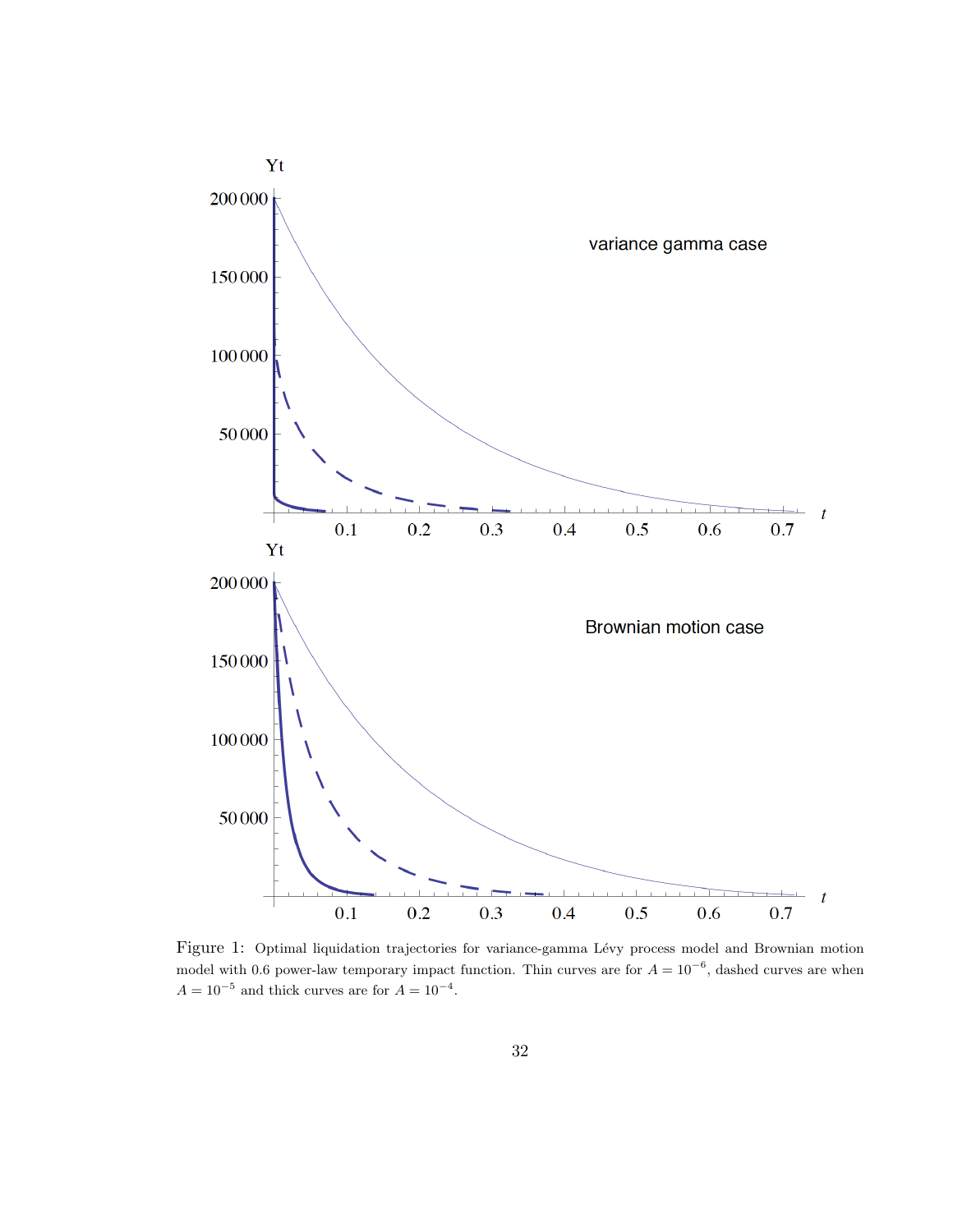Figure 1: Optimal liquidation trajectories for variance-gamma Lévy process model and Brownian motion model with 0.6 power-law temporary impact function. Thin curves are for $A = 10^{-6}$, dashed curves are when $A = 10^{-5}$ and thick curves are for $A = 10^{-4}$.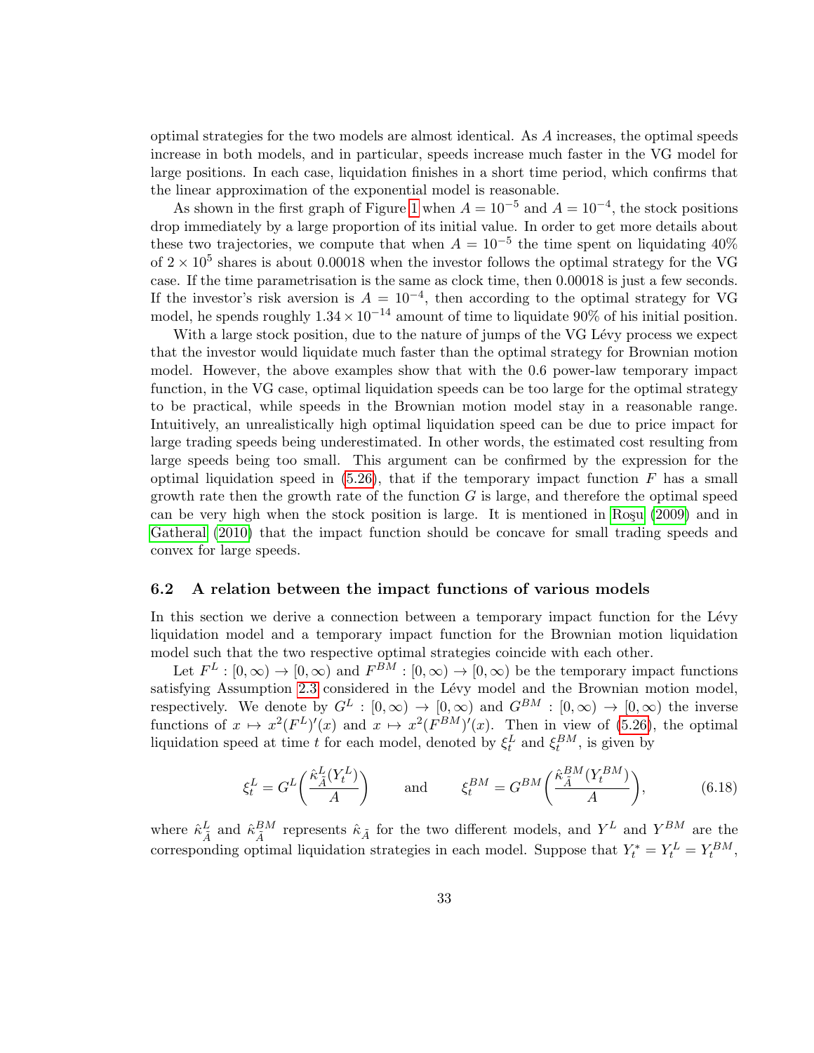optimal strategies for the two models are almost identical. As $A$ increases, the optimal speeds increase in both models, and in particular, speeds increase much faster in the VG model for large positions. In each case, liquidation finishes in a short time period, which confirms that the linear approximation of the exponential model is reasonable.

As shown in the first graph of Figure 1 when $A = 10^{-5}$ and $A = 10^{-4}$, the stock positions drop immediately by a large proportion of its initial value. In order to get more details about these two trajectories, we compute that when $A = 10^{-5}$ the time spent on liquidating 40% of $2 \times 10^5$ shares is about 0.00018 when the investor follows the optimal strategy for the VG case. If the time parametrisation is the same as clock time, then 0.00018 is just a few seconds. If the investor's risk aversion is $A = 10^{-4}$, then according to the optimal strategy for VG model, he spends roughly $1.34 \times 10^{-14}$ amount of time to liquidate 90% of his initial position.

With a large stock position, due to the nature of jumps of the VG Lévy process we expect that the investor would liquidate much faster than the optimal strategy for Brownian motion model. However, the above examples show that with the 0.6 power-law temporary impact function, in the VG case, optimal liquidation speeds can be too large for the optimal strategy to be practical, while speeds in the Brownian motion model stay in a reasonable range. Intuitively, an unrealistically high optimal liquidation speed can be due to price impact for large trading speeds being underestimated. In other words, the estimated cost resulting from large speeds being too small. This argument can be confirmed by the expression for the optimal liquidation speed in (5.26), that if the temporary impact function $F$ has a small growth rate then the growth rate of the function $G$ is large, and therefore the optimal speed can be very high when the stock position is large. It is mentioned in Roşu (2009) and in Gatheral (2010) that the impact function should be concave for small trading speeds and convex for large speeds.

## 6.2 A relation between the impact functions of various models

In this section we derive a connection between a temporary impact function for the Lévy liquidation model and a temporary impact function for the Brownian motion liquidation model such that the two respective optimal strategies coincide with each other.

Let $F^L : [0, \infty) \to [0, \infty)$ and $F^{BM} : [0, \infty) \to [0, \infty)$ be the temporary impact functions satisfying Assumption 2.3 considered in the Lévy model and the Brownian motion model, respectively. We denote by $G^L : [0, \infty) \to [0, \infty)$ and $G^{BM} : [0, \infty) \to [0, \infty)$ the inverse functions of $x \mapsto x^2 (F^L)'(x)$ and $x \mapsto x^2 (F^{BM})'(x)$. Then in view of (5.26), the optimal liquidation speed at time $t$ for each model, denoted by $\xi^L_t$ and $\xi^{BM}_t$, is given by

$$\xi^L_t = G^L\left(\frac{\hat{\kappa}^L_{\tilde{A}}(Y^L_t)}{A}\right) \qquad \text{and} \qquad \xi^{BM}_t = G^{BM}\left(\frac{\hat{\kappa}^{BM}_{\tilde{A}}(Y^{BM}_t)}{A}\right), \tag{6.18}$$

where $\hat{\kappa}^L_{\tilde{A}}$ and $\hat{\kappa}^{BM}_{\tilde{A}}$ represents $\hat{\kappa}_{\tilde{A}}$ for the two different models, and $Y^L$ and $Y^{BM}$ are the corresponding optimal liquidation strategies in each model. Suppose that $Y^*_t = Y^L_t = Y^{BM}_t$,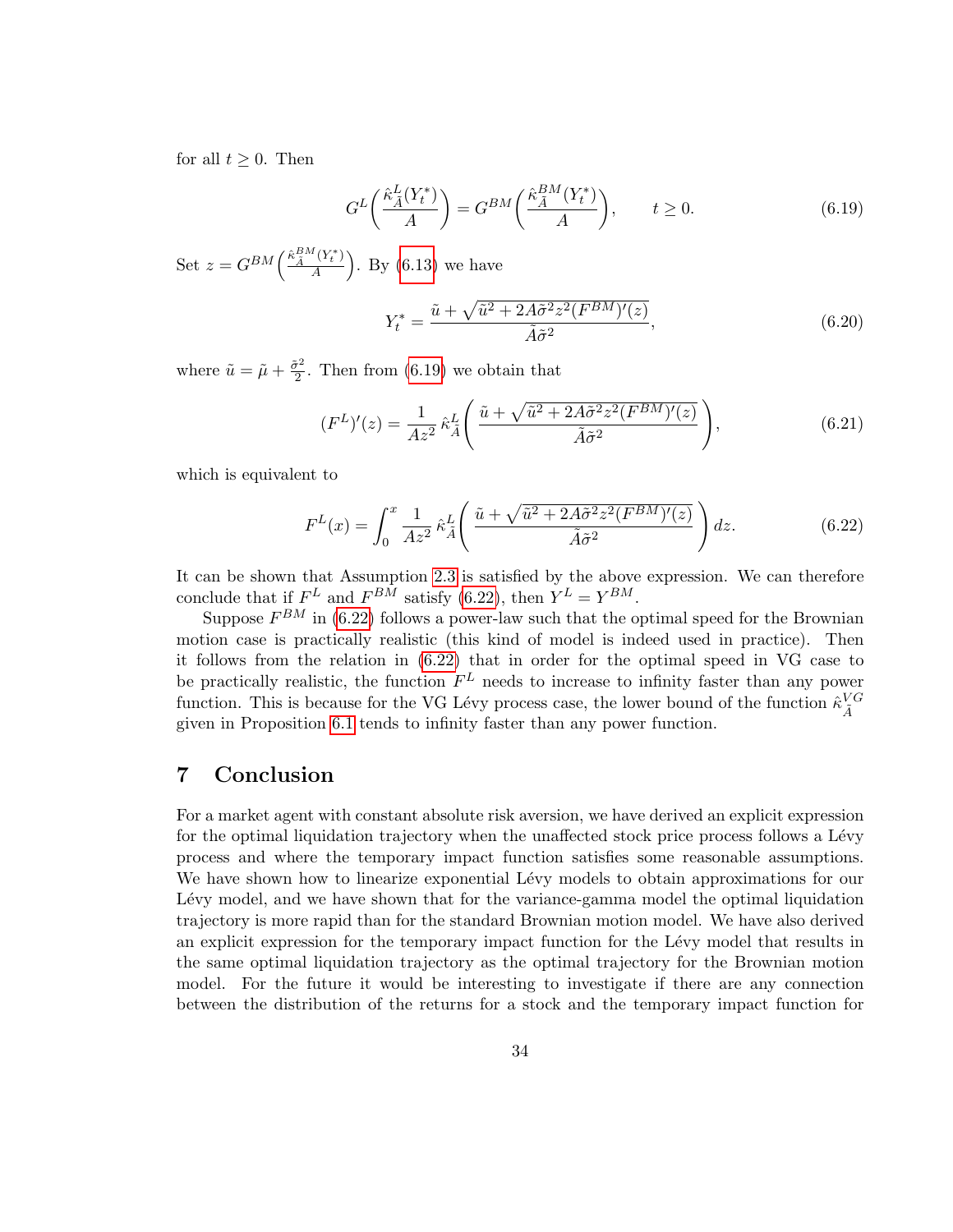for all $t \geq 0$. Then

$$G^L\left(\frac{\hat{\kappa}^L_{\tilde{A}}(Y^*_t)}{A}\right) = G^{BM}\left(\frac{\hat{\kappa}^{BM}_{\tilde{A}}(Y^*_t)}{A}\right), \qquad t \geq 0. \tag{6.19}$$

Set $z = G^{BM}\left(\frac{\hat{\kappa}^{BM}_{\tilde{A}}(Y^*_t)}{A}\right)$. By (6.13) we have

$$Y^*_t = \frac{\tilde{u} + \sqrt{\tilde{u}^2 + 2A\tilde{\sigma}^2 z^2 (F^{BM})'(z)}}{\tilde{A}\tilde{\sigma}^2}, \tag{6.20}$$

where $\tilde{u} = \tilde{\mu} + \frac{\tilde{\sigma}^2}{2}$. Then from (6.19) we obtain that

$$(F^L)'(z) = \frac{1}{Az^2}\,\hat{\kappa}^L_{\tilde{A}}\left(\frac{\tilde{u} + \sqrt{\tilde{u}^2 + 2A\tilde{\sigma}^2 z^2 (F^{BM})'(z)}}{\tilde{A}\tilde{\sigma}^2}\right), \tag{6.21}$$

which is equivalent to

$$F^L(x) = \int_0^x \frac{1}{Az^2}\,\hat{\kappa}^L_{\tilde{A}}\left(\frac{\tilde{u} + \sqrt{\tilde{u}^2 + 2A\tilde{\sigma}^2 z^2 (F^{BM})'(z)}}{\tilde{A}\tilde{\sigma}^2}\right) dz. \tag{6.22}$$

It can be shown that Assumption 2.3 is satisfied by the above expression. We can therefore conclude that if $F^L$ and $F^{BM}$ satisfy (6.22), then $Y^L = Y^{BM}$.

Suppose $F^{BM}$ in (6.22) follows a power-law such that the optimal speed for the Brownian motion case is practically realistic (this kind of model is indeed used in practice). Then it follows from the relation in (6.22) that in order for the optimal speed in VG case to be practically realistic, the function $F^L$ needs to increase to infinity faster than any power function. This is because for the VG Lévy process case, the lower bound of the function $\hat{\kappa}^{VG}_{\tilde{A}}$ given in Proposition 6.1 tends to infinity faster than any power function.

## 7 Conclusion

For a market agent with constant absolute risk aversion, we have derived an explicit expression for the optimal liquidation trajectory when the unaffected stock price process follows a Lévy process and where the temporary impact function satisfies some reasonable assumptions. We have shown how to linearize exponential Lévy models to obtain approximations for our Lévy model, and we have shown that for the variance-gamma model the optimal liquidation trajectory is more rapid than for the standard Brownian motion model. We have also derived an explicit expression for the temporary impact function for the Lévy model that results in the same optimal liquidation trajectory as the optimal trajectory for the Brownian motion model. For the future it would be interesting to investigate if there are any connection between the distribution of the returns for a stock and the temporary impact function for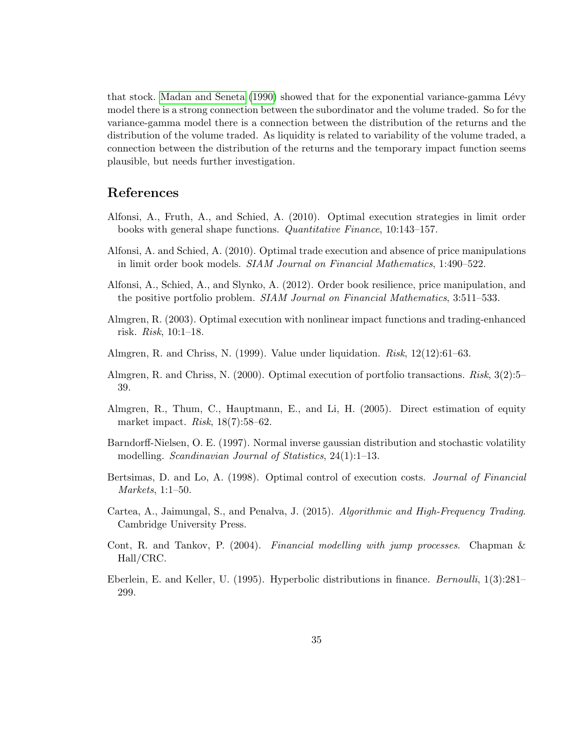that stock. Madan and Seneta (1990) showed that for the exponential variance-gamma Lévy model there is a strong connection between the subordinator and the volume traded. So for the variance-gamma model there is a connection between the distribution of the returns and the distribution of the volume traded. As liquidity is related to variability of the volume traded, a connection between the distribution of the returns and the temporary impact function seems plausible, but needs further investigation.

## References

Alfonsi, A., Fruth, A., and Schied, A. (2010). Optimal execution strategies in limit order books with general shape functions. *Quantitative Finance*, 10:143–157.

Alfonsi, A. and Schied, A. (2010). Optimal trade execution and absence of price manipulations in limit order book models. *SIAM Journal on Financial Mathematics*, 1:490–522.

Alfonsi, A., Schied, A., and Slynko, A. (2012). Order book resilience, price manipulation, and the positive portfolio problem. *SIAM Journal on Financial Mathematics*, 3:511–533.

Almgren, R. (2003). Optimal execution with nonlinear impact functions and trading-enhanced risk. *Risk*, 10:1–18.

Almgren, R. and Chriss, N. (1999). Value under liquidation. *Risk*, 12(12):61–63.

Almgren, R. and Chriss, N. (2000). Optimal execution of portfolio transactions. *Risk*, 3(2):5–39.

Almgren, R., Thum, C., Hauptmann, E., and Li, H. (2005). Direct estimation of equity market impact. *Risk*, 18(7):58–62.

Barndorff-Nielsen, O. E. (1997). Normal inverse gaussian distribution and stochastic volatility modelling. *Scandinavian Journal of Statistics*, 24(1):1–13.

Bertsimas, D. and Lo, A. (1998). Optimal control of execution costs. *Journal of Financial Markets*, 1:1–50.

Cartea, A., Jaimungal, S., and Penalva, J. (2015). *Algorithmic and High-Frequency Trading*. Cambridge University Press.

Cont, R. and Tankov, P. (2004). *Financial modelling with jump processes*. Chapman & Hall/CRC.

Eberlein, E. and Keller, U. (1995). Hyperbolic distributions in finance. *Bernoulli*, 1(3):281–299.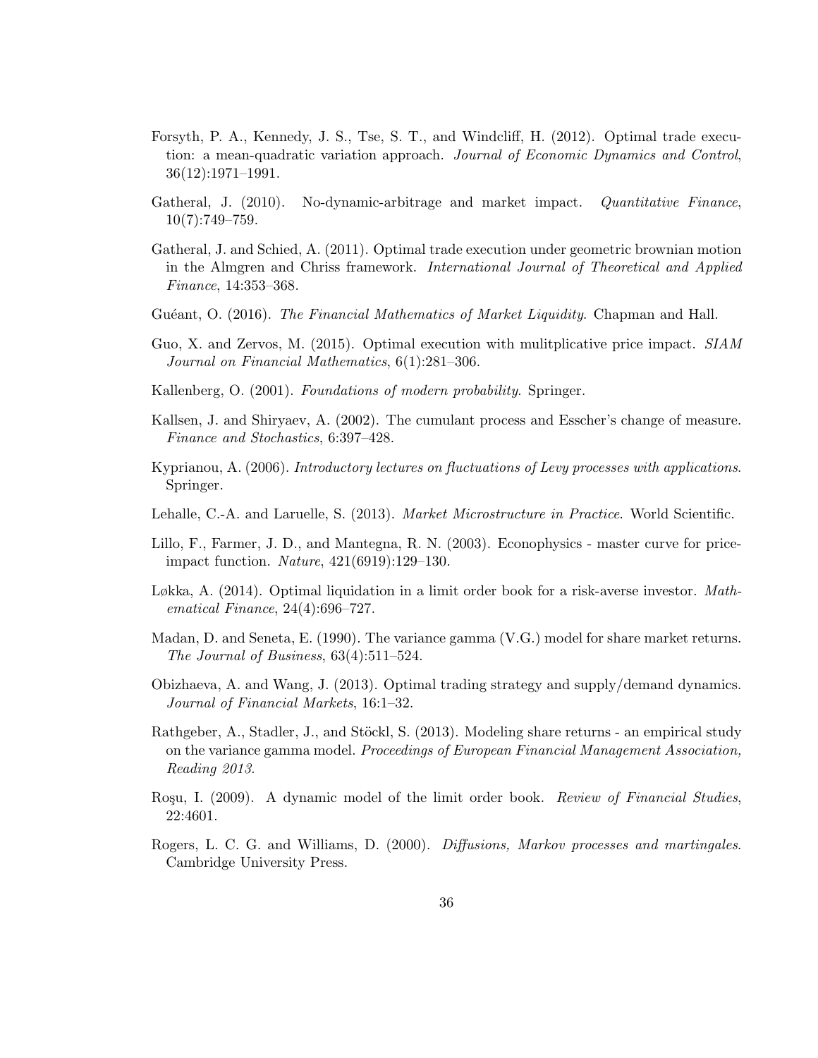Forsyth, P. A., Kennedy, J. S., Tse, S. T., and Windcliff, H. (2012). Optimal trade execution: a mean-quadratic variation approach. *Journal of Economic Dynamics and Control*, 36(12):1971–1991.

Gatheral, J. (2010). No-dynamic-arbitrage and market impact. *Quantitative Finance*, 10(7):749–759.

Gatheral, J. and Schied, A. (2011). Optimal trade execution under geometric brownian motion in the Almgren and Chriss framework. *International Journal of Theoretical and Applied Finance*, 14:353–368.

Guéant, O. (2016). *The Financial Mathematics of Market Liquidity*. Chapman and Hall.

Guo, X. and Zervos, M. (2015). Optimal execution with mulitplicative price impact. *SIAM Journal on Financial Mathematics*, 6(1):281–306.

Kallenberg, O. (2001). *Foundations of modern probability*. Springer.

Kallsen, J. and Shiryaev, A. (2002). The cumulant process and Esscher's change of measure. *Finance and Stochastics*, 6:397–428.

Kyprianou, A. (2006). *Introductory lectures on fluctuations of Levy processes with applications*. Springer.

Lehalle, C.-A. and Laruelle, S. (2013). *Market Microstructure in Practice*. World Scientific.

Lillo, F., Farmer, J. D., and Mantegna, R. N. (2003). Econophysics - master curve for price-impact function. *Nature*, 421(6919):129–130.

Løkka, A. (2014). Optimal liquidation in a limit order book for a risk-averse investor. *Mathematical Finance*, 24(4):696–727.

Madan, D. and Seneta, E. (1990). The variance gamma (V.G.) model for share market returns. *The Journal of Business*, 63(4):511–524.

Obizhaeva, A. and Wang, J. (2013). Optimal trading strategy and supply/demand dynamics. *Journal of Financial Markets*, 16:1–32.

Rathgeber, A., Stadler, J., and Stöckl, S. (2013). Modeling share returns - an empirical study on the variance gamma model. *Proceedings of European Financial Management Association, Reading 2013*.

Roşu, I. (2009). A dynamic model of the limit order book. *Review of Financial Studies*, 22:4601.

Rogers, L. C. G. and Williams, D. (2000). *Diffusions, Markov processes and martingales*. Cambridge University Press.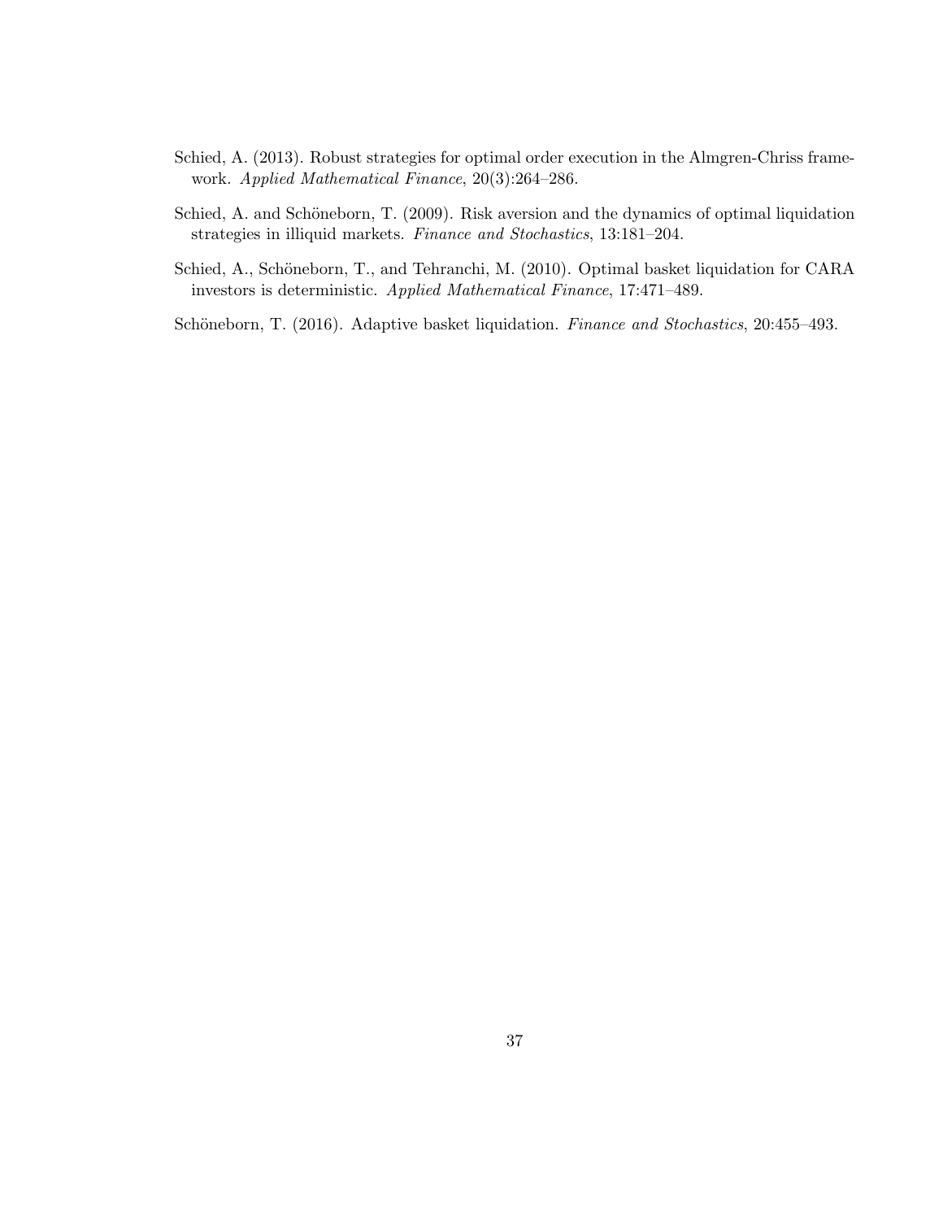Schied, A. (2013). Robust strategies for optimal order execution in the Almgren-Chriss framework. *Applied Mathematical Finance*, 20(3):264–286.

Schied, A. and Schöneborn, T. (2009). Risk aversion and the dynamics of optimal liquidation strategies in illiquid markets. *Finance and Stochastics*, 13:181–204.

Schied, A., Schöneborn, T., and Tehranchi, M. (2010). Optimal basket liquidation for CARA investors is deterministic. *Applied Mathematical Finance*, 17:471–489.

Schöneborn, T. (2016). Adaptive basket liquidation. *Finance and Stochastics*, 20:455–493.